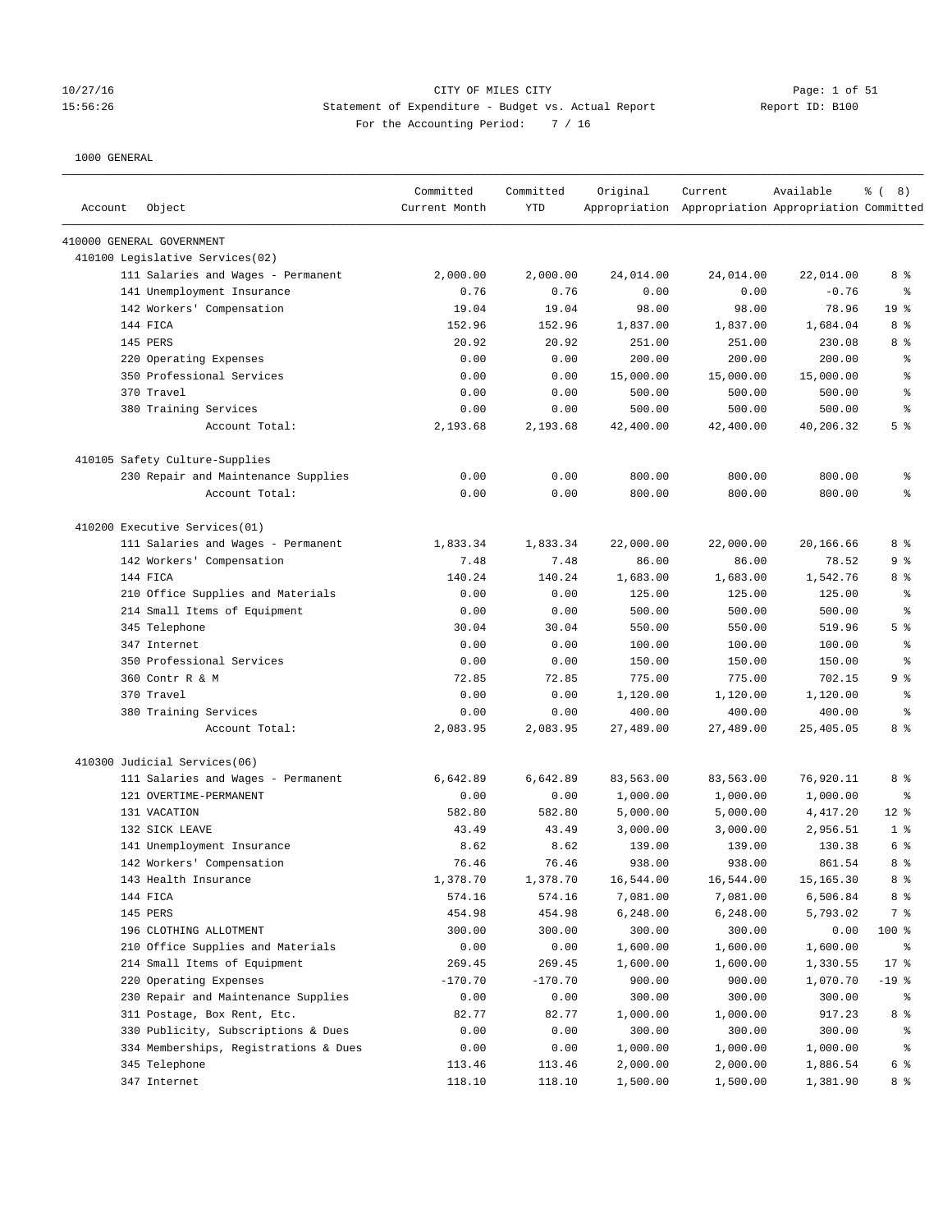CITY OF MILES CITY

Statement of Expenditure - Budget vs. Actual Report

Report ID: B100

For the Accounting Period: 7 / 16

10/27/16
15:56:26

1000 GENERAL

| Account | Object | Committed Current Month | Committed YTD | Original Appropriation | Current Appropriation | Available Appropriation | % ( 8) Committed |
|---|---|---|---|---|---|---|---|
| 410000 GENERAL GOVERNMENT | | | | | | | |
| 410100 Legislative Services(02) | | | | | | | |
| | 111 Salaries and Wages - Permanent | 2,000.00 | 2,000.00 | 24,014.00 | 24,014.00 | 22,014.00 | 8 % |
| | 141 Unemployment Insurance | 0.76 | 0.76 | 0.00 | 0.00 | -0.76 | % |
| | 142 Workers' Compensation | 19.04 | 19.04 | 98.00 | 98.00 | 78.96 | 19 % |
| | 144 FICA | 152.96 | 152.96 | 1,837.00 | 1,837.00 | 1,684.04 | 8 % |
| | 145 PERS | 20.92 | 20.92 | 251.00 | 251.00 | 230.08 | 8 % |
| | 220 Operating Expenses | 0.00 | 0.00 | 200.00 | 200.00 | 200.00 | % |
| | 350 Professional Services | 0.00 | 0.00 | 15,000.00 | 15,000.00 | 15,000.00 | % |
| | 370 Travel | 0.00 | 0.00 | 500.00 | 500.00 | 500.00 | % |
| | 380 Training Services | 0.00 | 0.00 | 500.00 | 500.00 | 500.00 | % |
| | Account Total: | 2,193.68 | 2,193.68 | 42,400.00 | 42,400.00 | 40,206.32 | 5 % |
| 410105 Safety Culture-Supplies | | | | | | | |
| | 230 Repair and Maintenance Supplies | 0.00 | 0.00 | 800.00 | 800.00 | 800.00 | % |
| | Account Total: | 0.00 | 0.00 | 800.00 | 800.00 | 800.00 | % |
| 410200 Executive Services(01) | | | | | | | |
| | 111 Salaries and Wages - Permanent | 1,833.34 | 1,833.34 | 22,000.00 | 22,000.00 | 20,166.66 | 8 % |
| | 142 Workers' Compensation | 7.48 | 7.48 | 86.00 | 86.00 | 78.52 | 9 % |
| | 144 FICA | 140.24 | 140.24 | 1,683.00 | 1,683.00 | 1,542.76 | 8 % |
| | 210 Office Supplies and Materials | 0.00 | 0.00 | 125.00 | 125.00 | 125.00 | % |
| | 214 Small Items of Equipment | 0.00 | 0.00 | 500.00 | 500.00 | 500.00 | % |
| | 345 Telephone | 30.04 | 30.04 | 550.00 | 550.00 | 519.96 | 5 % |
| | 347 Internet | 0.00 | 0.00 | 100.00 | 100.00 | 100.00 | % |
| | 350 Professional Services | 0.00 | 0.00 | 150.00 | 150.00 | 150.00 | % |
| | 360 Contr R & M | 72.85 | 72.85 | 775.00 | 775.00 | 702.15 | 9 % |
| | 370 Travel | 0.00 | 0.00 | 1,120.00 | 1,120.00 | 1,120.00 | % |
| | 380 Training Services | 0.00 | 0.00 | 400.00 | 400.00 | 400.00 | % |
| | Account Total: | 2,083.95 | 2,083.95 | 27,489.00 | 27,489.00 | 25,405.05 | 8 % |
| 410300 Judicial Services(06) | | | | | | | |
| | 111 Salaries and Wages - Permanent | 6,642.89 | 6,642.89 | 83,563.00 | 83,563.00 | 76,920.11 | 8 % |
| | 121 OVERTIME-PERMANENT | 0.00 | 0.00 | 1,000.00 | 1,000.00 | 1,000.00 | % |
| | 131 VACATION | 582.80 | 582.80 | 5,000.00 | 5,000.00 | 4,417.20 | 12 % |
| | 132 SICK LEAVE | 43.49 | 43.49 | 3,000.00 | 3,000.00 | 2,956.51 | 1 % |
| | 141 Unemployment Insurance | 8.62 | 8.62 | 139.00 | 139.00 | 130.38 | 6 % |
| | 142 Workers' Compensation | 76.46 | 76.46 | 938.00 | 938.00 | 861.54 | 8 % |
| | 143 Health Insurance | 1,378.70 | 1,378.70 | 16,544.00 | 16,544.00 | 15,165.30 | 8 % |
| | 144 FICA | 574.16 | 574.16 | 7,081.00 | 7,081.00 | 6,506.84 | 8 % |
| | 145 PERS | 454.98 | 454.98 | 6,248.00 | 6,248.00 | 5,793.02 | 7 % |
| | 196 CLOTHING ALLOTMENT | 300.00 | 300.00 | 300.00 | 300.00 | 0.00 | 100 % |
| | 210 Office Supplies and Materials | 0.00 | 0.00 | 1,600.00 | 1,600.00 | 1,600.00 | % |
| | 214 Small Items of Equipment | 269.45 | 269.45 | 1,600.00 | 1,600.00 | 1,330.55 | 17 % |
| | 220 Operating Expenses | -170.70 | -170.70 | 900.00 | 900.00 | 1,070.70 | -19 % |
| | 230 Repair and Maintenance Supplies | 0.00 | 0.00 | 300.00 | 300.00 | 300.00 | % |
| | 311 Postage, Box Rent, Etc. | 82.77 | 82.77 | 1,000.00 | 1,000.00 | 917.23 | 8 % |
| | 330 Publicity, Subscriptions & Dues | 0.00 | 0.00 | 300.00 | 300.00 | 300.00 | % |
| | 334 Memberships, Registrations & Dues | 0.00 | 0.00 | 1,000.00 | 1,000.00 | 1,000.00 | % |
| | 345 Telephone | 113.46 | 113.46 | 2,000.00 | 2,000.00 | 1,886.54 | 6 % |
| | 347 Internet | 118.10 | 118.10 | 1,500.00 | 1,500.00 | 1,381.90 | 8 % |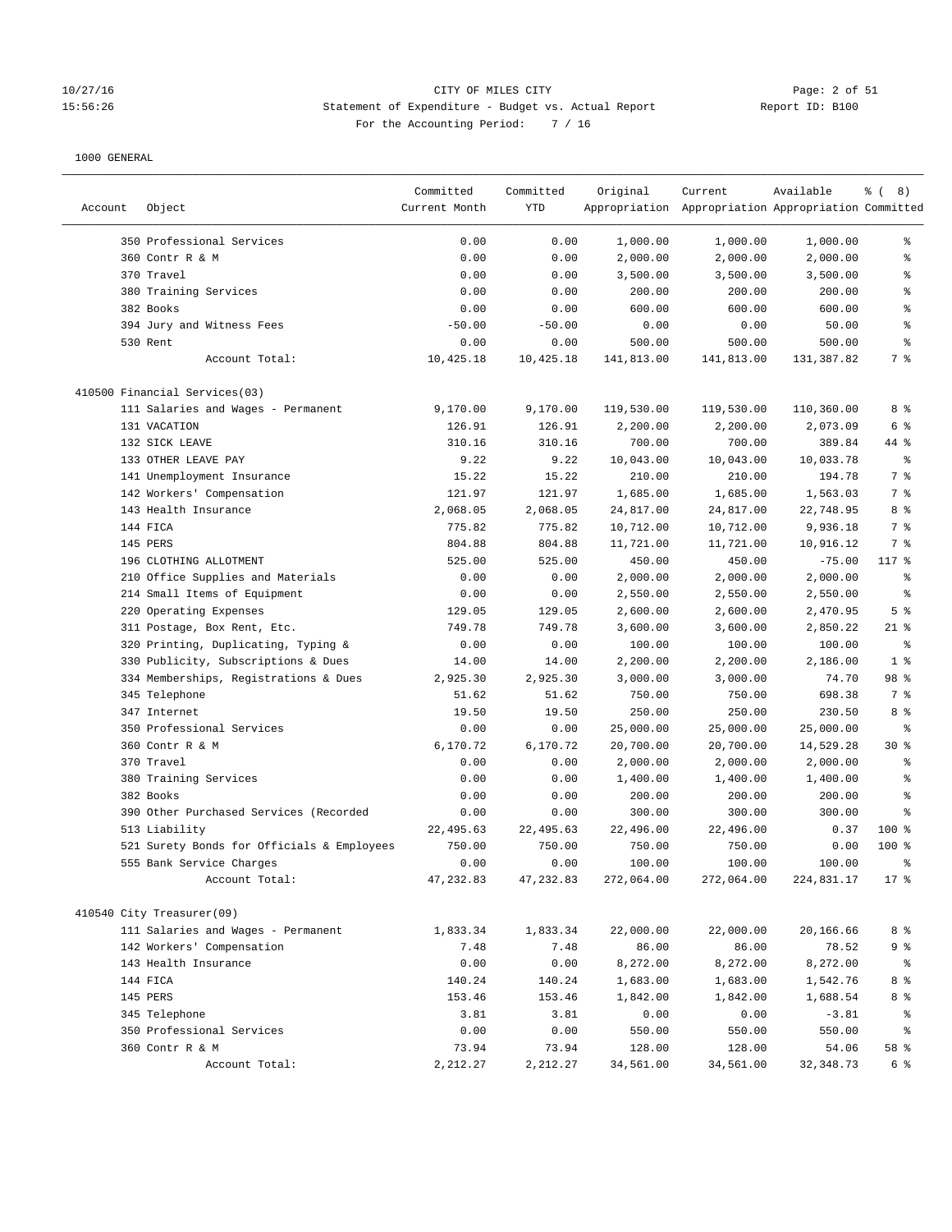1000 GENERAL

| Account | Object | Committed Current Month | Committed YTD | Original Appropriation | Current Appropriation | Available Appropriation | % ( 8) Committed |
|---|---|---|---|---|---|---|---|
| | 350 Professional Services | 0.00 | 0.00 | 1,000.00 | 1,000.00 | 1,000.00 | % |
| | 360 Contr R & M | 0.00 | 0.00 | 2,000.00 | 2,000.00 | 2,000.00 | % |
| | 370 Travel | 0.00 | 0.00 | 3,500.00 | 3,500.00 | 3,500.00 | % |
| | 380 Training Services | 0.00 | 0.00 | 200.00 | 200.00 | 200.00 | % |
| | 382 Books | 0.00 | 0.00 | 600.00 | 600.00 | 600.00 | % |
| | 394 Jury and Witness Fees | -50.00 | -50.00 | 0.00 | 0.00 | 50.00 | % |
| | 530 Rent | 0.00 | 0.00 | 500.00 | 500.00 | 500.00 | % |
| | Account Total: | 10,425.18 | 10,425.18 | 141,813.00 | 141,813.00 | 131,387.82 | 7 % |
| 410500 Financial Services(03) | | | | | | | |
| | 111 Salaries and Wages - Permanent | 9,170.00 | 9,170.00 | 119,530.00 | 119,530.00 | 110,360.00 | 8 % |
| | 131 VACATION | 126.91 | 126.91 | 2,200.00 | 2,200.00 | 2,073.09 | 6 % |
| | 132 SICK LEAVE | 310.16 | 310.16 | 700.00 | 700.00 | 389.84 | 44 % |
| | 133 OTHER LEAVE PAY | 9.22 | 9.22 | 10,043.00 | 10,043.00 | 10,033.78 | % |
| | 141 Unemployment Insurance | 15.22 | 15.22 | 210.00 | 210.00 | 194.78 | 7 % |
| | 142 Workers' Compensation | 121.97 | 121.97 | 1,685.00 | 1,685.00 | 1,563.03 | 7 % |
| | 143 Health Insurance | 2,068.05 | 2,068.05 | 24,817.00 | 24,817.00 | 22,748.95 | 8 % |
| | 144 FICA | 775.82 | 775.82 | 10,712.00 | 10,712.00 | 9,936.18 | 7 % |
| | 145 PERS | 804.88 | 804.88 | 11,721.00 | 11,721.00 | 10,916.12 | 7 % |
| | 196 CLOTHING ALLOTMENT | 525.00 | 525.00 | 450.00 | 450.00 | -75.00 | 117 % |
| | 210 Office Supplies and Materials | 0.00 | 0.00 | 2,000.00 | 2,000.00 | 2,000.00 | % |
| | 214 Small Items of Equipment | 0.00 | 0.00 | 2,550.00 | 2,550.00 | 2,550.00 | % |
| | 220 Operating Expenses | 129.05 | 129.05 | 2,600.00 | 2,600.00 | 2,470.95 | 5 % |
| | 311 Postage, Box Rent, Etc. | 749.78 | 749.78 | 3,600.00 | 3,600.00 | 2,850.22 | 21 % |
| | 320 Printing, Duplicating, Typing & | 0.00 | 0.00 | 100.00 | 100.00 | 100.00 | % |
| | 330 Publicity, Subscriptions & Dues | 14.00 | 14.00 | 2,200.00 | 2,200.00 | 2,186.00 | 1 % |
| | 334 Memberships, Registrations & Dues | 2,925.30 | 2,925.30 | 3,000.00 | 3,000.00 | 74.70 | 98 % |
| | 345 Telephone | 51.62 | 51.62 | 750.00 | 750.00 | 698.38 | 7 % |
| | 347 Internet | 19.50 | 19.50 | 250.00 | 250.00 | 230.50 | 8 % |
| | 350 Professional Services | 0.00 | 0.00 | 25,000.00 | 25,000.00 | 25,000.00 | % |
| | 360 Contr R & M | 6,170.72 | 6,170.72 | 20,700.00 | 20,700.00 | 14,529.28 | 30 % |
| | 370 Travel | 0.00 | 0.00 | 2,000.00 | 2,000.00 | 2,000.00 | % |
| | 380 Training Services | 0.00 | 0.00 | 1,400.00 | 1,400.00 | 1,400.00 | % |
| | 382 Books | 0.00 | 0.00 | 200.00 | 200.00 | 200.00 | % |
| | 390 Other Purchased Services (Recorded | 0.00 | 0.00 | 300.00 | 300.00 | 300.00 | % |
| | 513 Liability | 22,495.63 | 22,495.63 | 22,496.00 | 22,496.00 | 0.37 | 100 % |
| | 521 Surety Bonds for Officials & Employees | 750.00 | 750.00 | 750.00 | 750.00 | 0.00 | 100 % |
| | 555 Bank Service Charges | 0.00 | 0.00 | 100.00 | 100.00 | 100.00 | % |
| | Account Total: | 47,232.83 | 47,232.83 | 272,064.00 | 272,064.00 | 224,831.17 | 17 % |
| 410540 City Treasurer(09) | | | | | | | |
| | 111 Salaries and Wages - Permanent | 1,833.34 | 1,833.34 | 22,000.00 | 22,000.00 | 20,166.66 | 8 % |
| | 142 Workers' Compensation | 7.48 | 7.48 | 86.00 | 86.00 | 78.52 | 9 % |
| | 143 Health Insurance | 0.00 | 0.00 | 8,272.00 | 8,272.00 | 8,272.00 | % |
| | 144 FICA | 140.24 | 140.24 | 1,683.00 | 1,683.00 | 1,542.76 | 8 % |
| | 145 PERS | 153.46 | 153.46 | 1,842.00 | 1,842.00 | 1,688.54 | 8 % |
| | 345 Telephone | 3.81 | 3.81 | 0.00 | 0.00 | -3.81 | % |
| | 350 Professional Services | 0.00 | 0.00 | 550.00 | 550.00 | 550.00 | % |
| | 360 Contr R & M | 73.94 | 73.94 | 128.00 | 128.00 | 54.06 | 58 % |
| | Account Total: | 2,212.27 | 2,212.27 | 34,561.00 | 34,561.00 | 32,348.73 | 6 % |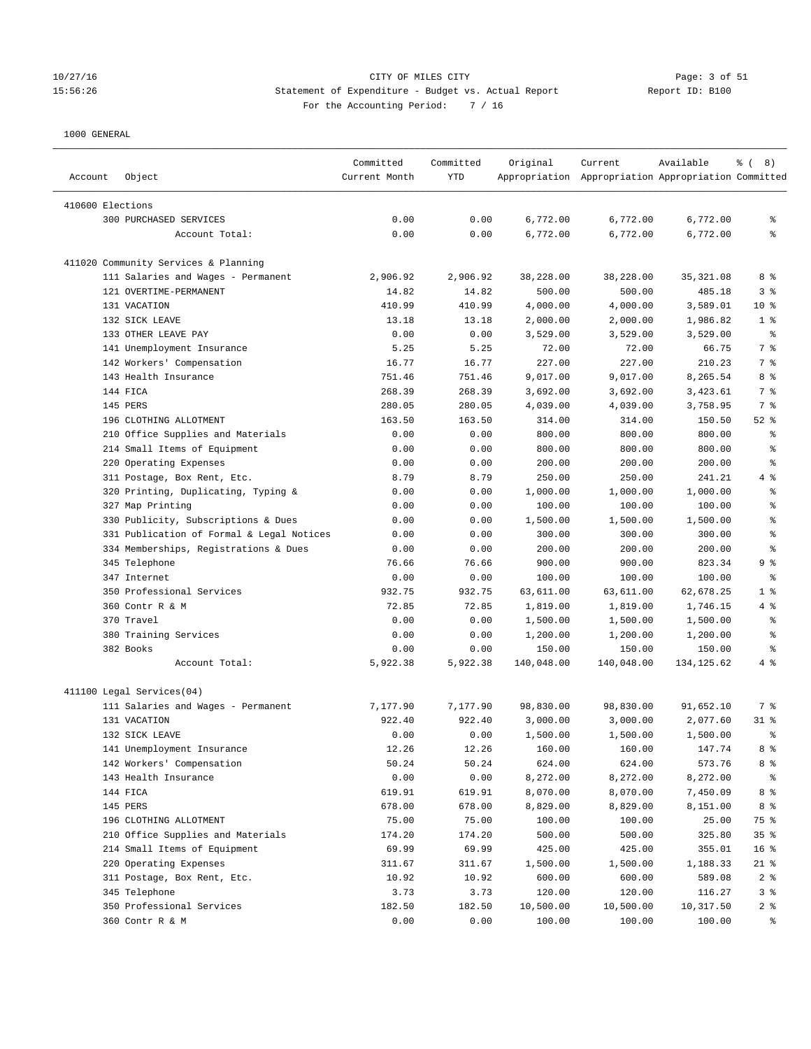CITY OF MILES CITY

Statement of Expenditure - Budget vs. Actual Report

Report ID: B100

For the Accounting Period: 7 / 16

10/27/16
15:56:26

1000 GENERAL

| Account | Object | Committed Current Month | Committed YTD | Original Appropriation | Current Appropriation | Available Appropriation | % ( 8) Committed |
|---|---|---|---|---|---|---|---|
| 410600 Elections | | | | | | | |
| | 300 PURCHASED SERVICES | 0.00 | 0.00 | 6,772.00 | 6,772.00 | 6,772.00 | % |
| | Account Total: | 0.00 | 0.00 | 6,772.00 | 6,772.00 | 6,772.00 | % |
| 411020 Community Services & Planning | | | | | | | |
| | 111 Salaries and Wages - Permanent | 2,906.92 | 2,906.92 | 38,228.00 | 38,228.00 | 35,321.08 | 8 % |
| | 121 OVERTIME-PERMANENT | 14.82 | 14.82 | 500.00 | 500.00 | 485.18 | 3 % |
| | 131 VACATION | 410.99 | 410.99 | 4,000.00 | 4,000.00 | 3,589.01 | 10 % |
| | 132 SICK LEAVE | 13.18 | 13.18 | 2,000.00 | 2,000.00 | 1,986.82 | 1 % |
| | 133 OTHER LEAVE PAY | 0.00 | 0.00 | 3,529.00 | 3,529.00 | 3,529.00 | % |
| | 141 Unemployment Insurance | 5.25 | 5.25 | 72.00 | 72.00 | 66.75 | 7 % |
| | 142 Workers' Compensation | 16.77 | 16.77 | 227.00 | 227.00 | 210.23 | 7 % |
| | 143 Health Insurance | 751.46 | 751.46 | 9,017.00 | 9,017.00 | 8,265.54 | 8 % |
| | 144 FICA | 268.39 | 268.39 | 3,692.00 | 3,692.00 | 3,423.61 | 7 % |
| | 145 PERS | 280.05 | 280.05 | 4,039.00 | 4,039.00 | 3,758.95 | 7 % |
| | 196 CLOTHING ALLOTMENT | 163.50 | 163.50 | 314.00 | 314.00 | 150.50 | 52 % |
| | 210 Office Supplies and Materials | 0.00 | 0.00 | 800.00 | 800.00 | 800.00 | % |
| | 214 Small Items of Equipment | 0.00 | 0.00 | 800.00 | 800.00 | 800.00 | % |
| | 220 Operating Expenses | 0.00 | 0.00 | 200.00 | 200.00 | 200.00 | % |
| | 311 Postage, Box Rent, Etc. | 8.79 | 8.79 | 250.00 | 250.00 | 241.21 | 4 % |
| | 320 Printing, Duplicating, Typing & | 0.00 | 0.00 | 1,000.00 | 1,000.00 | 1,000.00 | % |
| | 327 Map Printing | 0.00 | 0.00 | 100.00 | 100.00 | 100.00 | % |
| | 330 Publicity, Subscriptions & Dues | 0.00 | 0.00 | 1,500.00 | 1,500.00 | 1,500.00 | % |
| | 331 Publication of Formal & Legal Notices | 0.00 | 0.00 | 300.00 | 300.00 | 300.00 | % |
| | 334 Memberships, Registrations & Dues | 0.00 | 0.00 | 200.00 | 200.00 | 200.00 | % |
| | 345 Telephone | 76.66 | 76.66 | 900.00 | 900.00 | 823.34 | 9 % |
| | 347 Internet | 0.00 | 0.00 | 100.00 | 100.00 | 100.00 | % |
| | 350 Professional Services | 932.75 | 932.75 | 63,611.00 | 63,611.00 | 62,678.25 | 1 % |
| | 360 Contr R & M | 72.85 | 72.85 | 1,819.00 | 1,819.00 | 1,746.15 | 4 % |
| | 370 Travel | 0.00 | 0.00 | 1,500.00 | 1,500.00 | 1,500.00 | % |
| | 380 Training Services | 0.00 | 0.00 | 1,200.00 | 1,200.00 | 1,200.00 | % |
| | 382 Books | 0.00 | 0.00 | 150.00 | 150.00 | 150.00 | % |
| | Account Total: | 5,922.38 | 5,922.38 | 140,048.00 | 140,048.00 | 134,125.62 | 4 % |
| 411100 Legal Services(04) | | | | | | | |
| | 111 Salaries and Wages - Permanent | 7,177.90 | 7,177.90 | 98,830.00 | 98,830.00 | 91,652.10 | 7 % |
| | 131 VACATION | 922.40 | 922.40 | 3,000.00 | 3,000.00 | 2,077.60 | 31 % |
| | 132 SICK LEAVE | 0.00 | 0.00 | 1,500.00 | 1,500.00 | 1,500.00 | % |
| | 141 Unemployment Insurance | 12.26 | 12.26 | 160.00 | 160.00 | 147.74 | 8 % |
| | 142 Workers' Compensation | 50.24 | 50.24 | 624.00 | 624.00 | 573.76 | 8 % |
| | 143 Health Insurance | 0.00 | 0.00 | 8,272.00 | 8,272.00 | 8,272.00 | % |
| | 144 FICA | 619.91 | 619.91 | 8,070.00 | 8,070.00 | 7,450.09 | 8 % |
| | 145 PERS | 678.00 | 678.00 | 8,829.00 | 8,829.00 | 8,151.00 | 8 % |
| | 196 CLOTHING ALLOTMENT | 75.00 | 75.00 | 100.00 | 100.00 | 25.00 | 75 % |
| | 210 Office Supplies and Materials | 174.20 | 174.20 | 500.00 | 500.00 | 325.80 | 35 % |
| | 214 Small Items of Equipment | 69.99 | 69.99 | 425.00 | 425.00 | 355.01 | 16 % |
| | 220 Operating Expenses | 311.67 | 311.67 | 1,500.00 | 1,500.00 | 1,188.33 | 21 % |
| | 311 Postage, Box Rent, Etc. | 10.92 | 10.92 | 600.00 | 600.00 | 589.08 | 2 % |
| | 345 Telephone | 3.73 | 3.73 | 120.00 | 120.00 | 116.27 | 3 % |
| | 350 Professional Services | 182.50 | 182.50 | 10,500.00 | 10,500.00 | 10,317.50 | 2 % |
| | 360 Contr R & M | 0.00 | 0.00 | 100.00 | 100.00 | 100.00 | % |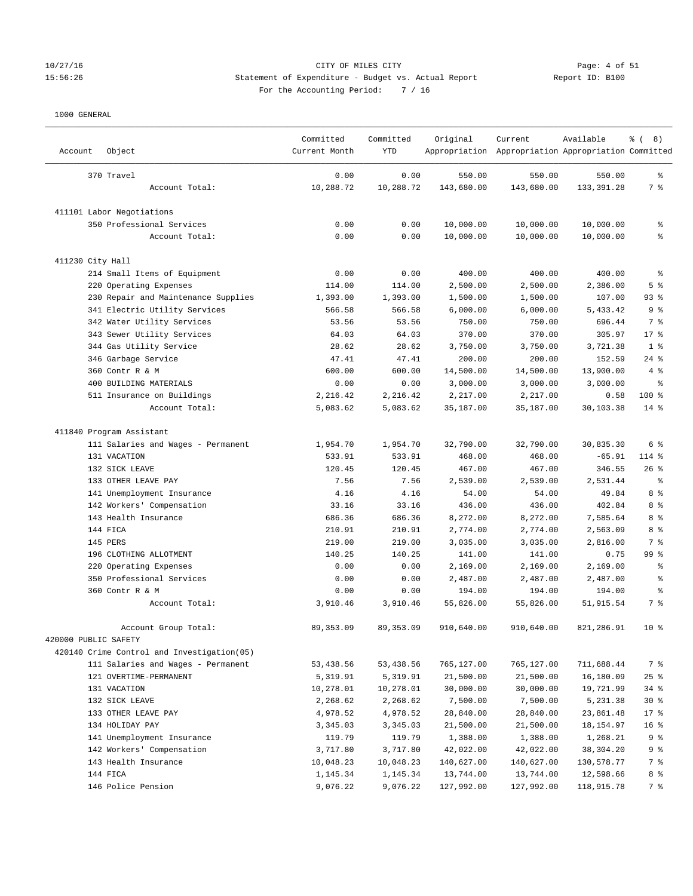CITY OF MILES CITY

Statement of Expenditure - Budget vs. Actual Report

For the Accounting Period: 7 / 16

1000 GENERAL

| Account | Object | Committed Current Month | Committed YTD | Original Appropriation | Current Appropriation | Available Appropriation | % ( 8) Committed |
|---|---|---|---|---|---|---|---|
| | 370 Travel | 0.00 | 0.00 | 550.00 | 550.00 | 550.00 | % |
| | Account Total: | 10,288.72 | 10,288.72 | 143,680.00 | 143,680.00 | 133,391.28 | 7 % |
| 411101 Labor Negotiations | | | | | | | |
| | 350 Professional Services | 0.00 | 0.00 | 10,000.00 | 10,000.00 | 10,000.00 | % |
| | Account Total: | 0.00 | 0.00 | 10,000.00 | 10,000.00 | 10,000.00 | % |
| 411230 City Hall | | | | | | | |
| | 214 Small Items of Equipment | 0.00 | 0.00 | 400.00 | 400.00 | 400.00 | % |
| | 220 Operating Expenses | 114.00 | 114.00 | 2,500.00 | 2,500.00 | 2,386.00 | 5 % |
| | 230 Repair and Maintenance Supplies | 1,393.00 | 1,393.00 | 1,500.00 | 1,500.00 | 107.00 | 93 % |
| | 341 Electric Utility Services | 566.58 | 566.58 | 6,000.00 | 6,000.00 | 5,433.42 | 9 % |
| | 342 Water Utility Services | 53.56 | 53.56 | 750.00 | 750.00 | 696.44 | 7 % |
| | 343 Sewer Utility Services | 64.03 | 64.03 | 370.00 | 370.00 | 305.97 | 17 % |
| | 344 Gas Utility Service | 28.62 | 28.62 | 3,750.00 | 3,750.00 | 3,721.38 | 1 % |
| | 346 Garbage Service | 47.41 | 47.41 | 200.00 | 200.00 | 152.59 | 24 % |
| | 360 Contr R & M | 600.00 | 600.00 | 14,500.00 | 14,500.00 | 13,900.00 | 4 % |
| | 400 BUILDING MATERIALS | 0.00 | 0.00 | 3,000.00 | 3,000.00 | 3,000.00 | % |
| | 511 Insurance on Buildings | 2,216.42 | 2,216.42 | 2,217.00 | 2,217.00 | 0.58 | 100 % |
| | Account Total: | 5,083.62 | 5,083.62 | 35,187.00 | 35,187.00 | 30,103.38 | 14 % |
| 411840 Program Assistant | | | | | | | |
| | 111 Salaries and Wages - Permanent | 1,954.70 | 1,954.70 | 32,790.00 | 32,790.00 | 30,835.30 | 6 % |
| | 131 VACATION | 533.91 | 533.91 | 468.00 | 468.00 | -65.91 | 114 % |
| | 132 SICK LEAVE | 120.45 | 120.45 | 467.00 | 467.00 | 346.55 | 26 % |
| | 133 OTHER LEAVE PAY | 7.56 | 7.56 | 2,539.00 | 2,539.00 | 2,531.44 | % |
| | 141 Unemployment Insurance | 4.16 | 4.16 | 54.00 | 54.00 | 49.84 | 8 % |
| | 142 Workers' Compensation | 33.16 | 33.16 | 436.00 | 436.00 | 402.84 | 8 % |
| | 143 Health Insurance | 686.36 | 686.36 | 8,272.00 | 8,272.00 | 7,585.64 | 8 % |
| | 144 FICA | 210.91 | 210.91 | 2,774.00 | 2,774.00 | 2,563.09 | 8 % |
| | 145 PERS | 219.00 | 219.00 | 3,035.00 | 3,035.00 | 2,816.00 | 7 % |
| | 196 CLOTHING ALLOTMENT | 140.25 | 140.25 | 141.00 | 141.00 | 0.75 | 99 % |
| | 220 Operating Expenses | 0.00 | 0.00 | 2,169.00 | 2,169.00 | 2,169.00 | % |
| | 350 Professional Services | 0.00 | 0.00 | 2,487.00 | 2,487.00 | 2,487.00 | % |
| | 360 Contr R & M | 0.00 | 0.00 | 194.00 | 194.00 | 194.00 | % |
| | Account Total: | 3,910.46 | 3,910.46 | 55,826.00 | 55,826.00 | 51,915.54 | 7 % |
| | Account Group Total: | 89,353.09 | 89,353.09 | 910,640.00 | 910,640.00 | 821,286.91 | 10 % |
| 420000 PUBLIC SAFETY | | | | | | | |
| 420140 Crime Control and Investigation(05) | | | | | | | |
| | 111 Salaries and Wages - Permanent | 53,438.56 | 53,438.56 | 765,127.00 | 765,127.00 | 711,688.44 | 7 % |
| | 121 OVERTIME-PERMANENT | 5,319.91 | 5,319.91 | 21,500.00 | 21,500.00 | 16,180.09 | 25 % |
| | 131 VACATION | 10,278.01 | 10,278.01 | 30,000.00 | 30,000.00 | 19,721.99 | 34 % |
| | 132 SICK LEAVE | 2,268.62 | 2,268.62 | 7,500.00 | 7,500.00 | 5,231.38 | 30 % |
| | 133 OTHER LEAVE PAY | 4,978.52 | 4,978.52 | 28,840.00 | 28,840.00 | 23,861.48 | 17 % |
| | 134 HOLIDAY PAY | 3,345.03 | 3,345.03 | 21,500.00 | 21,500.00 | 18,154.97 | 16 % |
| | 141 Unemployment Insurance | 119.79 | 119.79 | 1,388.00 | 1,388.00 | 1,268.21 | 9 % |
| | 142 Workers' Compensation | 3,717.80 | 3,717.80 | 42,022.00 | 42,022.00 | 38,304.20 | 9 % |
| | 143 Health Insurance | 10,048.23 | 10,048.23 | 140,627.00 | 140,627.00 | 130,578.77 | 7 % |
| | 144 FICA | 1,145.34 | 1,145.34 | 13,744.00 | 13,744.00 | 12,598.66 | 8 % |
| | 146 Police Pension | 9,076.22 | 9,076.22 | 127,992.00 | 127,992.00 | 118,915.78 | 7 % |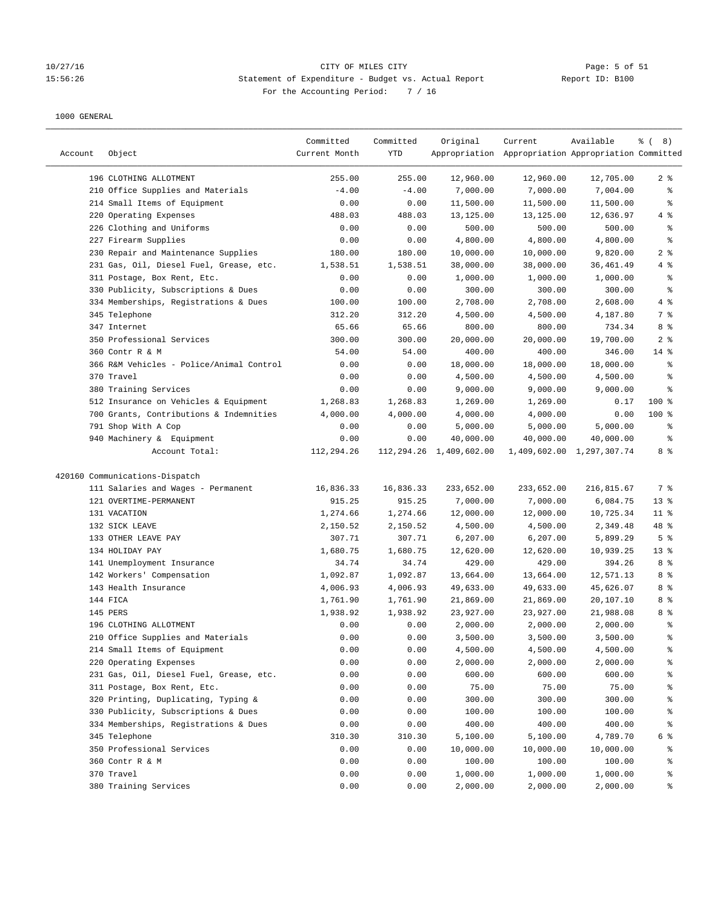CITY OF MILES CITY
Statement of Expenditure - Budget vs. Actual Report
For the Accounting Period: 7 / 16

10/27/16
15:56:26

Report ID: B100

1000 GENERAL

| Account | Object | Committed Current Month | Committed YTD | Original Appropriation | Current Appropriation | Available Appropriation | % ( 8) Committed |
|---|---|---|---|---|---|---|---|
| | 196 CLOTHING ALLOTMENT | 255.00 | 255.00 | 12,960.00 | 12,960.00 | 12,705.00 | 2 % |
| | 210 Office Supplies and Materials | -4.00 | -4.00 | 7,000.00 | 7,000.00 | 7,004.00 | % |
| | 214 Small Items of Equipment | 0.00 | 0.00 | 11,500.00 | 11,500.00 | 11,500.00 | % |
| | 220 Operating Expenses | 488.03 | 488.03 | 13,125.00 | 13,125.00 | 12,636.97 | 4 % |
| | 226 Clothing and Uniforms | 0.00 | 0.00 | 500.00 | 500.00 | 500.00 | % |
| | 227 Firearm Supplies | 0.00 | 0.00 | 4,800.00 | 4,800.00 | 4,800.00 | % |
| | 230 Repair and Maintenance Supplies | 180.00 | 180.00 | 10,000.00 | 10,000.00 | 9,820.00 | 2 % |
| | 231 Gas, Oil, Diesel Fuel, Grease, etc. | 1,538.51 | 1,538.51 | 38,000.00 | 38,000.00 | 36,461.49 | 4 % |
| | 311 Postage, Box Rent, Etc. | 0.00 | 0.00 | 1,000.00 | 1,000.00 | 1,000.00 | % |
| | 330 Publicity, Subscriptions & Dues | 0.00 | 0.00 | 300.00 | 300.00 | 300.00 | % |
| | 334 Memberships, Registrations & Dues | 100.00 | 100.00 | 2,708.00 | 2,708.00 | 2,608.00 | 4 % |
| | 345 Telephone | 312.20 | 312.20 | 4,500.00 | 4,500.00 | 4,187.80 | 7 % |
| | 347 Internet | 65.66 | 65.66 | 800.00 | 800.00 | 734.34 | 8 % |
| | 350 Professional Services | 300.00 | 300.00 | 20,000.00 | 20,000.00 | 19,700.00 | 2 % |
| | 360 Contr R & M | 54.00 | 54.00 | 400.00 | 400.00 | 346.00 | 14 % |
| | 366 R&M Vehicles - Police/Animal Control | 0.00 | 0.00 | 18,000.00 | 18,000.00 | 18,000.00 | % |
| | 370 Travel | 0.00 | 0.00 | 4,500.00 | 4,500.00 | 4,500.00 | % |
| | 380 Training Services | 0.00 | 0.00 | 9,000.00 | 9,000.00 | 9,000.00 | % |
| | 512 Insurance on Vehicles & Equipment | 1,268.83 | 1,268.83 | 1,269.00 | 1,269.00 | 0.17 | 100 % |
| | 700 Grants, Contributions & Indemnities | 4,000.00 | 4,000.00 | 4,000.00 | 4,000.00 | 0.00 | 100 % |
| | 791 Shop With A Cop | 0.00 | 0.00 | 5,000.00 | 5,000.00 | 5,000.00 | % |
| | 940 Machinery & Equipment | 0.00 | 0.00 | 40,000.00 | 40,000.00 | 40,000.00 | % |
| | Account Total: | 112,294.26 | 112,294.26 | 1,409,602.00 | 1,409,602.00 | 1,297,307.74 | 8 % |
| 420160 Communications-Dispatch | | | | | | | |
| | 111 Salaries and Wages - Permanent | 16,836.33 | 16,836.33 | 233,652.00 | 233,652.00 | 216,815.67 | 7 % |
| | 121 OVERTIME-PERMANENT | 915.25 | 915.25 | 7,000.00 | 7,000.00 | 6,084.75 | 13 % |
| | 131 VACATION | 1,274.66 | 1,274.66 | 12,000.00 | 12,000.00 | 10,725.34 | 11 % |
| | 132 SICK LEAVE | 2,150.52 | 2,150.52 | 4,500.00 | 4,500.00 | 2,349.48 | 48 % |
| | 133 OTHER LEAVE PAY | 307.71 | 307.71 | 6,207.00 | 6,207.00 | 5,899.29 | 5 % |
| | 134 HOLIDAY PAY | 1,680.75 | 1,680.75 | 12,620.00 | 12,620.00 | 10,939.25 | 13 % |
| | 141 Unemployment Insurance | 34.74 | 34.74 | 429.00 | 429.00 | 394.26 | 8 % |
| | 142 Workers' Compensation | 1,092.87 | 1,092.87 | 13,664.00 | 13,664.00 | 12,571.13 | 8 % |
| | 143 Health Insurance | 4,006.93 | 4,006.93 | 49,633.00 | 49,633.00 | 45,626.07 | 8 % |
| | 144 FICA | 1,761.90 | 1,761.90 | 21,869.00 | 21,869.00 | 20,107.10 | 8 % |
| | 145 PERS | 1,938.92 | 1,938.92 | 23,927.00 | 23,927.00 | 21,988.08 | 8 % |
| | 196 CLOTHING ALLOTMENT | 0.00 | 0.00 | 2,000.00 | 2,000.00 | 2,000.00 | % |
| | 210 Office Supplies and Materials | 0.00 | 0.00 | 3,500.00 | 3,500.00 | 3,500.00 | % |
| | 214 Small Items of Equipment | 0.00 | 0.00 | 4,500.00 | 4,500.00 | 4,500.00 | % |
| | 220 Operating Expenses | 0.00 | 0.00 | 2,000.00 | 2,000.00 | 2,000.00 | % |
| | 231 Gas, Oil, Diesel Fuel, Grease, etc. | 0.00 | 0.00 | 600.00 | 600.00 | 600.00 | % |
| | 311 Postage, Box Rent, Etc. | 0.00 | 0.00 | 75.00 | 75.00 | 75.00 | % |
| | 320 Printing, Duplicating, Typing & | 0.00 | 0.00 | 300.00 | 300.00 | 300.00 | % |
| | 330 Publicity, Subscriptions & Dues | 0.00 | 0.00 | 100.00 | 100.00 | 100.00 | % |
| | 334 Memberships, Registrations & Dues | 0.00 | 0.00 | 400.00 | 400.00 | 400.00 | % |
| | 345 Telephone | 310.30 | 310.30 | 5,100.00 | 5,100.00 | 4,789.70 | 6 % |
| | 350 Professional Services | 0.00 | 0.00 | 10,000.00 | 10,000.00 | 10,000.00 | % |
| | 360 Contr R & M | 0.00 | 0.00 | 100.00 | 100.00 | 100.00 | % |
| | 370 Travel | 0.00 | 0.00 | 1,000.00 | 1,000.00 | 1,000.00 | % |
| | 380 Training Services | 0.00 | 0.00 | 2,000.00 | 2,000.00 | 2,000.00 | % |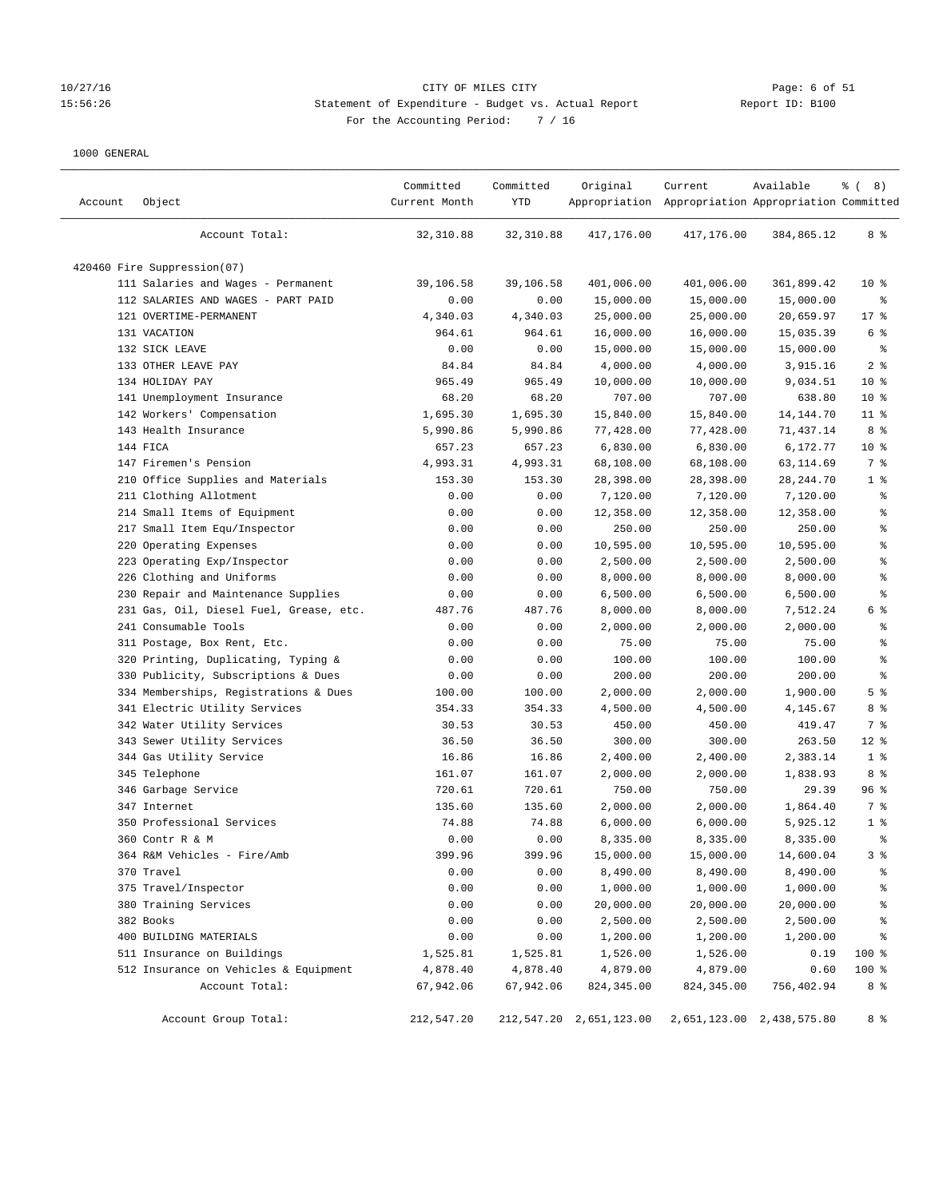CITY OF MILES CITY
Statement of Expenditure - Budget vs. Actual Report
For the Accounting Period: 7 / 16

1000 GENERAL

| Account | Object | Committed Current Month | Committed YTD | Original Appropriation | Current Appropriation | Available Appropriation | % ( 8) Committed |
|---|---|---|---|---|---|---|---|
| | Account Total: | 32,310.88 | 32,310.88 | 417,176.00 | 417,176.00 | 384,865.12 | 8 % |
| 420460 Fire Suppression(07) | | | | | | | |
| | 111 Salaries and Wages - Permanent | 39,106.58 | 39,106.58 | 401,006.00 | 401,006.00 | 361,899.42 | 10 % |
| | 112 SALARIES AND WAGES - PART PAID | 0.00 | 0.00 | 15,000.00 | 15,000.00 | 15,000.00 | % |
| | 121 OVERTIME-PERMANENT | 4,340.03 | 4,340.03 | 25,000.00 | 25,000.00 | 20,659.97 | 17 % |
| | 131 VACATION | 964.61 | 964.61 | 16,000.00 | 16,000.00 | 15,035.39 | 6 % |
| | 132 SICK LEAVE | 0.00 | 0.00 | 15,000.00 | 15,000.00 | 15,000.00 | % |
| | 133 OTHER LEAVE PAY | 84.84 | 84.84 | 4,000.00 | 4,000.00 | 3,915.16 | 2 % |
| | 134 HOLIDAY PAY | 965.49 | 965.49 | 10,000.00 | 10,000.00 | 9,034.51 | 10 % |
| | 141 Unemployment Insurance | 68.20 | 68.20 | 707.00 | 707.00 | 638.80 | 10 % |
| | 142 Workers' Compensation | 1,695.30 | 1,695.30 | 15,840.00 | 15,840.00 | 14,144.70 | 11 % |
| | 143 Health Insurance | 5,990.86 | 5,990.86 | 77,428.00 | 77,428.00 | 71,437.14 | 8 % |
| | 144 FICA | 657.23 | 657.23 | 6,830.00 | 6,830.00 | 6,172.77 | 10 % |
| | 147 Firemen's Pension | 4,993.31 | 4,993.31 | 68,108.00 | 68,108.00 | 63,114.69 | 7 % |
| | 210 Office Supplies and Materials | 153.30 | 153.30 | 28,398.00 | 28,398.00 | 28,244.70 | 1 % |
| | 211 Clothing Allotment | 0.00 | 0.00 | 7,120.00 | 7,120.00 | 7,120.00 | % |
| | 214 Small Items of Equipment | 0.00 | 0.00 | 12,358.00 | 12,358.00 | 12,358.00 | % |
| | 217 Small Item Equ/Inspector | 0.00 | 0.00 | 250.00 | 250.00 | 250.00 | % |
| | 220 Operating Expenses | 0.00 | 0.00 | 10,595.00 | 10,595.00 | 10,595.00 | % |
| | 223 Operating Exp/Inspector | 0.00 | 0.00 | 2,500.00 | 2,500.00 | 2,500.00 | % |
| | 226 Clothing and Uniforms | 0.00 | 0.00 | 8,000.00 | 8,000.00 | 8,000.00 | % |
| | 230 Repair and Maintenance Supplies | 0.00 | 0.00 | 6,500.00 | 6,500.00 | 6,500.00 | % |
| | 231 Gas, Oil, Diesel Fuel, Grease, etc. | 487.76 | 487.76 | 8,000.00 | 8,000.00 | 7,512.24 | 6 % |
| | 241 Consumable Tools | 0.00 | 0.00 | 2,000.00 | 2,000.00 | 2,000.00 | % |
| | 311 Postage, Box Rent, Etc. | 0.00 | 0.00 | 75.00 | 75.00 | 75.00 | % |
| | 320 Printing, Duplicating, Typing & | 0.00 | 0.00 | 100.00 | 100.00 | 100.00 | % |
| | 330 Publicity, Subscriptions & Dues | 0.00 | 0.00 | 200.00 | 200.00 | 200.00 | % |
| | 334 Memberships, Registrations & Dues | 100.00 | 100.00 | 2,000.00 | 2,000.00 | 1,900.00 | 5 % |
| | 341 Electric Utility Services | 354.33 | 354.33 | 4,500.00 | 4,500.00 | 4,145.67 | 8 % |
| | 342 Water Utility Services | 30.53 | 30.53 | 450.00 | 450.00 | 419.47 | 7 % |
| | 343 Sewer Utility Services | 36.50 | 36.50 | 300.00 | 300.00 | 263.50 | 12 % |
| | 344 Gas Utility Service | 16.86 | 16.86 | 2,400.00 | 2,400.00 | 2,383.14 | 1 % |
| | 345 Telephone | 161.07 | 161.07 | 2,000.00 | 2,000.00 | 1,838.93 | 8 % |
| | 346 Garbage Service | 720.61 | 720.61 | 750.00 | 750.00 | 29.39 | 96 % |
| | 347 Internet | 135.60 | 135.60 | 2,000.00 | 2,000.00 | 1,864.40 | 7 % |
| | 350 Professional Services | 74.88 | 74.88 | 6,000.00 | 6,000.00 | 5,925.12 | 1 % |
| | 360 Contr R & M | 0.00 | 0.00 | 8,335.00 | 8,335.00 | 8,335.00 | % |
| | 364 R&M Vehicles - Fire/Amb | 399.96 | 399.96 | 15,000.00 | 15,000.00 | 14,600.04 | 3 % |
| | 370 Travel | 0.00 | 0.00 | 8,490.00 | 8,490.00 | 8,490.00 | % |
| | 375 Travel/Inspector | 0.00 | 0.00 | 1,000.00 | 1,000.00 | 1,000.00 | % |
| | 380 Training Services | 0.00 | 0.00 | 20,000.00 | 20,000.00 | 20,000.00 | % |
| | 382 Books | 0.00 | 0.00 | 2,500.00 | 2,500.00 | 2,500.00 | % |
| | 400 BUILDING MATERIALS | 0.00 | 0.00 | 1,200.00 | 1,200.00 | 1,200.00 | % |
| | 511 Insurance on Buildings | 1,525.81 | 1,525.81 | 1,526.00 | 1,526.00 | 0.19 | 100 % |
| | 512 Insurance on Vehicles & Equipment | 4,878.40 | 4,878.40 | 4,879.00 | 4,879.00 | 0.60 | 100 % |
| | Account Total: | 67,942.06 | 67,942.06 | 824,345.00 | 824,345.00 | 756,402.94 | 8 % |
| | Account Group Total: | 212,547.20 | 212,547.20 | 2,651,123.00 | 2,651,123.00 | 2,438,575.80 | 8 % |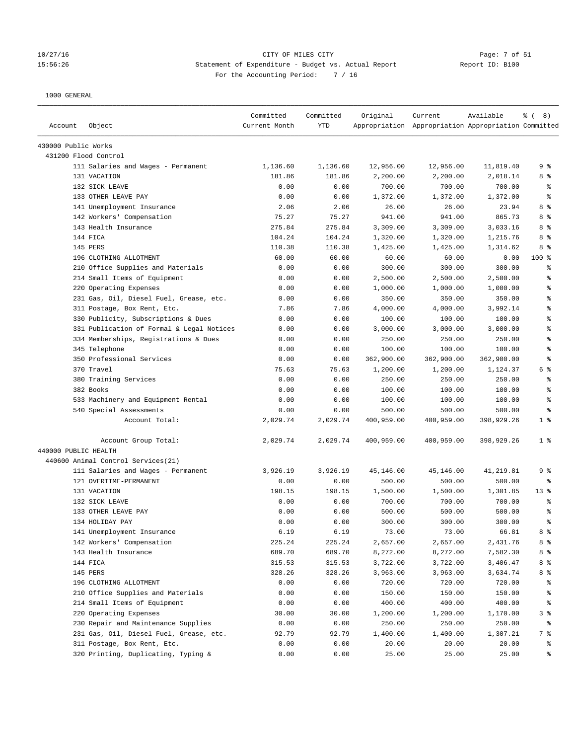CITY OF MILES CITY
Statement of Expenditure - Budget vs. Actual Report
For the Accounting Period: 7 / 16

10/27/16
15:56:26

Report ID: B100

1000 GENERAL

| Account | Object | Committed Current Month | Committed YTD | Original Appropriation | Current Appropriation | Available Appropriation | % ( 8) Committed |
|---|---|---|---|---|---|---|---|
| 430000 Public Works | | | | | | | |
| 431200 Flood Control | | | | | | | |
| | 111 Salaries and Wages - Permanent | 1,136.60 | 1,136.60 | 12,956.00 | 12,956.00 | 11,819.40 | 9 % |
| | 131 VACATION | 181.86 | 181.86 | 2,200.00 | 2,200.00 | 2,018.14 | 8 % |
| | 132 SICK LEAVE | 0.00 | 0.00 | 700.00 | 700.00 | 700.00 | % |
| | 133 OTHER LEAVE PAY | 0.00 | 0.00 | 1,372.00 | 1,372.00 | 1,372.00 | % |
| | 141 Unemployment Insurance | 2.06 | 2.06 | 26.00 | 26.00 | 23.94 | 8 % |
| | 142 Workers' Compensation | 75.27 | 75.27 | 941.00 | 941.00 | 865.73 | 8 % |
| | 143 Health Insurance | 275.84 | 275.84 | 3,309.00 | 3,309.00 | 3,033.16 | 8 % |
| | 144 FICA | 104.24 | 104.24 | 1,320.00 | 1,320.00 | 1,215.76 | 8 % |
| | 145 PERS | 110.38 | 110.38 | 1,425.00 | 1,425.00 | 1,314.62 | 8 % |
| | 196 CLOTHING ALLOTMENT | 60.00 | 60.00 | 60.00 | 60.00 | 0.00 | 100 % |
| | 210 Office Supplies and Materials | 0.00 | 0.00 | 300.00 | 300.00 | 300.00 | % |
| | 214 Small Items of Equipment | 0.00 | 0.00 | 2,500.00 | 2,500.00 | 2,500.00 | % |
| | 220 Operating Expenses | 0.00 | 0.00 | 1,000.00 | 1,000.00 | 1,000.00 | % |
| | 231 Gas, Oil, Diesel Fuel, Grease, etc. | 0.00 | 0.00 | 350.00 | 350.00 | 350.00 | % |
| | 311 Postage, Box Rent, Etc. | 7.86 | 7.86 | 4,000.00 | 4,000.00 | 3,992.14 | % |
| | 330 Publicity, Subscriptions & Dues | 0.00 | 0.00 | 100.00 | 100.00 | 100.00 | % |
| | 331 Publication of Formal & Legal Notices | 0.00 | 0.00 | 3,000.00 | 3,000.00 | 3,000.00 | % |
| | 334 Memberships, Registrations & Dues | 0.00 | 0.00 | 250.00 | 250.00 | 250.00 | % |
| | 345 Telephone | 0.00 | 0.00 | 100.00 | 100.00 | 100.00 | % |
| | 350 Professional Services | 0.00 | 0.00 | 362,900.00 | 362,900.00 | 362,900.00 | % |
| | 370 Travel | 75.63 | 75.63 | 1,200.00 | 1,200.00 | 1,124.37 | 6 % |
| | 380 Training Services | 0.00 | 0.00 | 250.00 | 250.00 | 250.00 | % |
| | 382 Books | 0.00 | 0.00 | 100.00 | 100.00 | 100.00 | % |
| | 533 Machinery and Equipment Rental | 0.00 | 0.00 | 100.00 | 100.00 | 100.00 | % |
| | 540 Special Assessments | 0.00 | 0.00 | 500.00 | 500.00 | 500.00 | % |
| | Account Total: | 2,029.74 | 2,029.74 | 400,959.00 | 400,959.00 | 398,929.26 | 1 % |
| | Account Group Total: | 2,029.74 | 2,029.74 | 400,959.00 | 400,959.00 | 398,929.26 | 1 % |
| 440000 PUBLIC HEALTH | | | | | | | |
| 440600 Animal Control Services(21) | | | | | | | |
| | 111 Salaries and Wages - Permanent | 3,926.19 | 3,926.19 | 45,146.00 | 45,146.00 | 41,219.81 | 9 % |
| | 121 OVERTIME-PERMANENT | 0.00 | 0.00 | 500.00 | 500.00 | 500.00 | % |
| | 131 VACATION | 198.15 | 198.15 | 1,500.00 | 1,500.00 | 1,301.85 | 13 % |
| | 132 SICK LEAVE | 0.00 | 0.00 | 700.00 | 700.00 | 700.00 | % |
| | 133 OTHER LEAVE PAY | 0.00 | 0.00 | 500.00 | 500.00 | 500.00 | % |
| | 134 HOLIDAY PAY | 0.00 | 0.00 | 300.00 | 300.00 | 300.00 | % |
| | 141 Unemployment Insurance | 6.19 | 6.19 | 73.00 | 73.00 | 66.81 | 8 % |
| | 142 Workers' Compensation | 225.24 | 225.24 | 2,657.00 | 2,657.00 | 2,431.76 | 8 % |
| | 143 Health Insurance | 689.70 | 689.70 | 8,272.00 | 8,272.00 | 7,582.30 | 8 % |
| | 144 FICA | 315.53 | 315.53 | 3,722.00 | 3,722.00 | 3,406.47 | 8 % |
| | 145 PERS | 328.26 | 328.26 | 3,963.00 | 3,963.00 | 3,634.74 | 8 % |
| | 196 CLOTHING ALLOTMENT | 0.00 | 0.00 | 720.00 | 720.00 | 720.00 | % |
| | 210 Office Supplies and Materials | 0.00 | 0.00 | 150.00 | 150.00 | 150.00 | % |
| | 214 Small Items of Equipment | 0.00 | 0.00 | 400.00 | 400.00 | 400.00 | % |
| | 220 Operating Expenses | 30.00 | 30.00 | 1,200.00 | 1,200.00 | 1,170.00 | 3 % |
| | 230 Repair and Maintenance Supplies | 0.00 | 0.00 | 250.00 | 250.00 | 250.00 | % |
| | 231 Gas, Oil, Diesel Fuel, Grease, etc. | 92.79 | 92.79 | 1,400.00 | 1,400.00 | 1,307.21 | 7 % |
| | 311 Postage, Box Rent, Etc. | 0.00 | 0.00 | 20.00 | 20.00 | 20.00 | % |
| | 320 Printing, Duplicating, Typing & | 0.00 | 0.00 | 25.00 | 25.00 | 25.00 | % |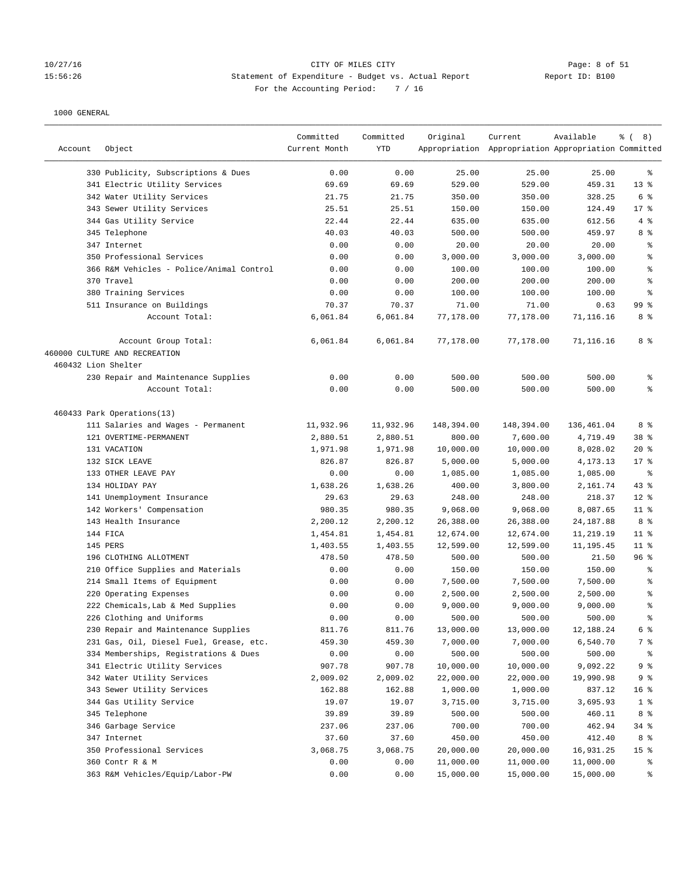10/27/16 CITY OF MILES CITY
15:56:26 Statement of Expenditure - Budget vs. Actual Report Report ID: B100
For the Accounting Period: 7 / 16

1000 GENERAL

| Account | Object | Committed Current Month | Committed YTD | Original Appropriation | Current Appropriation | Available Appropriation | % ( 8) Committed |
|---|---|---|---|---|---|---|---|
| | 330 Publicity, Subscriptions & Dues | 0.00 | 0.00 | 25.00 | 25.00 | 25.00 | % |
| | 341 Electric Utility Services | 69.69 | 69.69 | 529.00 | 529.00 | 459.31 | 13 % |
| | 342 Water Utility Services | 21.75 | 21.75 | 350.00 | 350.00 | 328.25 | 6 % |
| | 343 Sewer Utility Services | 25.51 | 25.51 | 150.00 | 150.00 | 124.49 | 17 % |
| | 344 Gas Utility Service | 22.44 | 22.44 | 635.00 | 635.00 | 612.56 | 4 % |
| | 345 Telephone | 40.03 | 40.03 | 500.00 | 500.00 | 459.97 | 8 % |
| | 347 Internet | 0.00 | 0.00 | 20.00 | 20.00 | 20.00 | % |
| | 350 Professional Services | 0.00 | 0.00 | 3,000.00 | 3,000.00 | 3,000.00 | % |
| | 366 R&M Vehicles - Police/Animal Control | 0.00 | 0.00 | 100.00 | 100.00 | 100.00 | % |
| | 370 Travel | 0.00 | 0.00 | 200.00 | 200.00 | 200.00 | % |
| | 380 Training Services | 0.00 | 0.00 | 100.00 | 100.00 | 100.00 | % |
| | 511 Insurance on Buildings | 70.37 | 70.37 | 71.00 | 71.00 | 0.63 | 99 % |
| | Account Total: | 6,061.84 | 6,061.84 | 77,178.00 | 77,178.00 | 71,116.16 | 8 % |
| | Account Group Total: | 6,061.84 | 6,061.84 | 77,178.00 | 77,178.00 | 71,116.16 | 8 % |
| 460000 CULTURE AND RECREATION | | | | | | | |
| 460432 Lion Shelter | | | | | | | |
| | 230 Repair and Maintenance Supplies | 0.00 | 0.00 | 500.00 | 500.00 | 500.00 | % |
| | Account Total: | 0.00 | 0.00 | 500.00 | 500.00 | 500.00 | % |
| 460433 Park Operations(13) | | | | | | | |
| | 111 Salaries and Wages - Permanent | 11,932.96 | 11,932.96 | 148,394.00 | 148,394.00 | 136,461.04 | 8 % |
| | 121 OVERTIME-PERMANENT | 2,880.51 | 2,880.51 | 800.00 | 7,600.00 | 4,719.49 | 38 % |
| | 131 VACATION | 1,971.98 | 1,971.98 | 10,000.00 | 10,000.00 | 8,028.02 | 20 % |
| | 132 SICK LEAVE | 826.87 | 826.87 | 5,000.00 | 5,000.00 | 4,173.13 | 17 % |
| | 133 OTHER LEAVE PAY | 0.00 | 0.00 | 1,085.00 | 1,085.00 | 1,085.00 | % |
| | 134 HOLIDAY PAY | 1,638.26 | 1,638.26 | 400.00 | 3,800.00 | 2,161.74 | 43 % |
| | 141 Unemployment Insurance | 29.63 | 29.63 | 248.00 | 248.00 | 218.37 | 12 % |
| | 142 Workers' Compensation | 980.35 | 980.35 | 9,068.00 | 9,068.00 | 8,087.65 | 11 % |
| | 143 Health Insurance | 2,200.12 | 2,200.12 | 26,388.00 | 26,388.00 | 24,187.88 | 8 % |
| | 144 FICA | 1,454.81 | 1,454.81 | 12,674.00 | 12,674.00 | 11,219.19 | 11 % |
| | 145 PERS | 1,403.55 | 1,403.55 | 12,599.00 | 12,599.00 | 11,195.45 | 11 % |
| | 196 CLOTHING ALLOTMENT | 478.50 | 478.50 | 500.00 | 500.00 | 21.50 | 96 % |
| | 210 Office Supplies and Materials | 0.00 | 0.00 | 150.00 | 150.00 | 150.00 | % |
| | 214 Small Items of Equipment | 0.00 | 0.00 | 7,500.00 | 7,500.00 | 7,500.00 | % |
| | 220 Operating Expenses | 0.00 | 0.00 | 2,500.00 | 2,500.00 | 2,500.00 | % |
| | 222 Chemicals,Lab & Med Supplies | 0.00 | 0.00 | 9,000.00 | 9,000.00 | 9,000.00 | % |
| | 226 Clothing and Uniforms | 0.00 | 0.00 | 500.00 | 500.00 | 500.00 | % |
| | 230 Repair and Maintenance Supplies | 811.76 | 811.76 | 13,000.00 | 13,000.00 | 12,188.24 | 6 % |
| | 231 Gas, Oil, Diesel Fuel, Grease, etc. | 459.30 | 459.30 | 7,000.00 | 7,000.00 | 6,540.70 | 7 % |
| | 334 Memberships, Registrations & Dues | 0.00 | 0.00 | 500.00 | 500.00 | 500.00 | % |
| | 341 Electric Utility Services | 907.78 | 907.78 | 10,000.00 | 10,000.00 | 9,092.22 | 9 % |
| | 342 Water Utility Services | 2,009.02 | 2,009.02 | 22,000.00 | 22,000.00 | 19,990.98 | 9 % |
| | 343 Sewer Utility Services | 162.88 | 162.88 | 1,000.00 | 1,000.00 | 837.12 | 16 % |
| | 344 Gas Utility Service | 19.07 | 19.07 | 3,715.00 | 3,715.00 | 3,695.93 | 1 % |
| | 345 Telephone | 39.89 | 39.89 | 500.00 | 500.00 | 460.11 | 8 % |
| | 346 Garbage Service | 237.06 | 237.06 | 700.00 | 700.00 | 462.94 | 34 % |
| | 347 Internet | 37.60 | 37.60 | 450.00 | 450.00 | 412.40 | 8 % |
| | 350 Professional Services | 3,068.75 | 3,068.75 | 20,000.00 | 20,000.00 | 16,931.25 | 15 % |
| | 360 Contr R & M | 0.00 | 0.00 | 11,000.00 | 11,000.00 | 11,000.00 | % |
| | 363 R&M Vehicles/Equip/Labor-PW | 0.00 | 0.00 | 15,000.00 | 15,000.00 | 15,000.00 | % |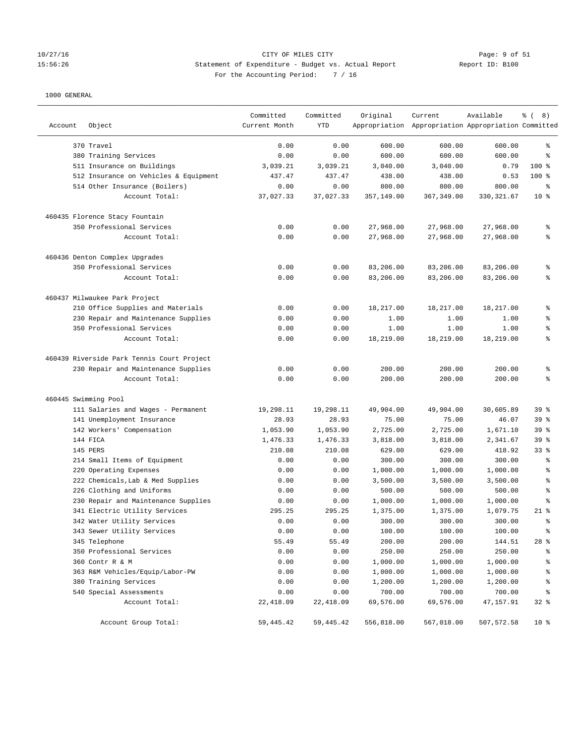1000 GENERAL

| Account | Object | Committed Current Month | Committed YTD | Original Appropriation | Current Appropriation | Available Appropriation | % ( 8) Committed |
|---|---|---|---|---|---|---|---|
| | 370 Travel | 0.00 | 0.00 | 600.00 | 600.00 | 600.00 | % |
| | 380 Training Services | 0.00 | 0.00 | 600.00 | 600.00 | 600.00 | % |
| | 511 Insurance on Buildings | 3,039.21 | 3,039.21 | 3,040.00 | 3,040.00 | 0.79 | 100 % |
| | 512 Insurance on Vehicles & Equipment | 437.47 | 437.47 | 438.00 | 438.00 | 0.53 | 100 % |
| | 514 Other Insurance (Boilers) | 0.00 | 0.00 | 800.00 | 800.00 | 800.00 | % |
| | Account Total: | 37,027.33 | 37,027.33 | 357,149.00 | 367,349.00 | 330,321.67 | 10 % |
| 460435 Florence Stacy Fountain | | | | | | | |
| | 350 Professional Services | 0.00 | 0.00 | 27,968.00 | 27,968.00 | 27,968.00 | % |
| | Account Total: | 0.00 | 0.00 | 27,968.00 | 27,968.00 | 27,968.00 | % |
| 460436 Denton Complex Upgrades | | | | | | | |
| | 350 Professional Services | 0.00 | 0.00 | 83,206.00 | 83,206.00 | 83,206.00 | % |
| | Account Total: | 0.00 | 0.00 | 83,206.00 | 83,206.00 | 83,206.00 | % |
| 460437 Milwaukee Park Project | | | | | | | |
| | 210 Office Supplies and Materials | 0.00 | 0.00 | 18,217.00 | 18,217.00 | 18,217.00 | % |
| | 230 Repair and Maintenance Supplies | 0.00 | 0.00 | 1.00 | 1.00 | 1.00 | % |
| | 350 Professional Services | 0.00 | 0.00 | 1.00 | 1.00 | 1.00 | % |
| | Account Total: | 0.00 | 0.00 | 18,219.00 | 18,219.00 | 18,219.00 | % |
| 460439 Riverside Park Tennis Court Project | | | | | | | |
| | 230 Repair and Maintenance Supplies | 0.00 | 0.00 | 200.00 | 200.00 | 200.00 | % |
| | Account Total: | 0.00 | 0.00 | 200.00 | 200.00 | 200.00 | % |
| 460445 Swimming Pool | | | | | | | |
| | 111 Salaries and Wages - Permanent | 19,298.11 | 19,298.11 | 49,904.00 | 49,904.00 | 30,605.89 | 39 % |
| | 141 Unemployment Insurance | 28.93 | 28.93 | 75.00 | 75.00 | 46.07 | 39 % |
| | 142 Workers' Compensation | 1,053.90 | 1,053.90 | 2,725.00 | 2,725.00 | 1,671.10 | 39 % |
| | 144 FICA | 1,476.33 | 1,476.33 | 3,818.00 | 3,818.00 | 2,341.67 | 39 % |
| | 145 PERS | 210.08 | 210.08 | 629.00 | 629.00 | 418.92 | 33 % |
| | 214 Small Items of Equipment | 0.00 | 0.00 | 300.00 | 300.00 | 300.00 | % |
| | 220 Operating Expenses | 0.00 | 0.00 | 1,000.00 | 1,000.00 | 1,000.00 | % |
| | 222 Chemicals,Lab & Med Supplies | 0.00 | 0.00 | 3,500.00 | 3,500.00 | 3,500.00 | % |
| | 226 Clothing and Uniforms | 0.00 | 0.00 | 500.00 | 500.00 | 500.00 | % |
| | 230 Repair and Maintenance Supplies | 0.00 | 0.00 | 1,000.00 | 1,000.00 | 1,000.00 | % |
| | 341 Electric Utility Services | 295.25 | 295.25 | 1,375.00 | 1,375.00 | 1,079.75 | 21 % |
| | 342 Water Utility Services | 0.00 | 0.00 | 300.00 | 300.00 | 300.00 | % |
| | 343 Sewer Utility Services | 0.00 | 0.00 | 100.00 | 100.00 | 100.00 | % |
| | 345 Telephone | 55.49 | 55.49 | 200.00 | 200.00 | 144.51 | 28 % |
| | 350 Professional Services | 0.00 | 0.00 | 250.00 | 250.00 | 250.00 | % |
| | 360 Contr R & M | 0.00 | 0.00 | 1,000.00 | 1,000.00 | 1,000.00 | % |
| | 363 R&M Vehicles/Equip/Labor-PW | 0.00 | 0.00 | 1,000.00 | 1,000.00 | 1,000.00 | % |
| | 380 Training Services | 0.00 | 0.00 | 1,200.00 | 1,200.00 | 1,200.00 | % |
| | 540 Special Assessments | 0.00 | 0.00 | 700.00 | 700.00 | 700.00 | % |
| | Account Total: | 22,418.09 | 22,418.09 | 69,576.00 | 69,576.00 | 47,157.91 | 32 % |
| | Account Group Total: | 59,445.42 | 59,445.42 | 556,818.00 | 567,018.00 | 507,572.58 | 10 % |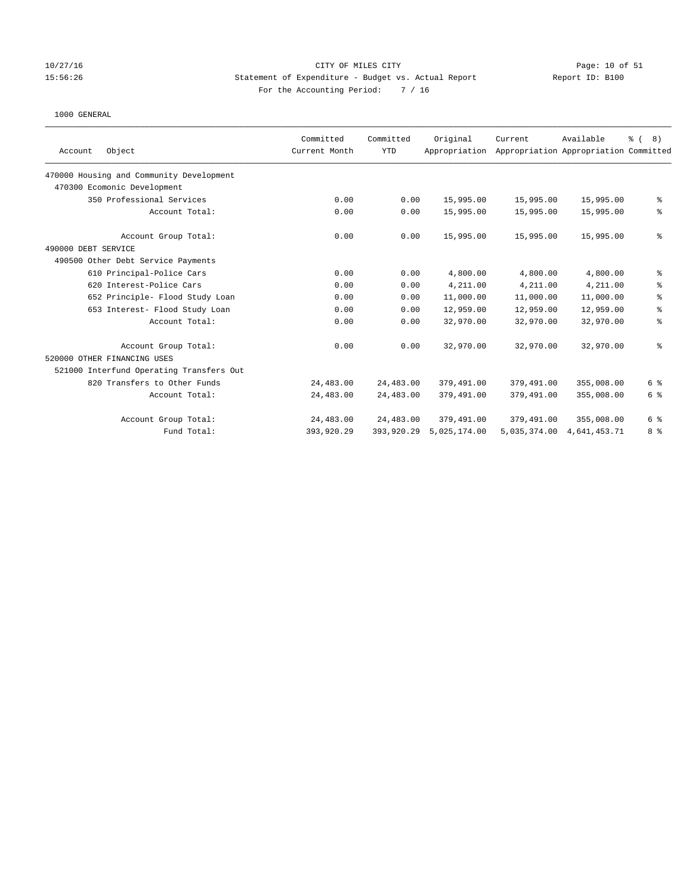CITY OF MILES CITY
Statement of Expenditure - Budget vs. Actual Report
For the Accounting Period: 7 / 16

10/27/16
15:56:26

Report ID: B100

1000 GENERAL

| Account Object | Committed Current Month | Committed YTD | Original Appropriation | Current Appropriation | Available Appropriation | % ( 8) Committed |
|---|---|---|---|---|---|---|
| 470000 Housing and Community Development | | | | | | |
| 470300 Ecomonic Development | | | | | | |
| 350 Professional Services | 0.00 | 0.00 | 15,995.00 | 15,995.00 | 15,995.00 | % |
| Account Total: | 0.00 | 0.00 | 15,995.00 | 15,995.00 | 15,995.00 | % |
| Account Group Total: | 0.00 | 0.00 | 15,995.00 | 15,995.00 | 15,995.00 | % |
| 490000 DEBT SERVICE | | | | | | |
| 490500 Other Debt Service Payments | | | | | | |
| 610 Principal-Police Cars | 0.00 | 0.00 | 4,800.00 | 4,800.00 | 4,800.00 | % |
| 620 Interest-Police Cars | 0.00 | 0.00 | 4,211.00 | 4,211.00 | 4,211.00 | % |
| 652 Principle- Flood Study Loan | 0.00 | 0.00 | 11,000.00 | 11,000.00 | 11,000.00 | % |
| 653 Interest- Flood Study Loan | 0.00 | 0.00 | 12,959.00 | 12,959.00 | 12,959.00 | % |
| Account Total: | 0.00 | 0.00 | 32,970.00 | 32,970.00 | 32,970.00 | % |
| Account Group Total: | 0.00 | 0.00 | 32,970.00 | 32,970.00 | 32,970.00 | % |
| 520000 OTHER FINANCING USES | | | | | | |
| 521000 Interfund Operating Transfers Out | | | | | | |
| 820 Transfers to Other Funds | 24,483.00 | 24,483.00 | 379,491.00 | 379,491.00 | 355,008.00 | 6 % |
| Account Total: | 24,483.00 | 24,483.00 | 379,491.00 | 379,491.00 | 355,008.00 | 6 % |
| Account Group Total: | 24,483.00 | 24,483.00 | 379,491.00 | 379,491.00 | 355,008.00 | 6 % |
| Fund Total: | 393,920.29 | 393,920.29 | 5,025,174.00 | 5,035,374.00 | 4,641,453.71 | 8 % |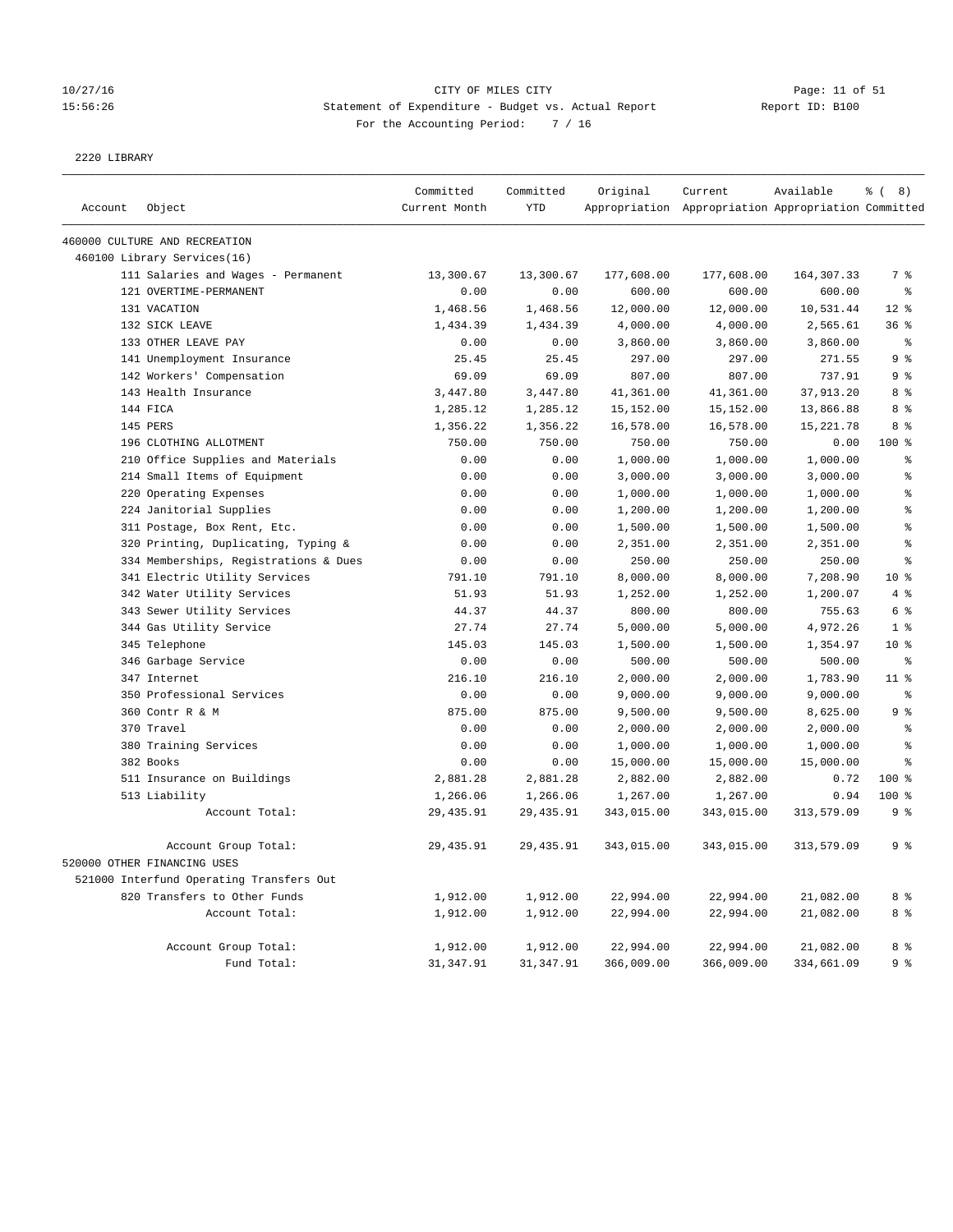CITY OF MILES CITY
Statement of Expenditure - Budget vs. Actual Report
For the Accounting Period: 7 / 16

Report ID: B100

2220 LIBRARY

| Account | Object | Committed Current Month | Committed YTD | Original Appropriation | Current Appropriation | Available Appropriation | % ( 8) Committed |
|---|---|---|---|---|---|---|---|
| 460000 CULTURE AND RECREATION | | | | | | | |
| 460100 Library Services(16) | | | | | | | |
| | 111 Salaries and Wages - Permanent | 13,300.67 | 13,300.67 | 177,608.00 | 177,608.00 | 164,307.33 | 7 % |
| | 121 OVERTIME-PERMANENT | 0.00 | 0.00 | 600.00 | 600.00 | 600.00 | % |
| | 131 VACATION | 1,468.56 | 1,468.56 | 12,000.00 | 12,000.00 | 10,531.44 | 12 % |
| | 132 SICK LEAVE | 1,434.39 | 1,434.39 | 4,000.00 | 4,000.00 | 2,565.61 | 36 % |
| | 133 OTHER LEAVE PAY | 0.00 | 0.00 | 3,860.00 | 3,860.00 | 3,860.00 | % |
| | 141 Unemployment Insurance | 25.45 | 25.45 | 297.00 | 297.00 | 271.55 | 9 % |
| | 142 Workers' Compensation | 69.09 | 69.09 | 807.00 | 807.00 | 737.91 | 9 % |
| | 143 Health Insurance | 3,447.80 | 3,447.80 | 41,361.00 | 41,361.00 | 37,913.20 | 8 % |
| | 144 FICA | 1,285.12 | 1,285.12 | 15,152.00 | 15,152.00 | 13,866.88 | 8 % |
| | 145 PERS | 1,356.22 | 1,356.22 | 16,578.00 | 16,578.00 | 15,221.78 | 8 % |
| | 196 CLOTHING ALLOTMENT | 750.00 | 750.00 | 750.00 | 750.00 | 0.00 | 100 % |
| | 210 Office Supplies and Materials | 0.00 | 0.00 | 1,000.00 | 1,000.00 | 1,000.00 | % |
| | 214 Small Items of Equipment | 0.00 | 0.00 | 3,000.00 | 3,000.00 | 3,000.00 | % |
| | 220 Operating Expenses | 0.00 | 0.00 | 1,000.00 | 1,000.00 | 1,000.00 | % |
| | 224 Janitorial Supplies | 0.00 | 0.00 | 1,200.00 | 1,200.00 | 1,200.00 | % |
| | 311 Postage, Box Rent, Etc. | 0.00 | 0.00 | 1,500.00 | 1,500.00 | 1,500.00 | % |
| | 320 Printing, Duplicating, Typing & | 0.00 | 0.00 | 2,351.00 | 2,351.00 | 2,351.00 | % |
| | 334 Memberships, Registrations & Dues | 0.00 | 0.00 | 250.00 | 250.00 | 250.00 | % |
| | 341 Electric Utility Services | 791.10 | 791.10 | 8,000.00 | 8,000.00 | 7,208.90 | 10 % |
| | 342 Water Utility Services | 51.93 | 51.93 | 1,252.00 | 1,252.00 | 1,200.07 | 4 % |
| | 343 Sewer Utility Services | 44.37 | 44.37 | 800.00 | 800.00 | 755.63 | 6 % |
| | 344 Gas Utility Service | 27.74 | 27.74 | 5,000.00 | 5,000.00 | 4,972.26 | 1 % |
| | 345 Telephone | 145.03 | 145.03 | 1,500.00 | 1,500.00 | 1,354.97 | 10 % |
| | 346 Garbage Service | 0.00 | 0.00 | 500.00 | 500.00 | 500.00 | % |
| | 347 Internet | 216.10 | 216.10 | 2,000.00 | 2,000.00 | 1,783.90 | 11 % |
| | 350 Professional Services | 0.00 | 0.00 | 9,000.00 | 9,000.00 | 9,000.00 | % |
| | 360 Contr R & M | 875.00 | 875.00 | 9,500.00 | 9,500.00 | 8,625.00 | 9 % |
| | 370 Travel | 0.00 | 0.00 | 2,000.00 | 2,000.00 | 2,000.00 | % |
| | 380 Training Services | 0.00 | 0.00 | 1,000.00 | 1,000.00 | 1,000.00 | % |
| | 382 Books | 0.00 | 0.00 | 15,000.00 | 15,000.00 | 15,000.00 | % |
| | 511 Insurance on Buildings | 2,881.28 | 2,881.28 | 2,882.00 | 2,882.00 | 0.72 | 100 % |
| | 513 Liability | 1,266.06 | 1,266.06 | 1,267.00 | 1,267.00 | 0.94 | 100 % |
| | Account Total: | 29,435.91 | 29,435.91 | 343,015.00 | 343,015.00 | 313,579.09 | 9 % |
| | Account Group Total: | 29,435.91 | 29,435.91 | 343,015.00 | 343,015.00 | 313,579.09 | 9 % |
| 520000 OTHER FINANCING USES | | | | | | | |
| 521000 Interfund Operating Transfers Out | | | | | | | |
| | 820 Transfers to Other Funds | 1,912.00 | 1,912.00 | 22,994.00 | 22,994.00 | 21,082.00 | 8 % |
| | Account Total: | 1,912.00 | 1,912.00 | 22,994.00 | 22,994.00 | 21,082.00 | 8 % |
| | Account Group Total: | 1,912.00 | 1,912.00 | 22,994.00 | 22,994.00 | 21,082.00 | 8 % |
| | Fund Total: | 31,347.91 | 31,347.91 | 366,009.00 | 366,009.00 | 334,661.09 | 9 % |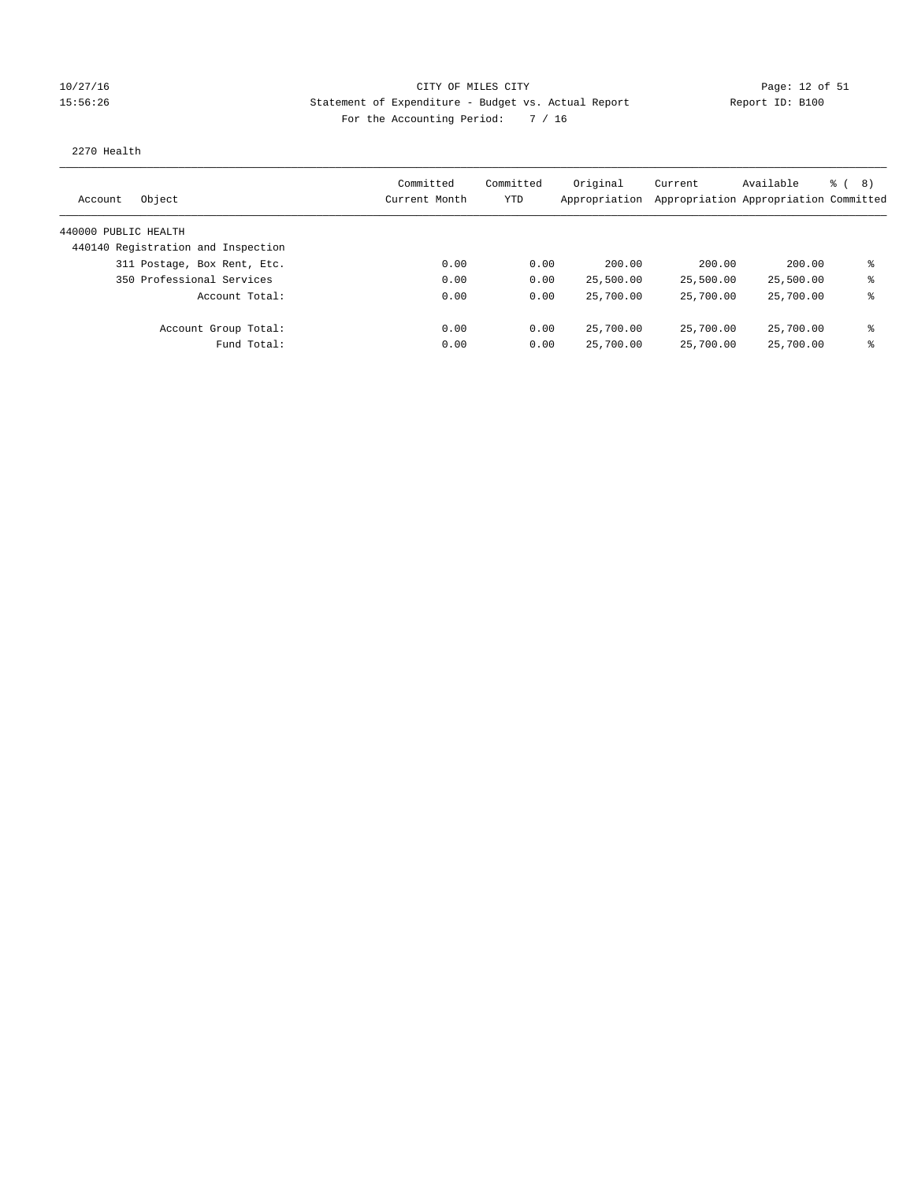CITY OF MILES CITY

Statement of Expenditure - Budget vs. Actual Report

Report ID: B100

10/27/16 15:56:26

For the Accounting Period: 7 / 16

2270 Health

| Account | Object | Committed Current Month | Committed YTD | Original Appropriation | Current Appropriation | Available Appropriation | % ( 8) Committed |
|---|---|---|---|---|---|---|---|
| 440000 PUBLIC HEALTH | | | | | | | |
| 440140 Registration and Inspection | | | | | | | |
| | 311 Postage, Box Rent, Etc. | 0.00 | 0.00 | 200.00 | 200.00 | 200.00 | % |
| | 350 Professional Services | 0.00 | 0.00 | 25,500.00 | 25,500.00 | 25,500.00 | % |
| | Account Total: | 0.00 | 0.00 | 25,700.00 | 25,700.00 | 25,700.00 | % |
| | Account Group Total: | 0.00 | 0.00 | 25,700.00 | 25,700.00 | 25,700.00 | % |
| | Fund Total: | 0.00 | 0.00 | 25,700.00 | 25,700.00 | 25,700.00 | % |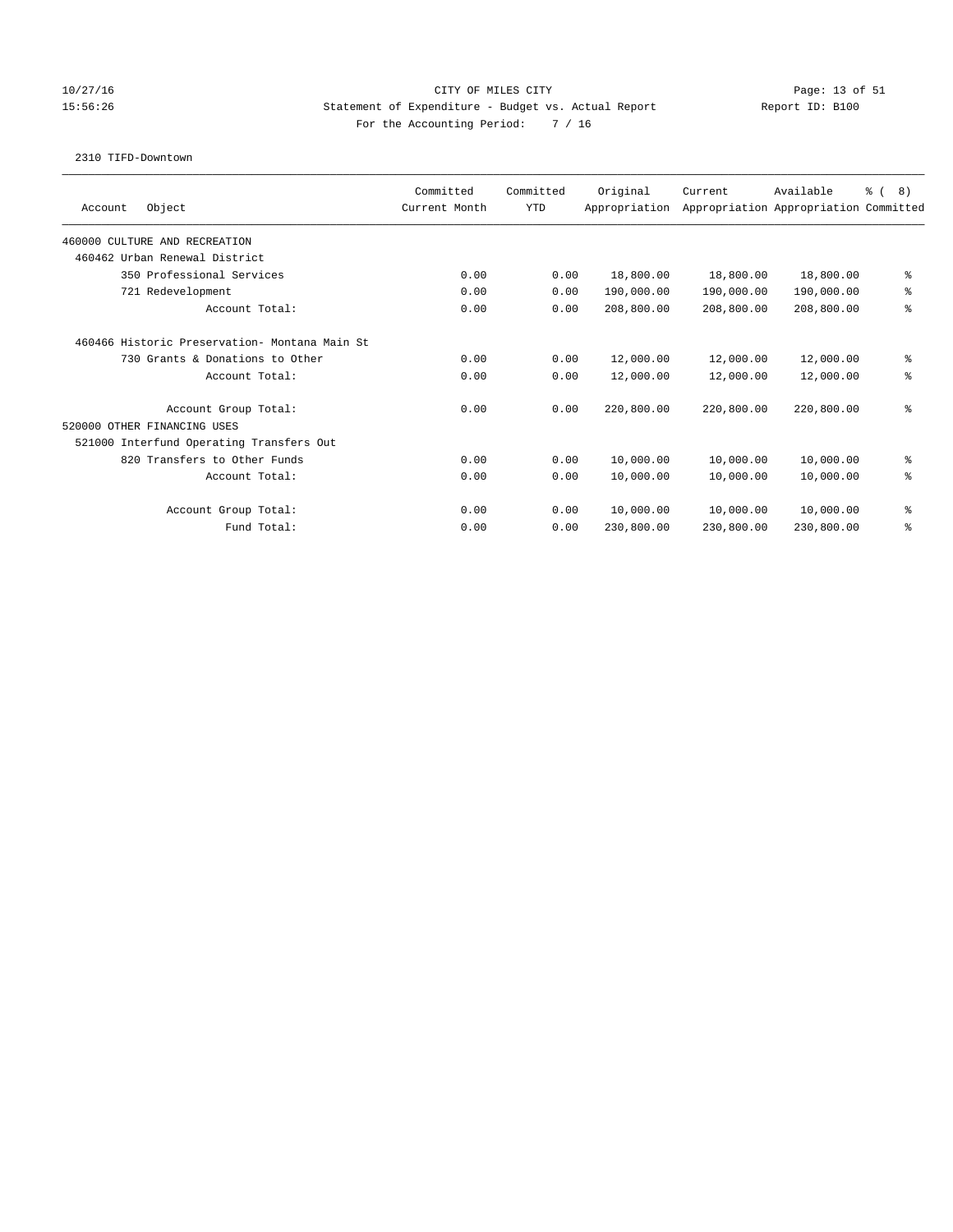CITY OF MILES CITY
Statement of Expenditure - Budget vs. Actual Report
For the Accounting Period: 7 / 16

10/27/16
15:56:26

Report ID: B100

2310 TIFD-Downtown

| Account Object | Committed Current Month | Committed YTD | Original Appropriation | Current Appropriation | Available Appropriation | % ( 8) Committed |
|---|---|---|---|---|---|---|
| 460000 CULTURE AND RECREATION | | | | | | |
| 460462 Urban Renewal District | | | | | | |
| 350 Professional Services | 0.00 | 0.00 | 18,800.00 | 18,800.00 | 18,800.00 | % |
| 721 Redevelopment | 0.00 | 0.00 | 190,000.00 | 190,000.00 | 190,000.00 | % |
| Account Total: | 0.00 | 0.00 | 208,800.00 | 208,800.00 | 208,800.00 | % |
| 460466 Historic Preservation- Montana Main St | | | | | | |
| 730 Grants & Donations to Other | 0.00 | 0.00 | 12,000.00 | 12,000.00 | 12,000.00 | % |
| Account Total: | 0.00 | 0.00 | 12,000.00 | 12,000.00 | 12,000.00 | % |
| Account Group Total: | 0.00 | 0.00 | 220,800.00 | 220,800.00 | 220,800.00 | % |
| 520000 OTHER FINANCING USES | | | | | | |
| 521000 Interfund Operating Transfers Out | | | | | | |
| 820 Transfers to Other Funds | 0.00 | 0.00 | 10,000.00 | 10,000.00 | 10,000.00 | % |
| Account Total: | 0.00 | 0.00 | 10,000.00 | 10,000.00 | 10,000.00 | % |
| Account Group Total: | 0.00 | 0.00 | 10,000.00 | 10,000.00 | 10,000.00 | % |
| Fund Total: | 0.00 | 0.00 | 230,800.00 | 230,800.00 | 230,800.00 | % |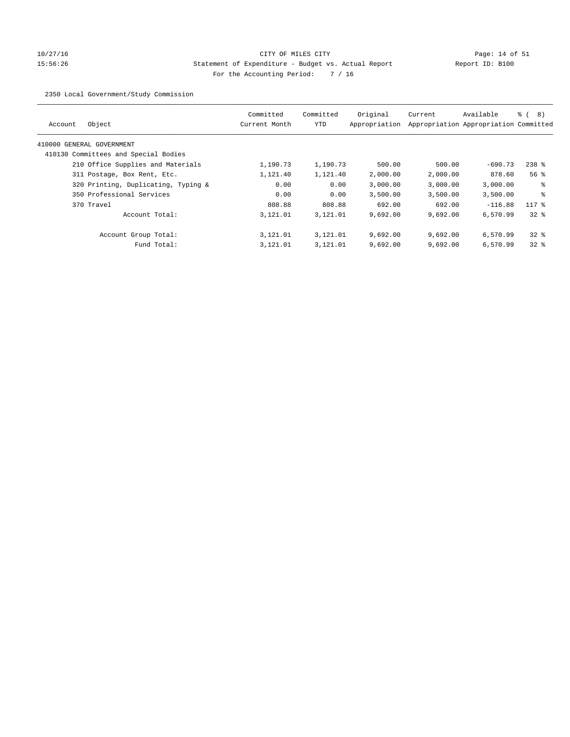CITY OF MILES CITY

Statement of Expenditure - Budget vs. Actual Report

Report ID: B100

For the Accounting Period: 7 / 16

2350 Local Government/Study Commission

| Account | Object | Committed Current Month | Committed YTD | Original Appropriation | Current Appropriation | Available Appropriation | % ( 8) Committed |
|---|---|---|---|---|---|---|---|
| 410000 GENERAL GOVERNMENT | | | | | | | |
| 410130 Committees and Special Bodies | | | | | | | |
| | 210 Office Supplies and Materials | 1,190.73 | 1,190.73 | 500.00 | 500.00 | -690.73 | 238 % |
| | 311 Postage, Box Rent, Etc. | 1,121.40 | 1,121.40 | 2,000.00 | 2,000.00 | 878.60 | 56 % |
| | 320 Printing, Duplicating, Typing & | 0.00 | 0.00 | 3,000.00 | 3,000.00 | 3,000.00 | % |
| | 350 Professional Services | 0.00 | 0.00 | 3,500.00 | 3,500.00 | 3,500.00 | % |
| | 370 Travel | 808.88 | 808.88 | 692.00 | 692.00 | -116.88 | 117 % |
| | Account Total: | 3,121.01 | 3,121.01 | 9,692.00 | 9,692.00 | 6,570.99 | 32 % |
| | Account Group Total: | 3,121.01 | 3,121.01 | 9,692.00 | 9,692.00 | 6,570.99 | 32 % |
| | Fund Total: | 3,121.01 | 3,121.01 | 9,692.00 | 9,692.00 | 6,570.99 | 32 % |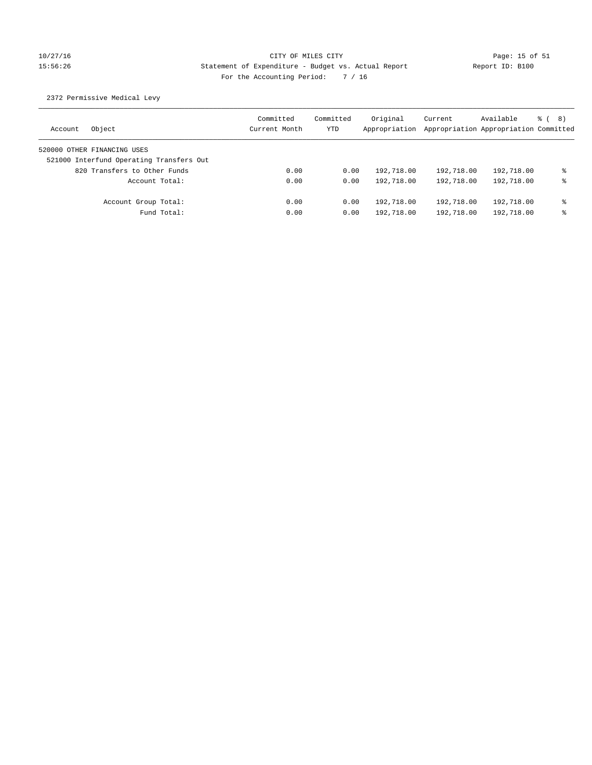CITY OF MILES CITY
Statement of Expenditure - Budget vs. Actual Report
Report ID: B100
For the Accounting Period: 7 / 16

2372 Permissive Medical Levy

| Account | Object | Committed Current Month | Committed YTD | Original Appropriation | Current Appropriation | Available Appropriation | % ( 8) Committed |
|---|---|---|---|---|---|---|---|
| 520000 OTHER FINANCING USES | | | | | | | |
| 521000 Interfund Operating Transfers Out | | | | | | | |
| | 820 Transfers to Other Funds | 0.00 | 0.00 | 192,718.00 | 192,718.00 | 192,718.00 | % |
| | Account Total: | 0.00 | 0.00 | 192,718.00 | 192,718.00 | 192,718.00 | % |
| | Account Group Total: | 0.00 | 0.00 | 192,718.00 | 192,718.00 | 192,718.00 | % |
| | Fund Total: | 0.00 | 0.00 | 192,718.00 | 192,718.00 | 192,718.00 | % |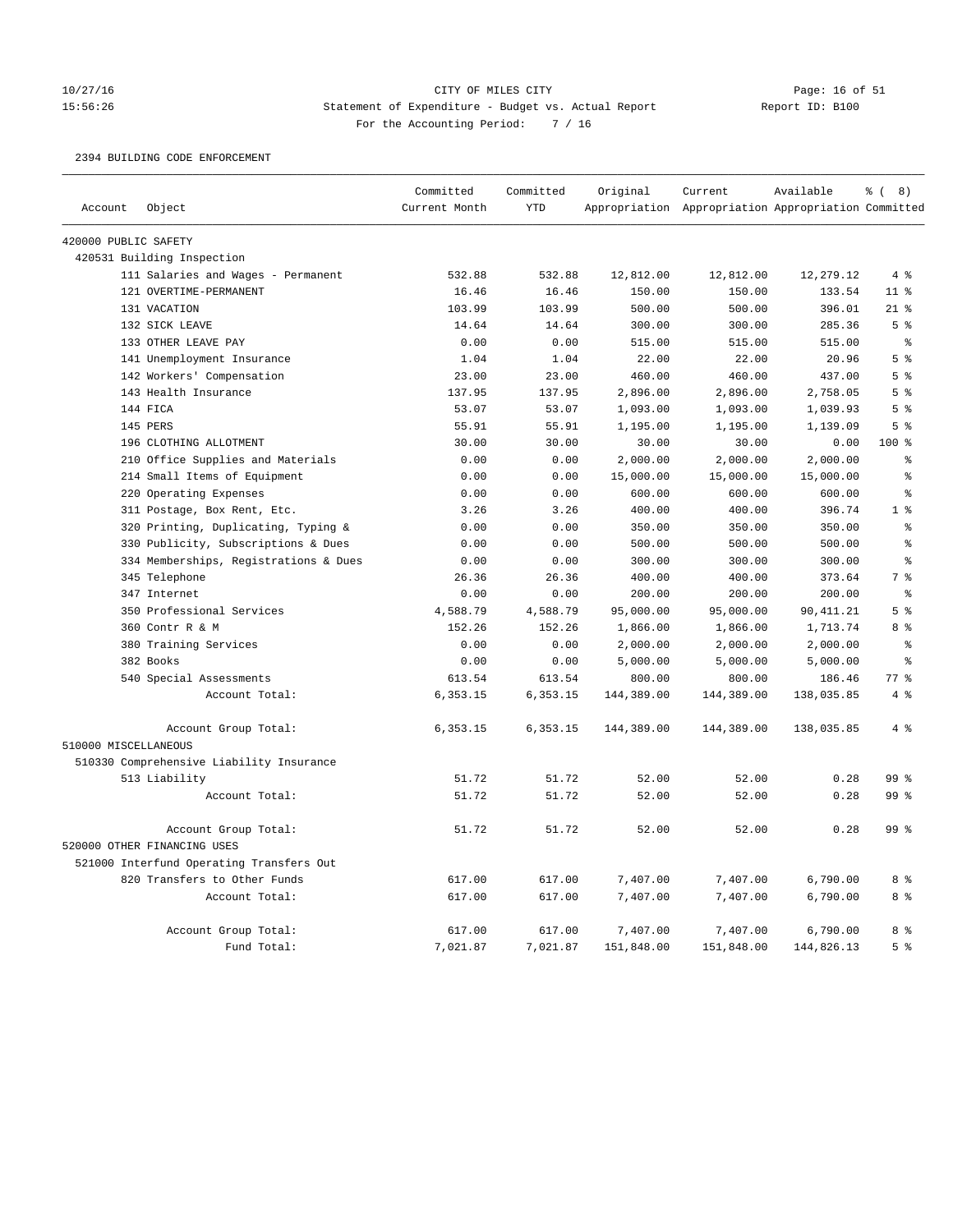CITY OF MILES CITY

Statement of Expenditure - Budget vs. Actual Report

For the Accounting Period: 7 / 16

10/27/16
15:56:26

Report ID: B100

2394 BUILDING CODE ENFORCEMENT

| Account Object | Committed Current Month | Committed YTD | Original Appropriation | Current Appropriation | Available Appropriation | % ( 8) Committed |
|---|---|---|---|---|---|---|
| 420000 PUBLIC SAFETY | | | | | | |
| 420531 Building Inspection | | | | | | |
| 111 Salaries and Wages - Permanent | 532.88 | 532.88 | 12,812.00 | 12,812.00 | 12,279.12 | 4 % |
| 121 OVERTIME-PERMANENT | 16.46 | 16.46 | 150.00 | 150.00 | 133.54 | 11 % |
| 131 VACATION | 103.99 | 103.99 | 500.00 | 500.00 | 396.01 | 21 % |
| 132 SICK LEAVE | 14.64 | 14.64 | 300.00 | 300.00 | 285.36 | 5 % |
| 133 OTHER LEAVE PAY | 0.00 | 0.00 | 515.00 | 515.00 | 515.00 | % |
| 141 Unemployment Insurance | 1.04 | 1.04 | 22.00 | 22.00 | 20.96 | 5 % |
| 142 Workers' Compensation | 23.00 | 23.00 | 460.00 | 460.00 | 437.00 | 5 % |
| 143 Health Insurance | 137.95 | 137.95 | 2,896.00 | 2,896.00 | 2,758.05 | 5 % |
| 144 FICA | 53.07 | 53.07 | 1,093.00 | 1,093.00 | 1,039.93 | 5 % |
| 145 PERS | 55.91 | 55.91 | 1,195.00 | 1,195.00 | 1,139.09 | 5 % |
| 196 CLOTHING ALLOTMENT | 30.00 | 30.00 | 30.00 | 30.00 | 0.00 | 100 % |
| 210 Office Supplies and Materials | 0.00 | 0.00 | 2,000.00 | 2,000.00 | 2,000.00 | % |
| 214 Small Items of Equipment | 0.00 | 0.00 | 15,000.00 | 15,000.00 | 15,000.00 | % |
| 220 Operating Expenses | 0.00 | 0.00 | 600.00 | 600.00 | 600.00 | % |
| 311 Postage, Box Rent, Etc. | 3.26 | 3.26 | 400.00 | 400.00 | 396.74 | 1 % |
| 320 Printing, Duplicating, Typing & | 0.00 | 0.00 | 350.00 | 350.00 | 350.00 | % |
| 330 Publicity, Subscriptions & Dues | 0.00 | 0.00 | 500.00 | 500.00 | 500.00 | % |
| 334 Memberships, Registrations & Dues | 0.00 | 0.00 | 300.00 | 300.00 | 300.00 | % |
| 345 Telephone | 26.36 | 26.36 | 400.00 | 400.00 | 373.64 | 7 % |
| 347 Internet | 0.00 | 0.00 | 200.00 | 200.00 | 200.00 | % |
| 350 Professional Services | 4,588.79 | 4,588.79 | 95,000.00 | 95,000.00 | 90,411.21 | 5 % |
| 360 Contr R & M | 152.26 | 152.26 | 1,866.00 | 1,866.00 | 1,713.74 | 8 % |
| 380 Training Services | 0.00 | 0.00 | 2,000.00 | 2,000.00 | 2,000.00 | % |
| 382 Books | 0.00 | 0.00 | 5,000.00 | 5,000.00 | 5,000.00 | % |
| 540 Special Assessments | 613.54 | 613.54 | 800.00 | 800.00 | 186.46 | 77 % |
| Account Total: | 6,353.15 | 6,353.15 | 144,389.00 | 144,389.00 | 138,035.85 | 4 % |
| Account Group Total: | 6,353.15 | 6,353.15 | 144,389.00 | 144,389.00 | 138,035.85 | 4 % |
| 510000 MISCELLANEOUS | | | | | | |
| 510330 Comprehensive Liability Insurance | | | | | | |
| 513 Liability | 51.72 | 51.72 | 52.00 | 52.00 | 0.28 | 99 % |
| Account Total: | 51.72 | 51.72 | 52.00 | 52.00 | 0.28 | 99 % |
| Account Group Total: | 51.72 | 51.72 | 52.00 | 52.00 | 0.28 | 99 % |
| 520000 OTHER FINANCING USES | | | | | | |
| 521000 Interfund Operating Transfers Out | | | | | | |
| 820 Transfers to Other Funds | 617.00 | 617.00 | 7,407.00 | 7,407.00 | 6,790.00 | 8 % |
| Account Total: | 617.00 | 617.00 | 7,407.00 | 7,407.00 | 6,790.00 | 8 % |
| Account Group Total: | 617.00 | 617.00 | 7,407.00 | 7,407.00 | 6,790.00 | 8 % |
| Fund Total: | 7,021.87 | 7,021.87 | 151,848.00 | 151,848.00 | 144,826.13 | 5 % |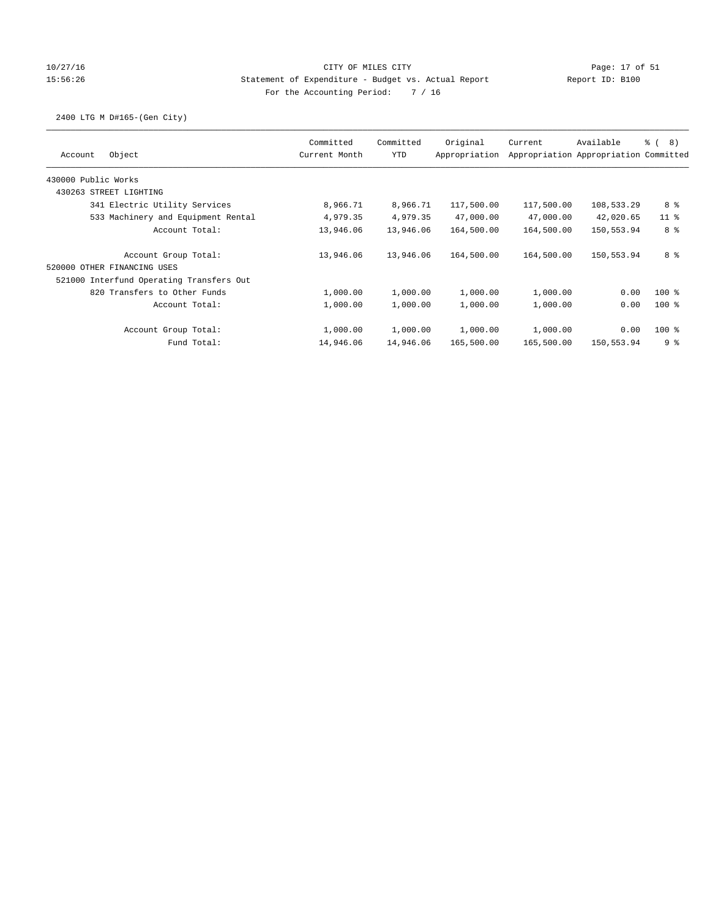CITY OF MILES CITY
Statement of Expenditure - Budget vs. Actual Report
Report ID: B100
For the Accounting Period: 7 / 16

10/27/16
15:56:26

2400 LTG M D#165-(Gen City)

| Account | Object | Committed Current Month | Committed YTD | Original Appropriation | Current Appropriation | Available Appropriation | % ( 8) Committed |
|---|---|---|---|---|---|---|---|
| 430000 Public Works | | | | | | | |
| 430263 STREET LIGHTING | | | | | | | |
| | 341 Electric Utility Services | 8,966.71 | 8,966.71 | 117,500.00 | 117,500.00 | 108,533.29 | 8 % |
| | 533 Machinery and Equipment Rental | 4,979.35 | 4,979.35 | 47,000.00 | 47,000.00 | 42,020.65 | 11 % |
| | Account Total: | 13,946.06 | 13,946.06 | 164,500.00 | 164,500.00 | 150,553.94 | 8 % |
| | Account Group Total: | 13,946.06 | 13,946.06 | 164,500.00 | 164,500.00 | 150,553.94 | 8 % |
| 520000 OTHER FINANCING USES | | | | | | | |
| 521000 Interfund Operating Transfers Out | | | | | | | |
| | 820 Transfers to Other Funds | 1,000.00 | 1,000.00 | 1,000.00 | 1,000.00 | 0.00 | 100 % |
| | Account Total: | 1,000.00 | 1,000.00 | 1,000.00 | 1,000.00 | 0.00 | 100 % |
| | Account Group Total: | 1,000.00 | 1,000.00 | 1,000.00 | 1,000.00 | 0.00 | 100 % |
| | Fund Total: | 14,946.06 | 14,946.06 | 165,500.00 | 165,500.00 | 150,553.94 | 9 % |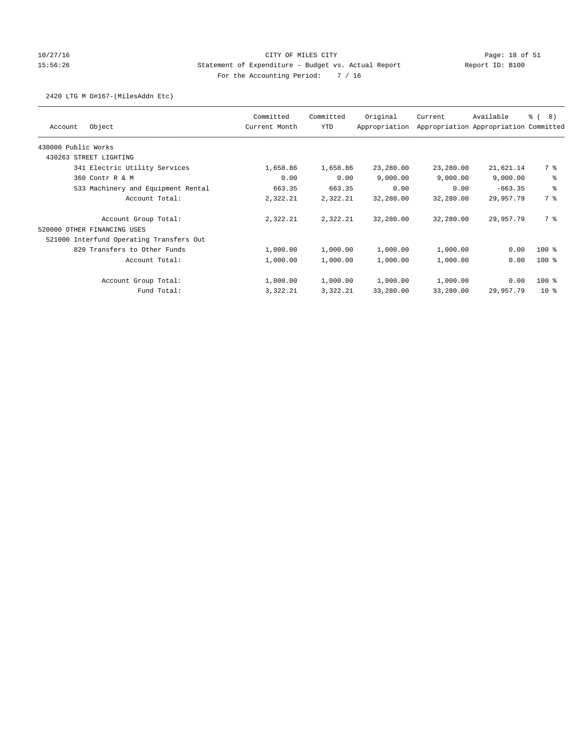CITY OF MILES CITY

Statement of Expenditure - Budget vs. Actual Report

Report ID: B100

For the Accounting Period: 7 / 16

10/27/16
15:56:26

2420 LTG M D#167-(MilesAddn Etc)

| Account Object | Committed Current Month | Committed YTD | Original Appropriation | Current Appropriation | Available Appropriation | % ( 8) Committed |
|---|---|---|---|---|---|---|
| 430000 Public Works | | | | | | |
| 430263 STREET LIGHTING | | | | | | |
| 341 Electric Utility Services | 1,658.86 | 1,658.86 | 23,280.00 | 23,280.00 | 21,621.14 | 7 % |
| 360 Contr R & M | 0.00 | 0.00 | 9,000.00 | 9,000.00 | 9,000.00 | % |
| 533 Machinery and Equipment Rental | 663.35 | 663.35 | 0.00 | 0.00 | -663.35 | % |
| Account Total: | 2,322.21 | 2,322.21 | 32,280.00 | 32,280.00 | 29,957.79 | 7 % |
| Account Group Total: | 2,322.21 | 2,322.21 | 32,280.00 | 32,280.00 | 29,957.79 | 7 % |
| 520000 OTHER FINANCING USES | | | | | | |
| 521000 Interfund Operating Transfers Out | | | | | | |
| 820 Transfers to Other Funds | 1,000.00 | 1,000.00 | 1,000.00 | 1,000.00 | 0.00 | 100 % |
| Account Total: | 1,000.00 | 1,000.00 | 1,000.00 | 1,000.00 | 0.00 | 100 % |
| Account Group Total: | 1,000.00 | 1,000.00 | 1,000.00 | 1,000.00 | 0.00 | 100 % |
| Fund Total: | 3,322.21 | 3,322.21 | 33,280.00 | 33,280.00 | 29,957.79 | 10 % |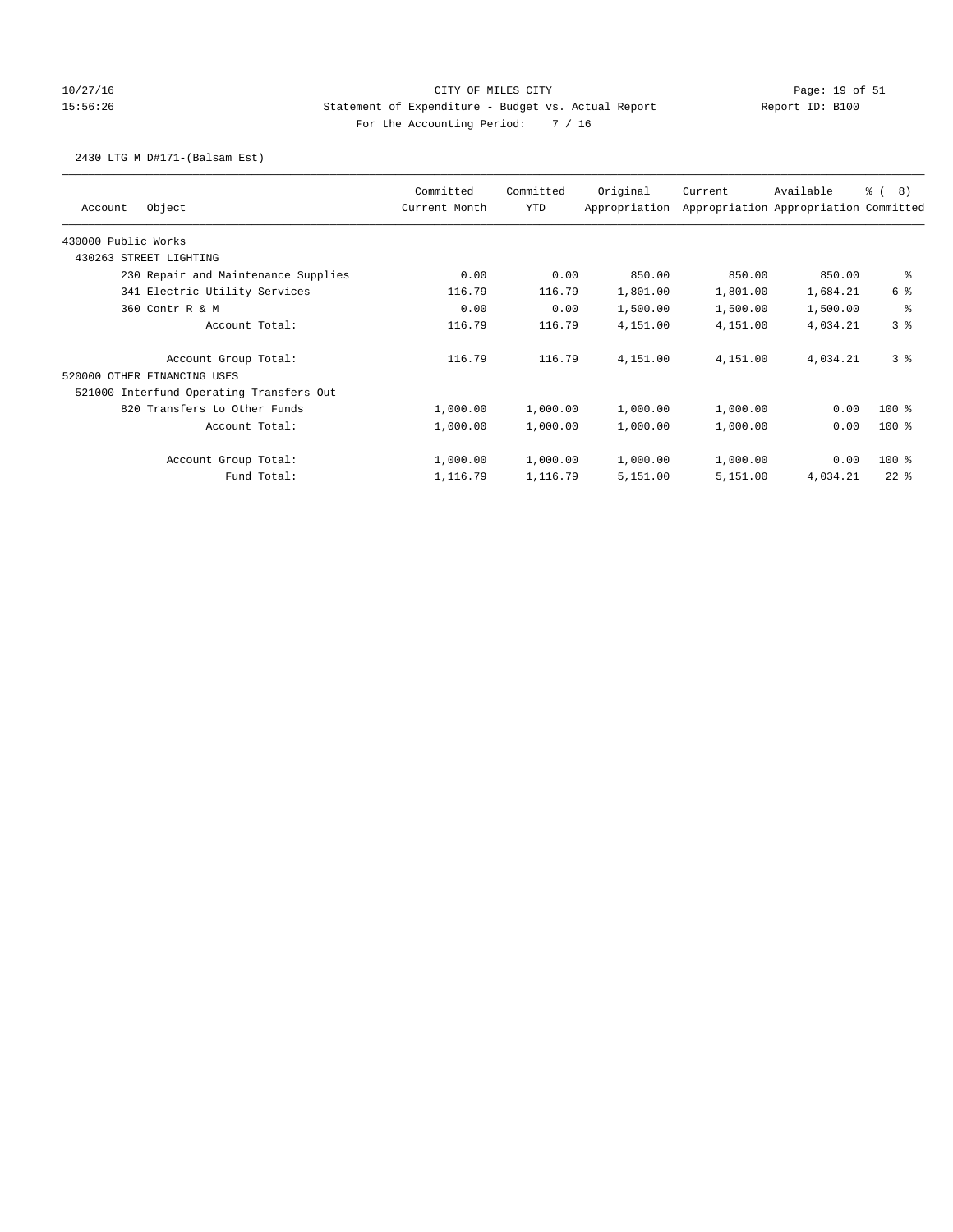CITY OF MILES CITY

Statement of Expenditure - Budget vs. Actual Report

Report ID: B100

For the Accounting Period: 7 / 16

2430 LTG M D#171-(Balsam Est)

| Account Object | Committed Current Month | Committed YTD | Original Appropriation | Current Appropriation | Available Appropriation | % ( 8) Committed |
|---|---|---|---|---|---|---|
| 430000 Public Works | | | | | | |
| 430263 STREET LIGHTING | | | | | | |
| 230 Repair and Maintenance Supplies | 0.00 | 0.00 | 850.00 | 850.00 | 850.00 | % |
| 341 Electric Utility Services | 116.79 | 116.79 | 1,801.00 | 1,801.00 | 1,684.21 | 6 % |
| 360 Contr R & M | 0.00 | 0.00 | 1,500.00 | 1,500.00 | 1,500.00 | % |
| Account Total: | 116.79 | 116.79 | 4,151.00 | 4,151.00 | 4,034.21 | 3 % |
| Account Group Total: | 116.79 | 116.79 | 4,151.00 | 4,151.00 | 4,034.21 | 3 % |
| 520000 OTHER FINANCING USES | | | | | | |
| 521000 Interfund Operating Transfers Out | | | | | | |
| 820 Transfers to Other Funds | 1,000.00 | 1,000.00 | 1,000.00 | 1,000.00 | 0.00 | 100 % |
| Account Total: | 1,000.00 | 1,000.00 | 1,000.00 | 1,000.00 | 0.00 | 100 % |
| Account Group Total: | 1,000.00 | 1,000.00 | 1,000.00 | 1,000.00 | 0.00 | 100 % |
| Fund Total: | 1,116.79 | 1,116.79 | 5,151.00 | 5,151.00 | 4,034.21 | 22 % |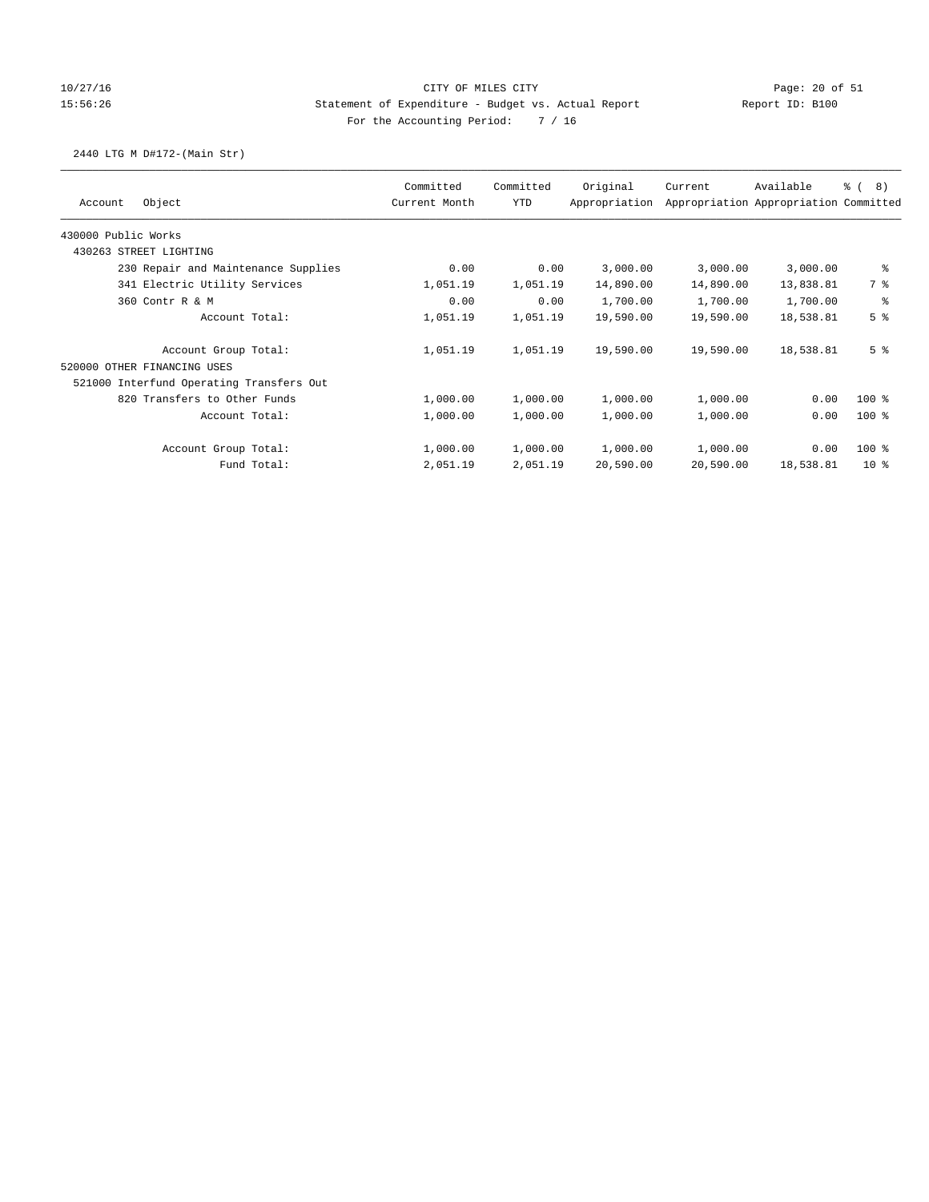CITY OF MILES CITY

Statement of Expenditure - Budget vs. Actual Report

Report ID: B100

For the Accounting Period: 7 / 16

2440 LTG M D#172-(Main Str)

| Account | Object | Committed Current Month | Committed YTD | Original Appropriation | Current Appropriation | Available Appropriation | % ( 8) Committed |
|---|---|---|---|---|---|---|---|
| 430000 Public Works | | | | | | | |
| 430263 STREET LIGHTING | | | | | | | |
| | 230 Repair and Maintenance Supplies | 0.00 | 0.00 | 3,000.00 | 3,000.00 | 3,000.00 | % |
| | 341 Electric Utility Services | 1,051.19 | 1,051.19 | 14,890.00 | 14,890.00 | 13,838.81 | 7 % |
| | 360 Contr R & M | 0.00 | 0.00 | 1,700.00 | 1,700.00 | 1,700.00 | % |
| | Account Total: | 1,051.19 | 1,051.19 | 19,590.00 | 19,590.00 | 18,538.81 | 5 % |
| | Account Group Total: | 1,051.19 | 1,051.19 | 19,590.00 | 19,590.00 | 18,538.81 | 5 % |
| 520000 OTHER FINANCING USES | | | | | | | |
| 521000 Interfund Operating Transfers Out | | | | | | | |
| | 820 Transfers to Other Funds | 1,000.00 | 1,000.00 | 1,000.00 | 1,000.00 | 0.00 | 100 % |
| | Account Total: | 1,000.00 | 1,000.00 | 1,000.00 | 1,000.00 | 0.00 | 100 % |
| | Account Group Total: | 1,000.00 | 1,000.00 | 1,000.00 | 1,000.00 | 0.00 | 100 % |
| | Fund Total: | 2,051.19 | 2,051.19 | 20,590.00 | 20,590.00 | 18,538.81 | 10 % |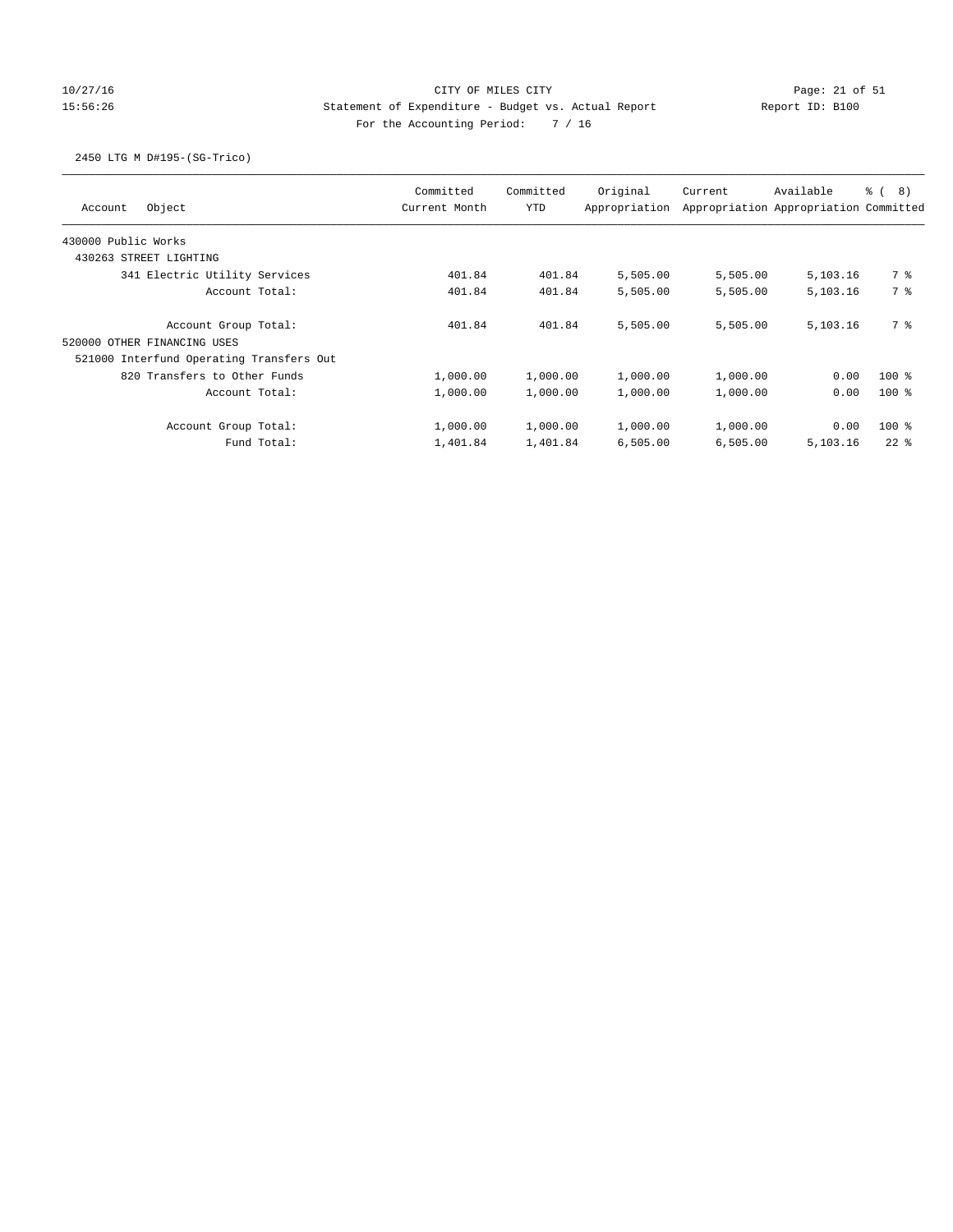CITY OF MILES CITY

Statement of Expenditure - Budget vs. Actual Report

Report ID: B100

For the Accounting Period: 7 / 16

10/27/16
15:56:26

2450 LTG M D#195-(SG-Trico)

| Account | Object | Committed Current Month | Committed YTD | Original Appropriation | Current Appropriation | Available Appropriation | % ( 8) Committed |
|---|---|---|---|---|---|---|---|
| 430000 Public Works | | | | | | | |
| 430263 STREET LIGHTING | | | | | | | |
| | 341 Electric Utility Services | 401.84 | 401.84 | 5,505.00 | 5,505.00 | 5,103.16 | 7 % |
| | Account Total: | 401.84 | 401.84 | 5,505.00 | 5,505.00 | 5,103.16 | 7 % |
| | Account Group Total: | 401.84 | 401.84 | 5,505.00 | 5,505.00 | 5,103.16 | 7 % |
| 520000 OTHER FINANCING USES | | | | | | | |
| 521000 Interfund Operating Transfers Out | | | | | | | |
| | 820 Transfers to Other Funds | 1,000.00 | 1,000.00 | 1,000.00 | 1,000.00 | 0.00 | 100 % |
| | Account Total: | 1,000.00 | 1,000.00 | 1,000.00 | 1,000.00 | 0.00 | 100 % |
| | Account Group Total: | 1,000.00 | 1,000.00 | 1,000.00 | 1,000.00 | 0.00 | 100 % |
| | Fund Total: | 1,401.84 | 1,401.84 | 6,505.00 | 6,505.00 | 5,103.16 | 22 % |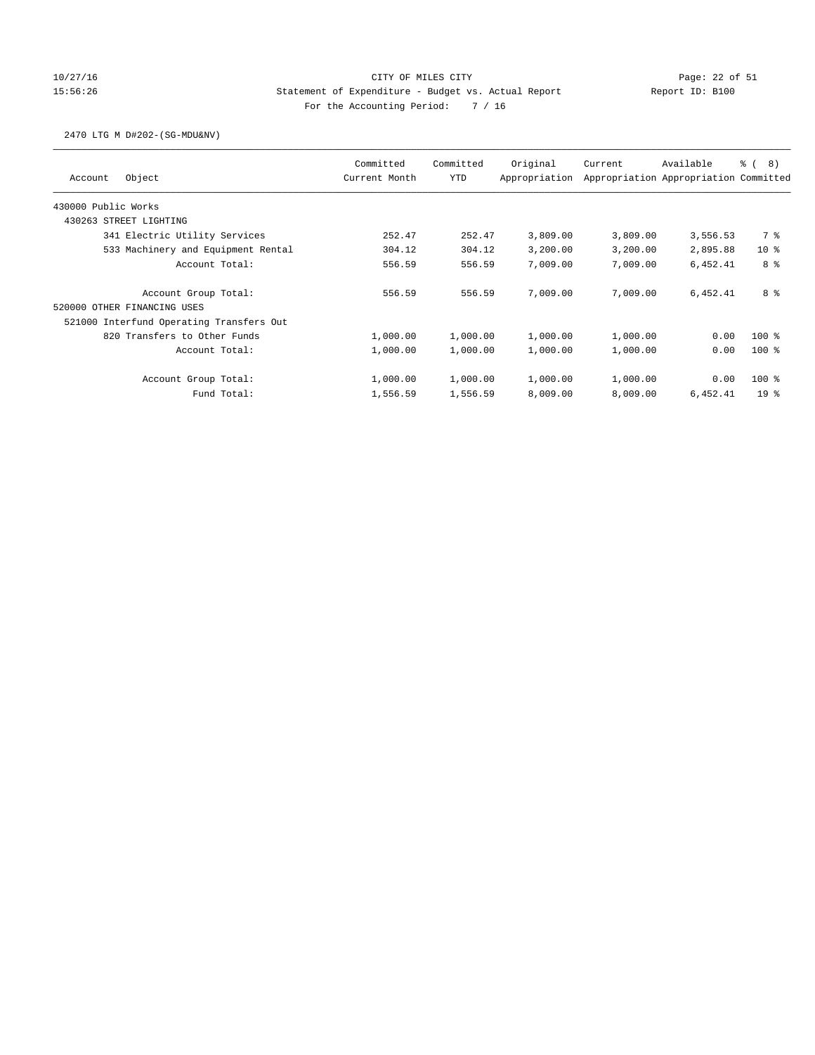CITY OF MILES CITY
Statement of Expenditure - Budget vs. Actual Report
For the Accounting Period: 7 / 16

10/27/16
15:56:26

Report ID: B100

2470 LTG M D#202-(SG-MDU&NV)

| Account Object | Committed Current Month | Committed YTD | Original Appropriation | Current Appropriation | Available Appropriation | % ( 8) Committed |
|---|---|---|---|---|---|---|
| 430000 Public Works | | | | | | |
| 430263 STREET LIGHTING | | | | | | |
| 341 Electric Utility Services | 252.47 | 252.47 | 3,809.00 | 3,809.00 | 3,556.53 | 7 % |
| 533 Machinery and Equipment Rental | 304.12 | 304.12 | 3,200.00 | 3,200.00 | 2,895.88 | 10 % |
| Account Total: | 556.59 | 556.59 | 7,009.00 | 7,009.00 | 6,452.41 | 8 % |
| Account Group Total: | 556.59 | 556.59 | 7,009.00 | 7,009.00 | 6,452.41 | 8 % |
| 520000 OTHER FINANCING USES | | | | | | |
| 521000 Interfund Operating Transfers Out | | | | | | |
| 820 Transfers to Other Funds | 1,000.00 | 1,000.00 | 1,000.00 | 1,000.00 | 0.00 | 100 % |
| Account Total: | 1,000.00 | 1,000.00 | 1,000.00 | 1,000.00 | 0.00 | 100 % |
| Account Group Total: | 1,000.00 | 1,000.00 | 1,000.00 | 1,000.00 | 0.00 | 100 % |
| Fund Total: | 1,556.59 | 1,556.59 | 8,009.00 | 8,009.00 | 6,452.41 | 19 % |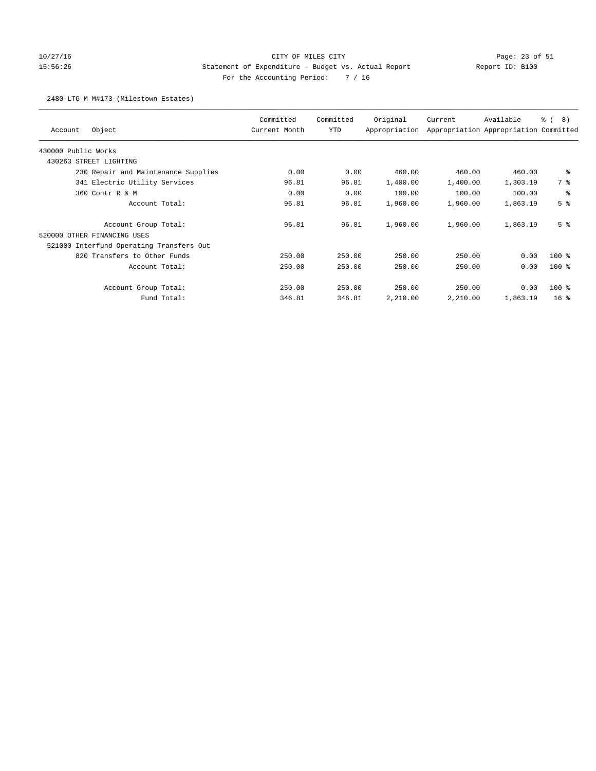CITY OF MILES CITY

Statement of Expenditure - Budget vs. Actual Report

Report ID: B100

10/27/16

15:56:26

For the Accounting Period: 7 / 16

2480 LTG M M#173-(Milestown Estates)

| Account Object | Committed Current Month | Committed YTD | Original Appropriation | Current Appropriation | Available Appropriation | % ( 8) Committed |
|---|---|---|---|---|---|---|
| 430000 Public Works | | | | | | |
| 430263 STREET LIGHTING | | | | | | |
| 230 Repair and Maintenance Supplies | 0.00 | 0.00 | 460.00 | 460.00 | 460.00 | % |
| 341 Electric Utility Services | 96.81 | 96.81 | 1,400.00 | 1,400.00 | 1,303.19 | 7 % |
| 360 Contr R & M | 0.00 | 0.00 | 100.00 | 100.00 | 100.00 | % |
| Account Total: | 96.81 | 96.81 | 1,960.00 | 1,960.00 | 1,863.19 | 5 % |
| Account Group Total: | 96.81 | 96.81 | 1,960.00 | 1,960.00 | 1,863.19 | 5 % |
| 520000 OTHER FINANCING USES | | | | | | |
| 521000 Interfund Operating Transfers Out | | | | | | |
| 820 Transfers to Other Funds | 250.00 | 250.00 | 250.00 | 250.00 | 0.00 | 100 % |
| Account Total: | 250.00 | 250.00 | 250.00 | 250.00 | 0.00 | 100 % |
| Account Group Total: | 250.00 | 250.00 | 250.00 | 250.00 | 0.00 | 100 % |
| Fund Total: | 346.81 | 346.81 | 2,210.00 | 2,210.00 | 1,863.19 | 16 % |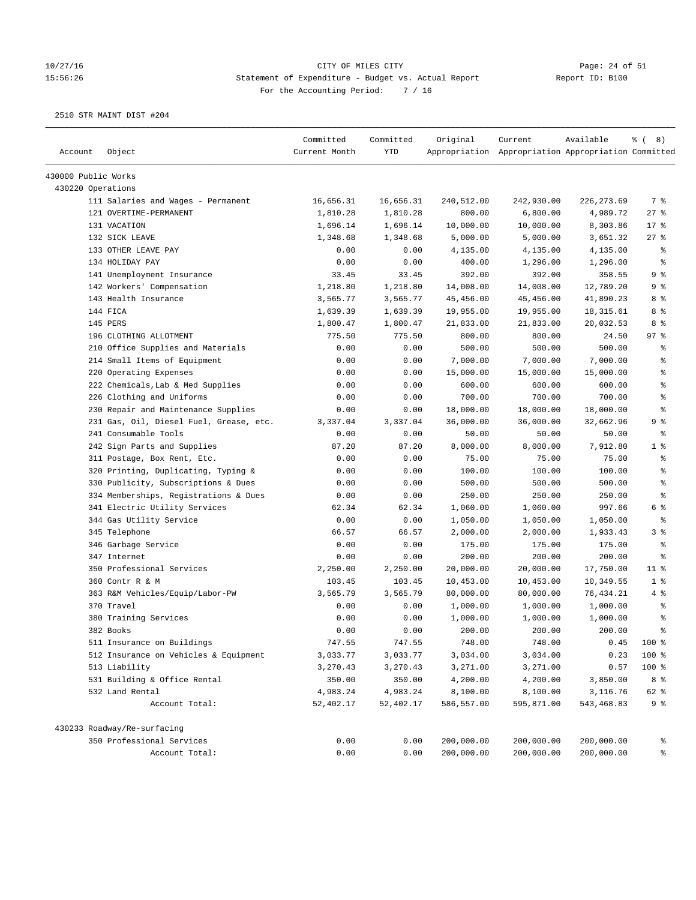CITY OF MILES CITY

Statement of Expenditure - Budget vs. Actual Report

Report ID: B100

For the Accounting Period: 7 / 16

2510 STR MAINT DIST #204

| Account | Object | Committed Current Month | Committed YTD | Original Appropriation | Current Appropriation | Available Appropriation | % ( 8) Committed |
|---|---|---|---|---|---|---|---|
| 430000 Public Works | | | | | | | |
| 430220 Operations | | | | | | | |
| | 111 Salaries and Wages - Permanent | 16,656.31 | 16,656.31 | 240,512.00 | 242,930.00 | 226,273.69 | 7 % |
| | 121 OVERTIME-PERMANENT | 1,810.28 | 1,810.28 | 800.00 | 6,800.00 | 4,989.72 | 27 % |
| | 131 VACATION | 1,696.14 | 1,696.14 | 10,000.00 | 10,000.00 | 8,303.86 | 17 % |
| | 132 SICK LEAVE | 1,348.68 | 1,348.68 | 5,000.00 | 5,000.00 | 3,651.32 | 27 % |
| | 133 OTHER LEAVE PAY | 0.00 | 0.00 | 4,135.00 | 4,135.00 | 4,135.00 | % |
| | 134 HOLIDAY PAY | 0.00 | 0.00 | 400.00 | 1,296.00 | 1,296.00 | % |
| | 141 Unemployment Insurance | 33.45 | 33.45 | 392.00 | 392.00 | 358.55 | 9 % |
| | 142 Workers' Compensation | 1,218.80 | 1,218.80 | 14,008.00 | 14,008.00 | 12,789.20 | 9 % |
| | 143 Health Insurance | 3,565.77 | 3,565.77 | 45,456.00 | 45,456.00 | 41,890.23 | 8 % |
| | 144 FICA | 1,639.39 | 1,639.39 | 19,955.00 | 19,955.00 | 18,315.61 | 8 % |
| | 145 PERS | 1,800.47 | 1,800.47 | 21,833.00 | 21,833.00 | 20,032.53 | 8 % |
| | 196 CLOTHING ALLOTMENT | 775.50 | 775.50 | 800.00 | 800.00 | 24.50 | 97 % |
| | 210 Office Supplies and Materials | 0.00 | 0.00 | 500.00 | 500.00 | 500.00 | % |
| | 214 Small Items of Equipment | 0.00 | 0.00 | 7,000.00 | 7,000.00 | 7,000.00 | % |
| | 220 Operating Expenses | 0.00 | 0.00 | 15,000.00 | 15,000.00 | 15,000.00 | % |
| | 222 Chemicals,Lab & Med Supplies | 0.00 | 0.00 | 600.00 | 600.00 | 600.00 | % |
| | 226 Clothing and Uniforms | 0.00 | 0.00 | 700.00 | 700.00 | 700.00 | % |
| | 230 Repair and Maintenance Supplies | 0.00 | 0.00 | 18,000.00 | 18,000.00 | 18,000.00 | % |
| | 231 Gas, Oil, Diesel Fuel, Grease, etc. | 3,337.04 | 3,337.04 | 36,000.00 | 36,000.00 | 32,662.96 | 9 % |
| | 241 Consumable Tools | 0.00 | 0.00 | 50.00 | 50.00 | 50.00 | % |
| | 242 Sign Parts and Supplies | 87.20 | 87.20 | 8,000.00 | 8,000.00 | 7,912.80 | 1 % |
| | 311 Postage, Box Rent, Etc. | 0.00 | 0.00 | 75.00 | 75.00 | 75.00 | % |
| | 320 Printing, Duplicating, Typing & | 0.00 | 0.00 | 100.00 | 100.00 | 100.00 | % |
| | 330 Publicity, Subscriptions & Dues | 0.00 | 0.00 | 500.00 | 500.00 | 500.00 | % |
| | 334 Memberships, Registrations & Dues | 0.00 | 0.00 | 250.00 | 250.00 | 250.00 | % |
| | 341 Electric Utility Services | 62.34 | 62.34 | 1,060.00 | 1,060.00 | 997.66 | 6 % |
| | 344 Gas Utility Service | 0.00 | 0.00 | 1,050.00 | 1,050.00 | 1,050.00 | % |
| | 345 Telephone | 66.57 | 66.57 | 2,000.00 | 2,000.00 | 1,933.43 | 3 % |
| | 346 Garbage Service | 0.00 | 0.00 | 175.00 | 175.00 | 175.00 | % |
| | 347 Internet | 0.00 | 0.00 | 200.00 | 200.00 | 200.00 | % |
| | 350 Professional Services | 2,250.00 | 2,250.00 | 20,000.00 | 20,000.00 | 17,750.00 | 11 % |
| | 360 Contr R & M | 103.45 | 103.45 | 10,453.00 | 10,453.00 | 10,349.55 | 1 % |
| | 363 R&M Vehicles/Equip/Labor-PW | 3,565.79 | 3,565.79 | 80,000.00 | 80,000.00 | 76,434.21 | 4 % |
| | 370 Travel | 0.00 | 0.00 | 1,000.00 | 1,000.00 | 1,000.00 | % |
| | 380 Training Services | 0.00 | 0.00 | 1,000.00 | 1,000.00 | 1,000.00 | % |
| | 382 Books | 0.00 | 0.00 | 200.00 | 200.00 | 200.00 | % |
| | 511 Insurance on Buildings | 747.55 | 747.55 | 748.00 | 748.00 | 0.45 | 100 % |
| | 512 Insurance on Vehicles & Equipment | 3,033.77 | 3,033.77 | 3,034.00 | 3,034.00 | 0.23 | 100 % |
| | 513 Liability | 3,270.43 | 3,270.43 | 3,271.00 | 3,271.00 | 0.57 | 100 % |
| | 531 Building & Office Rental | 350.00 | 350.00 | 4,200.00 | 4,200.00 | 3,850.00 | 8 % |
| | 532 Land Rental | 4,983.24 | 4,983.24 | 8,100.00 | 8,100.00 | 3,116.76 | 62 % |
| | Account Total: | 52,402.17 | 52,402.17 | 586,557.00 | 595,871.00 | 543,468.83 | 9 % |
| 430233 Roadway/Re-surfacing | | | | | | | |
| | 350 Professional Services | 0.00 | 0.00 | 200,000.00 | 200,000.00 | 200,000.00 | % |
| | Account Total: | 0.00 | 0.00 | 200,000.00 | 200,000.00 | 200,000.00 | % |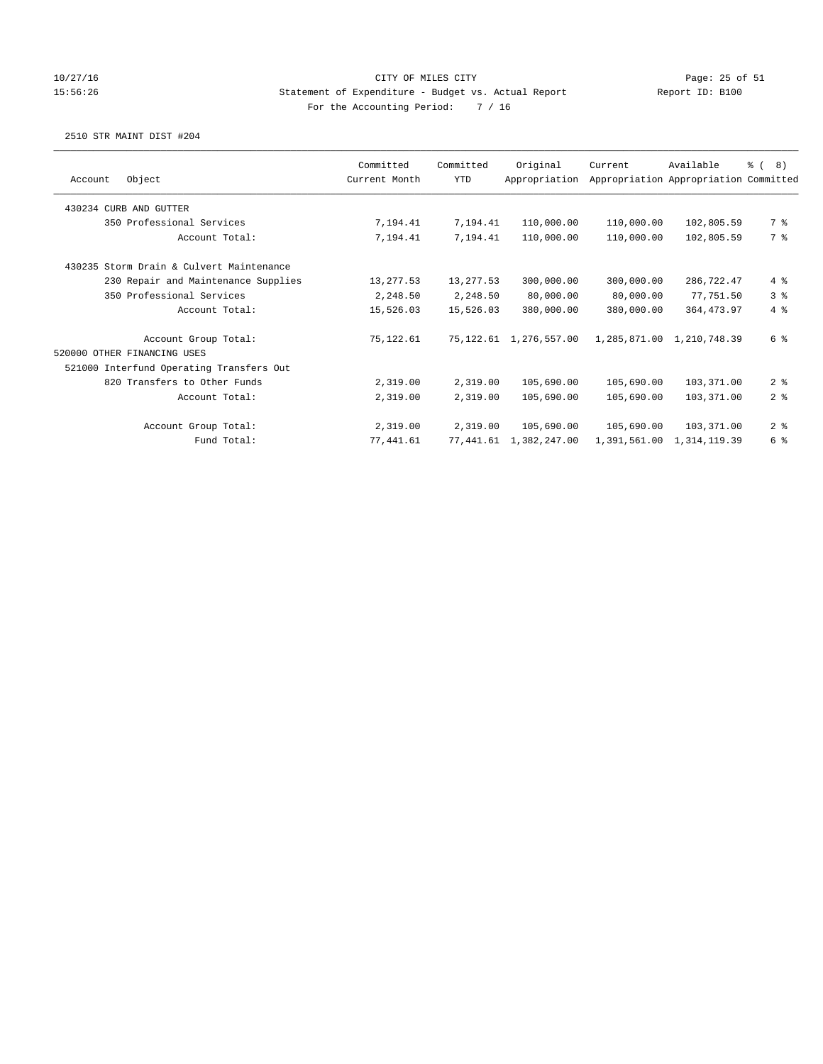CITY OF MILES CITY
Statement of Expenditure - Budget vs. Actual Report
For the Accounting Period: 7 / 16

10/27/16
15:56:26

Report ID: B100

2510 STR MAINT DIST #204

| Account Object | Committed Current Month | Committed YTD | Original Appropriation | Current Appropriation | Available Appropriation | % ( 8) Committed |
|---|---|---|---|---|---|---|
| 430234 CURB AND GUTTER | | | | | | |
| 350 Professional Services | 7,194.41 | 7,194.41 | 110,000.00 | 110,000.00 | 102,805.59 | 7 % |
| Account Total: | 7,194.41 | 7,194.41 | 110,000.00 | 110,000.00 | 102,805.59 | 7 % |
| 430235 Storm Drain & Culvert Maintenance | | | | | | |
| 230 Repair and Maintenance Supplies | 13,277.53 | 13,277.53 | 300,000.00 | 300,000.00 | 286,722.47 | 4 % |
| 350 Professional Services | 2,248.50 | 2,248.50 | 80,000.00 | 80,000.00 | 77,751.50 | 3 % |
| Account Total: | 15,526.03 | 15,526.03 | 380,000.00 | 380,000.00 | 364,473.97 | 4 % |
| Account Group Total: | 75,122.61 | 75,122.61 | 1,276,557.00 | 1,285,871.00 | 1,210,748.39 | 6 % |
| 520000 OTHER FINANCING USES | | | | | | |
| 521000 Interfund Operating Transfers Out | | | | | | |
| 820 Transfers to Other Funds | 2,319.00 | 2,319.00 | 105,690.00 | 105,690.00 | 103,371.00 | 2 % |
| Account Total: | 2,319.00 | 2,319.00 | 105,690.00 | 105,690.00 | 103,371.00 | 2 % |
| Account Group Total: | 2,319.00 | 2,319.00 | 105,690.00 | 105,690.00 | 103,371.00 | 2 % |
| Fund Total: | 77,441.61 | 77,441.61 | 1,382,247.00 | 1,391,561.00 | 1,314,119.39 | 6 % |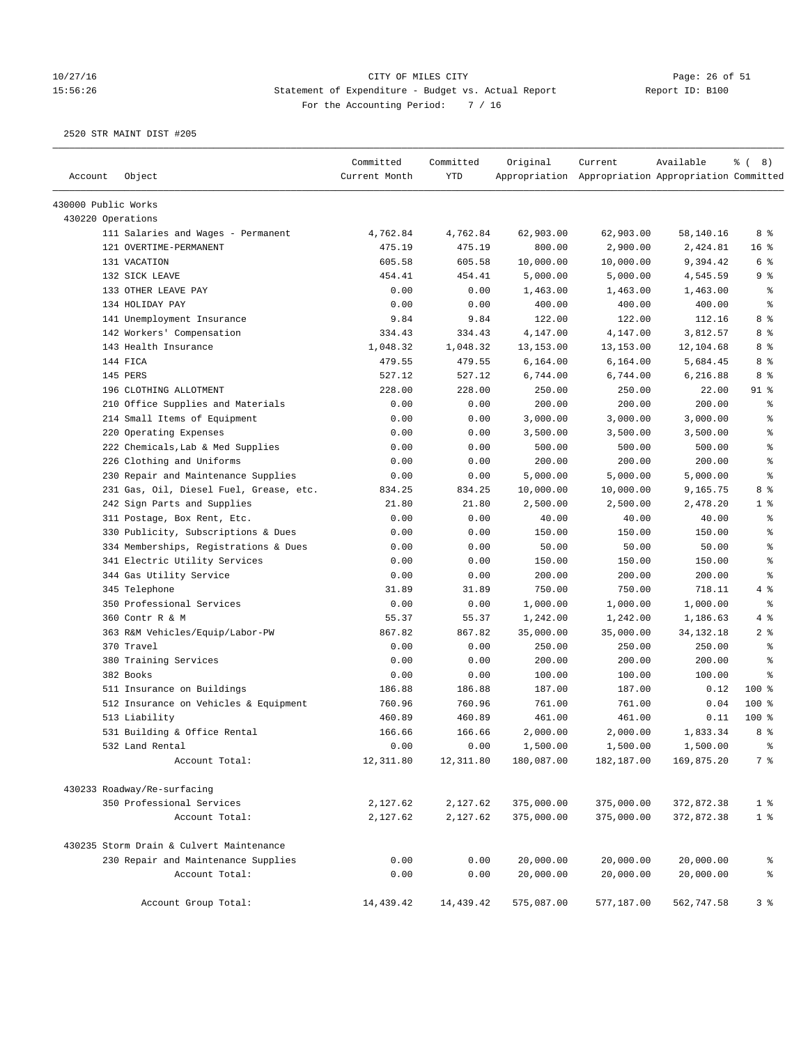# CITY OF MILES CITY

Statement of Expenditure - Budget vs. Actual Report

Report ID: B100

For the Accounting Period: 7 / 16

10/27/16 15:56:26

2520 STR MAINT DIST #205

| Account | Object | Committed Current Month | Committed YTD | Original Appropriation | Current Appropriation | Available Appropriation | % ( 8) Committed |
|---|---|---|---|---|---|---|---|
| 430000 Public Works | | | | | | | |
| 430220 Operations | | | | | | | |
| | 111 Salaries and Wages - Permanent | 4,762.84 | 4,762.84 | 62,903.00 | 62,903.00 | 58,140.16 | 8 % |
| | 121 OVERTIME-PERMANENT | 475.19 | 475.19 | 800.00 | 2,900.00 | 2,424.81 | 16 % |
| | 131 VACATION | 605.58 | 605.58 | 10,000.00 | 10,000.00 | 9,394.42 | 6 % |
| | 132 SICK LEAVE | 454.41 | 454.41 | 5,000.00 | 5,000.00 | 4,545.59 | 9 % |
| | 133 OTHER LEAVE PAY | 0.00 | 0.00 | 1,463.00 | 1,463.00 | 1,463.00 | % |
| | 134 HOLIDAY PAY | 0.00 | 0.00 | 400.00 | 400.00 | 400.00 | % |
| | 141 Unemployment Insurance | 9.84 | 9.84 | 122.00 | 122.00 | 112.16 | 8 % |
| | 142 Workers' Compensation | 334.43 | 334.43 | 4,147.00 | 4,147.00 | 3,812.57 | 8 % |
| | 143 Health Insurance | 1,048.32 | 1,048.32 | 13,153.00 | 13,153.00 | 12,104.68 | 8 % |
| | 144 FICA | 479.55 | 479.55 | 6,164.00 | 6,164.00 | 5,684.45 | 8 % |
| | 145 PERS | 527.12 | 527.12 | 6,744.00 | 6,744.00 | 6,216.88 | 8 % |
| | 196 CLOTHING ALLOTMENT | 228.00 | 228.00 | 250.00 | 250.00 | 22.00 | 91 % |
| | 210 Office Supplies and Materials | 0.00 | 0.00 | 200.00 | 200.00 | 200.00 | % |
| | 214 Small Items of Equipment | 0.00 | 0.00 | 3,000.00 | 3,000.00 | 3,000.00 | % |
| | 220 Operating Expenses | 0.00 | 0.00 | 3,500.00 | 3,500.00 | 3,500.00 | % |
| | 222 Chemicals,Lab & Med Supplies | 0.00 | 0.00 | 500.00 | 500.00 | 500.00 | % |
| | 226 Clothing and Uniforms | 0.00 | 0.00 | 200.00 | 200.00 | 200.00 | % |
| | 230 Repair and Maintenance Supplies | 0.00 | 0.00 | 5,000.00 | 5,000.00 | 5,000.00 | % |
| | 231 Gas, Oil, Diesel Fuel, Grease, etc. | 834.25 | 834.25 | 10,000.00 | 10,000.00 | 9,165.75 | 8 % |
| | 242 Sign Parts and Supplies | 21.80 | 21.80 | 2,500.00 | 2,500.00 | 2,478.20 | 1 % |
| | 311 Postage, Box Rent, Etc. | 0.00 | 0.00 | 40.00 | 40.00 | 40.00 | % |
| | 330 Publicity, Subscriptions & Dues | 0.00 | 0.00 | 150.00 | 150.00 | 150.00 | % |
| | 334 Memberships, Registrations & Dues | 0.00 | 0.00 | 50.00 | 50.00 | 50.00 | % |
| | 341 Electric Utility Services | 0.00 | 0.00 | 150.00 | 150.00 | 150.00 | % |
| | 344 Gas Utility Service | 0.00 | 0.00 | 200.00 | 200.00 | 200.00 | % |
| | 345 Telephone | 31.89 | 31.89 | 750.00 | 750.00 | 718.11 | 4 % |
| | 350 Professional Services | 0.00 | 0.00 | 1,000.00 | 1,000.00 | 1,000.00 | % |
| | 360 Contr R & M | 55.37 | 55.37 | 1,242.00 | 1,242.00 | 1,186.63 | 4 % |
| | 363 R&M Vehicles/Equip/Labor-PW | 867.82 | 867.82 | 35,000.00 | 35,000.00 | 34,132.18 | 2 % |
| | 370 Travel | 0.00 | 0.00 | 250.00 | 250.00 | 250.00 | % |
| | 380 Training Services | 0.00 | 0.00 | 200.00 | 200.00 | 200.00 | % |
| | 382 Books | 0.00 | 0.00 | 100.00 | 100.00 | 100.00 | % |
| | 511 Insurance on Buildings | 186.88 | 186.88 | 187.00 | 187.00 | 0.12 | 100 % |
| | 512 Insurance on Vehicles & Equipment | 760.96 | 760.96 | 761.00 | 761.00 | 0.04 | 100 % |
| | 513 Liability | 460.89 | 460.89 | 461.00 | 461.00 | 0.11 | 100 % |
| | 531 Building & Office Rental | 166.66 | 166.66 | 2,000.00 | 2,000.00 | 1,833.34 | 8 % |
| | 532 Land Rental | 0.00 | 0.00 | 1,500.00 | 1,500.00 | 1,500.00 | % |
| | Account Total: | 12,311.80 | 12,311.80 | 180,087.00 | 182,187.00 | 169,875.20 | 7 % |
| 430233 Roadway/Re-surfacing | | | | | | | |
| | 350 Professional Services | 2,127.62 | 2,127.62 | 375,000.00 | 375,000.00 | 372,872.38 | 1 % |
| | Account Total: | 2,127.62 | 2,127.62 | 375,000.00 | 375,000.00 | 372,872.38 | 1 % |
| 430235 Storm Drain & Culvert Maintenance | | | | | | | |
| | 230 Repair and Maintenance Supplies | 0.00 | 0.00 | 20,000.00 | 20,000.00 | 20,000.00 | % |
| | Account Total: | 0.00 | 0.00 | 20,000.00 | 20,000.00 | 20,000.00 | % |
| | Account Group Total: | 14,439.42 | 14,439.42 | 575,087.00 | 577,187.00 | 562,747.58 | 3 % |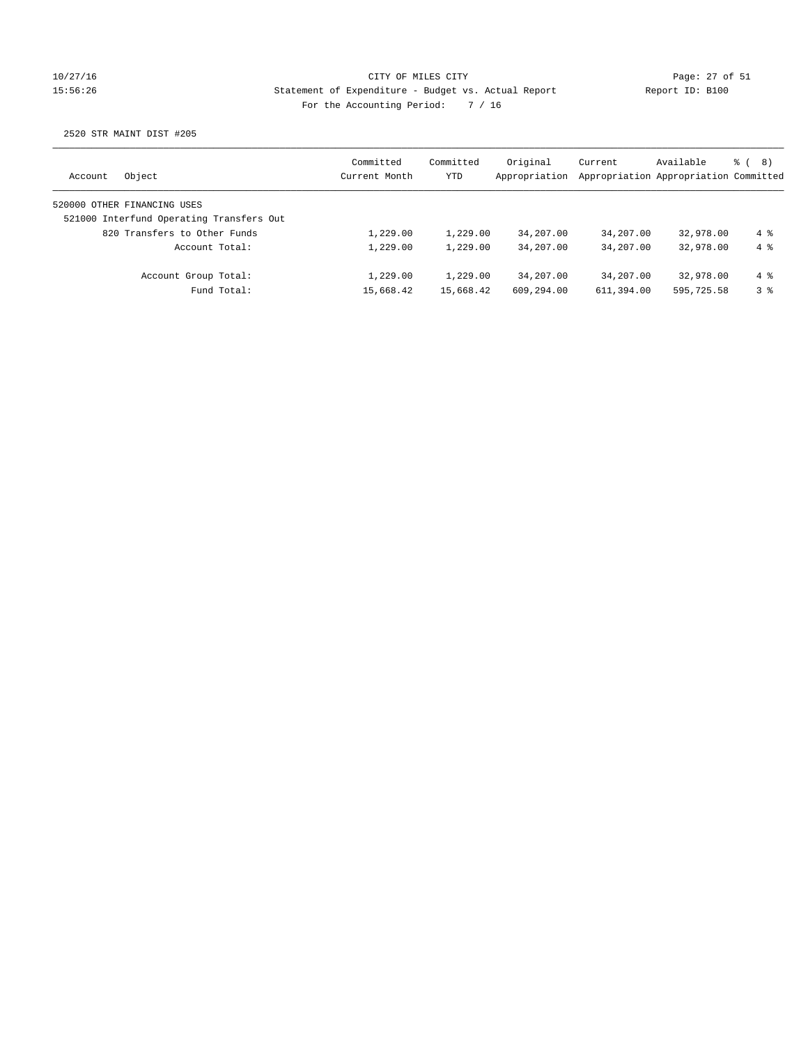CITY OF MILES CITY

Statement of Expenditure - Budget vs. Actual Report

Report ID: B100

For the Accounting Period: 7 / 16

10/27/16
15:56:26

2520 STR MAINT DIST #205

| Account | Object | Committed Current Month | Committed YTD | Original Appropriation | Current Appropriation | Available Appropriation | % ( 8) Committed |
|---|---|---|---|---|---|---|---|
| 520000 OTHER FINANCING USES | | | | | | | |
| 521000 Interfund Operating Transfers Out | | | | | | | |
| | 820 Transfers to Other Funds | 1,229.00 | 1,229.00 | 34,207.00 | 34,207.00 | 32,978.00 | 4 % |
| | Account Total: | 1,229.00 | 1,229.00 | 34,207.00 | 34,207.00 | 32,978.00 | 4 % |
| | Account Group Total: | 1,229.00 | 1,229.00 | 34,207.00 | 34,207.00 | 32,978.00 | 4 % |
| | Fund Total: | 15,668.42 | 15,668.42 | 609,294.00 | 611,394.00 | 595,725.58 | 3 % |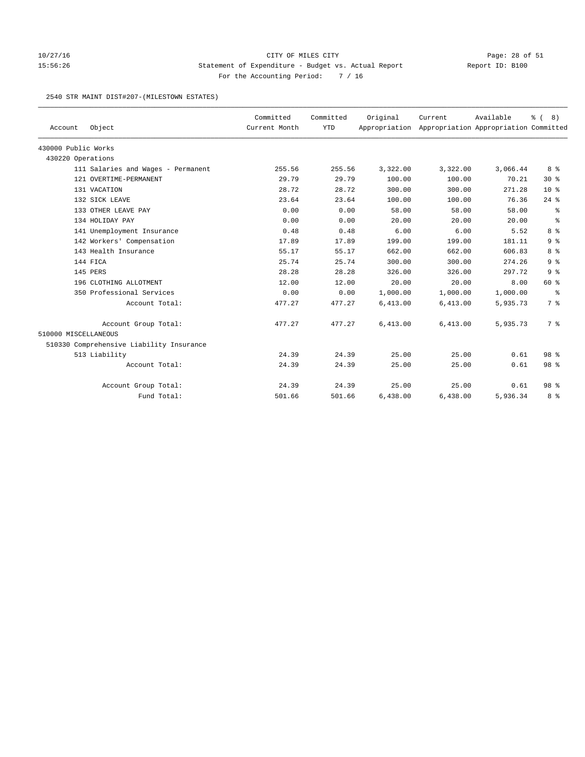CITY OF MILES CITY
Statement of Expenditure - Budget vs. Actual Report
For the Accounting Period: 7 / 16

10/27/16
15:56:26

Report ID: B100

2540 STR MAINT DIST#207-(MILESTOWN ESTATES)

| Account Object | Committed Current Month | Committed YTD | Original Appropriation | Current Appropriation | Available Appropriation | % ( 8) Committed |
|---|---|---|---|---|---|---|
| 430000 Public Works | | | | | | |
| 430220 Operations | | | | | | |
| 111 Salaries and Wages - Permanent | 255.56 | 255.56 | 3,322.00 | 3,322.00 | 3,066.44 | 8 % |
| 121 OVERTIME-PERMANENT | 29.79 | 29.79 | 100.00 | 100.00 | 70.21 | 30 % |
| 131 VACATION | 28.72 | 28.72 | 300.00 | 300.00 | 271.28 | 10 % |
| 132 SICK LEAVE | 23.64 | 23.64 | 100.00 | 100.00 | 76.36 | 24 % |
| 133 OTHER LEAVE PAY | 0.00 | 0.00 | 58.00 | 58.00 | 58.00 | % |
| 134 HOLIDAY PAY | 0.00 | 0.00 | 20.00 | 20.00 | 20.00 | % |
| 141 Unemployment Insurance | 0.48 | 0.48 | 6.00 | 6.00 | 5.52 | 8 % |
| 142 Workers' Compensation | 17.89 | 17.89 | 199.00 | 199.00 | 181.11 | 9 % |
| 143 Health Insurance | 55.17 | 55.17 | 662.00 | 662.00 | 606.83 | 8 % |
| 144 FICA | 25.74 | 25.74 | 300.00 | 300.00 | 274.26 | 9 % |
| 145 PERS | 28.28 | 28.28 | 326.00 | 326.00 | 297.72 | 9 % |
| 196 CLOTHING ALLOTMENT | 12.00 | 12.00 | 20.00 | 20.00 | 8.00 | 60 % |
| 350 Professional Services | 0.00 | 0.00 | 1,000.00 | 1,000.00 | 1,000.00 | % |
| Account Total: | 477.27 | 477.27 | 6,413.00 | 6,413.00 | 5,935.73 | 7 % |
| Account Group Total: | 477.27 | 477.27 | 6,413.00 | 6,413.00 | 5,935.73 | 7 % |
| 510000 MISCELLANEOUS | | | | | | |
| 510330 Comprehensive Liability Insurance | | | | | | |
| 513 Liability | 24.39 | 24.39 | 25.00 | 25.00 | 0.61 | 98 % |
| Account Total: | 24.39 | 24.39 | 25.00 | 25.00 | 0.61 | 98 % |
| Account Group Total: | 24.39 | 24.39 | 25.00 | 25.00 | 0.61 | 98 % |
| Fund Total: | 501.66 | 501.66 | 6,438.00 | 6,438.00 | 5,936.34 | 8 % |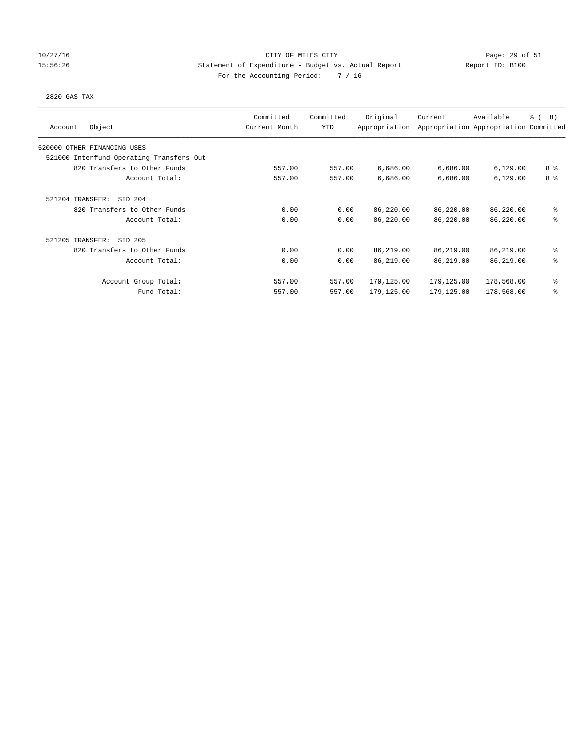CITY OF MILES CITY

Statement of Expenditure - Budget vs. Actual Report

For the Accounting Period: 7 / 16

2820 GAS TAX

| Account Object | Committed Current Month | Committed YTD | Original Appropriation | Current Appropriation | Available Appropriation | % ( 8) Committed |
|---|---|---|---|---|---|---|
| 520000 OTHER FINANCING USES | | | | | | |
| 521000 Interfund Operating Transfers Out | | | | | | |
| 820 Transfers to Other Funds | 557.00 | 557.00 | 6,686.00 | 6,686.00 | 6,129.00 | 8 % |
| Account Total: | 557.00 | 557.00 | 6,686.00 | 6,686.00 | 6,129.00 | 8 % |
| 521204 TRANSFER: SID 204 | | | | | | |
| 820 Transfers to Other Funds | 0.00 | 0.00 | 86,220.00 | 86,220.00 | 86,220.00 | % |
| Account Total: | 0.00 | 0.00 | 86,220.00 | 86,220.00 | 86,220.00 | % |
| 521205 TRANSFER: SID 205 | | | | | | |
| 820 Transfers to Other Funds | 0.00 | 0.00 | 86,219.00 | 86,219.00 | 86,219.00 | % |
| Account Total: | 0.00 | 0.00 | 86,219.00 | 86,219.00 | 86,219.00 | % |
| Account Group Total: | 557.00 | 557.00 | 179,125.00 | 179,125.00 | 178,568.00 | % |
| Fund Total: | 557.00 | 557.00 | 179,125.00 | 179,125.00 | 178,568.00 | % |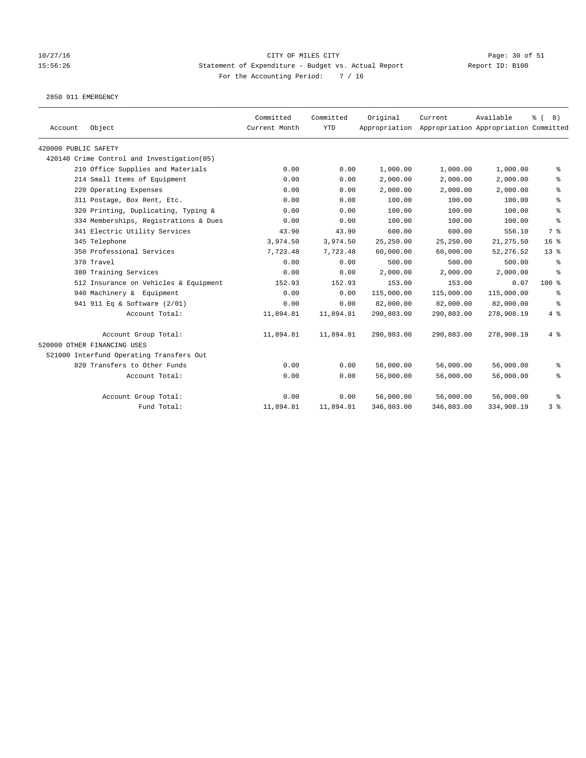10/27/16 CITY OF MILES CITY
15:56:26 Statement of Expenditure - Budget vs. Actual Report Report ID: B100
For the Accounting Period: 7 / 16

2850 911 EMERGENCY

| Account Object | Committed Current Month | Committed YTD | Original Appropriation | Current Appropriation | Available Appropriation | % ( 8) Committed |
|---|---|---|---|---|---|---|
| 420000 PUBLIC SAFETY | | | | | | |
| 420140 Crime Control and Investigation(05) | | | | | | |
| 210 Office Supplies and Materials | 0.00 | 0.00 | 1,000.00 | 1,000.00 | 1,000.00 | % |
| 214 Small Items of Equipment | 0.00 | 0.00 | 2,000.00 | 2,000.00 | 2,000.00 | % |
| 220 Operating Expenses | 0.00 | 0.00 | 2,000.00 | 2,000.00 | 2,000.00 | % |
| 311 Postage, Box Rent, Etc. | 0.00 | 0.00 | 100.00 | 100.00 | 100.00 | % |
| 320 Printing, Duplicating, Typing & | 0.00 | 0.00 | 100.00 | 100.00 | 100.00 | % |
| 334 Memberships, Registrations & Dues | 0.00 | 0.00 | 100.00 | 100.00 | 100.00 | % |
| 341 Electric Utility Services | 43.90 | 43.90 | 600.00 | 600.00 | 556.10 | 7 % |
| 345 Telephone | 3,974.50 | 3,974.50 | 25,250.00 | 25,250.00 | 21,275.50 | 16 % |
| 350 Professional Services | 7,723.48 | 7,723.48 | 60,000.00 | 60,000.00 | 52,276.52 | 13 % |
| 370 Travel | 0.00 | 0.00 | 500.00 | 500.00 | 500.00 | % |
| 380 Training Services | 0.00 | 0.00 | 2,000.00 | 2,000.00 | 2,000.00 | % |
| 512 Insurance on Vehicles & Equipment | 152.93 | 152.93 | 153.00 | 153.00 | 0.07 | 100 % |
| 940 Machinery & Equipment | 0.00 | 0.00 | 115,000.00 | 115,000.00 | 115,000.00 | % |
| 941 911 Eq & Software (2/01) | 0.00 | 0.00 | 82,000.00 | 82,000.00 | 82,000.00 | % |
| Account Total: | 11,894.81 | 11,894.81 | 290,803.00 | 290,803.00 | 278,908.19 | 4 % |
| Account Group Total: | 11,894.81 | 11,894.81 | 290,803.00 | 290,803.00 | 278,908.19 | 4 % |
| 520000 OTHER FINANCING USES | | | | | | |
| 521000 Interfund Operating Transfers Out | | | | | | |
| 820 Transfers to Other Funds | 0.00 | 0.00 | 56,000.00 | 56,000.00 | 56,000.00 | % |
| Account Total: | 0.00 | 0.00 | 56,000.00 | 56,000.00 | 56,000.00 | % |
| Account Group Total: | 0.00 | 0.00 | 56,000.00 | 56,000.00 | 56,000.00 | % |
| Fund Total: | 11,894.81 | 11,894.81 | 346,803.00 | 346,803.00 | 334,908.19 | 3 % |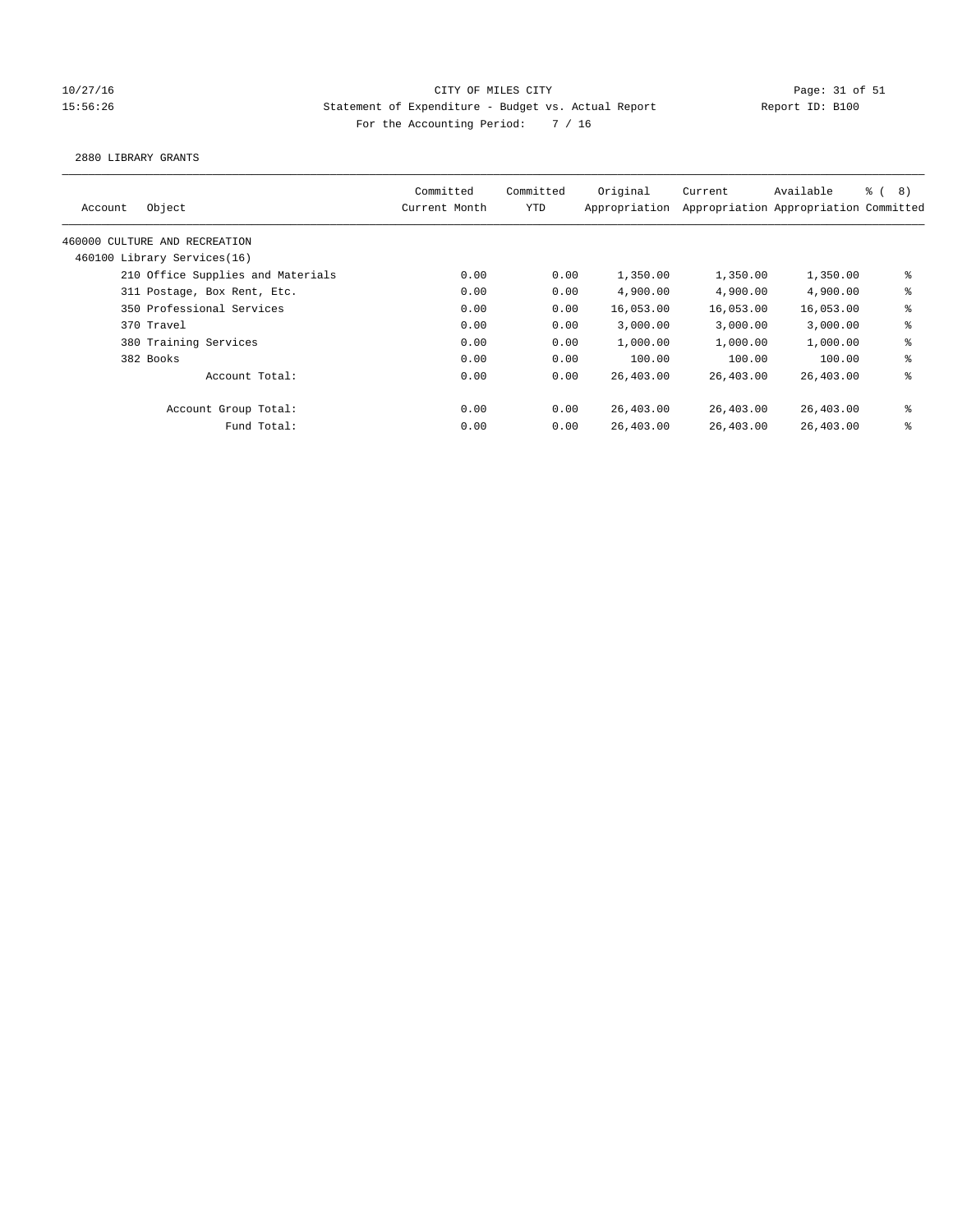CITY OF MILES CITY
Statement of Expenditure - Budget vs. Actual Report
For the Accounting Period: 7 / 16

10/27/16
15:56:26

Report ID: B100

2880 LIBRARY GRANTS

| Account | Object | Committed Current Month | Committed YTD | Original Appropriation | Current Appropriation | Available Appropriation | % ( 8) Committed |
|---|---|---|---|---|---|---|---|
| 460000 CULTURE AND RECREATION | | | | | | | |
| 460100 Library Services(16) | | | | | | | |
| | 210 Office Supplies and Materials | 0.00 | 0.00 | 1,350.00 | 1,350.00 | 1,350.00 | % |
| | 311 Postage, Box Rent, Etc. | 0.00 | 0.00 | 4,900.00 | 4,900.00 | 4,900.00 | % |
| | 350 Professional Services | 0.00 | 0.00 | 16,053.00 | 16,053.00 | 16,053.00 | % |
| | 370 Travel | 0.00 | 0.00 | 3,000.00 | 3,000.00 | 3,000.00 | % |
| | 380 Training Services | 0.00 | 0.00 | 1,000.00 | 1,000.00 | 1,000.00 | % |
| | 382 Books | 0.00 | 0.00 | 100.00 | 100.00 | 100.00 | % |
| | Account Total: | 0.00 | 0.00 | 26,403.00 | 26,403.00 | 26,403.00 | % |
| | Account Group Total: | 0.00 | 0.00 | 26,403.00 | 26,403.00 | 26,403.00 | % |
| | Fund Total: | 0.00 | 0.00 | 26,403.00 | 26,403.00 | 26,403.00 | % |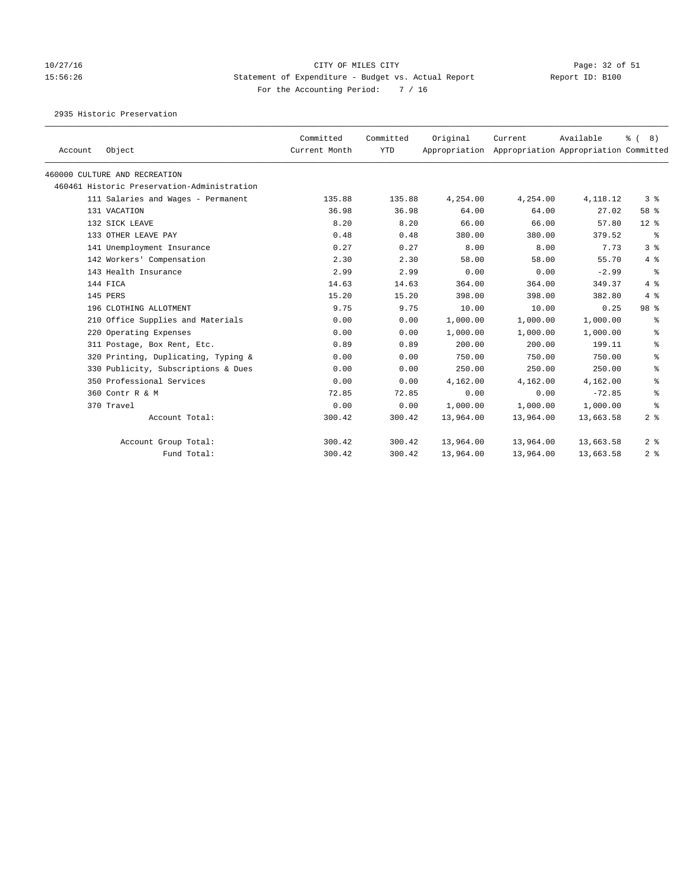CITY OF MILES CITY

Statement of Expenditure - Budget vs. Actual Report

Report ID: B100

For the Accounting Period: 7 / 16

10/27/16
15:56:26

2935 Historic Preservation

| Account | Object | Committed Current Month | Committed YTD | Original Appropriation | Current Appropriation | Available Appropriation | % ( 8) Committed |
|---|---|---|---|---|---|---|---|
| 460000 CULTURE AND RECREATION | | | | | | | |
| 460461 Historic Preservation-Administration | | | | | | | |
| 111 | Salaries and Wages - Permanent | 135.88 | 135.88 | 4,254.00 | 4,254.00 | 4,118.12 | 3 % |
| 131 | VACATION | 36.98 | 36.98 | 64.00 | 64.00 | 27.02 | 58 % |
| 132 | SICK LEAVE | 8.20 | 8.20 | 66.00 | 66.00 | 57.80 | 12 % |
| 133 | OTHER LEAVE PAY | 0.48 | 0.48 | 380.00 | 380.00 | 379.52 | % |
| 141 | Unemployment Insurance | 0.27 | 0.27 | 8.00 | 8.00 | 7.73 | 3 % |
| 142 | Workers' Compensation | 2.30 | 2.30 | 58.00 | 58.00 | 55.70 | 4 % |
| 143 | Health Insurance | 2.99 | 2.99 | 0.00 | 0.00 | -2.99 | % |
| 144 | FICA | 14.63 | 14.63 | 364.00 | 364.00 | 349.37 | 4 % |
| 145 | PERS | 15.20 | 15.20 | 398.00 | 398.00 | 382.80 | 4 % |
| 196 | CLOTHING ALLOTMENT | 9.75 | 9.75 | 10.00 | 10.00 | 0.25 | 98 % |
| 210 | Office Supplies and Materials | 0.00 | 0.00 | 1,000.00 | 1,000.00 | 1,000.00 | % |
| 220 | Operating Expenses | 0.00 | 0.00 | 1,000.00 | 1,000.00 | 1,000.00 | % |
| 311 | Postage, Box Rent, Etc. | 0.89 | 0.89 | 200.00 | 200.00 | 199.11 | % |
| 320 | Printing, Duplicating, Typing & | 0.00 | 0.00 | 750.00 | 750.00 | 750.00 | % |
| 330 | Publicity, Subscriptions & Dues | 0.00 | 0.00 | 250.00 | 250.00 | 250.00 | % |
| 350 | Professional Services | 0.00 | 0.00 | 4,162.00 | 4,162.00 | 4,162.00 | % |
| 360 | Contr R & M | 72.85 | 72.85 | 0.00 | 0.00 | -72.85 | % |
| 370 | Travel | 0.00 | 0.00 | 1,000.00 | 1,000.00 | 1,000.00 | % |
| | Account Total: | 300.42 | 300.42 | 13,964.00 | 13,964.00 | 13,663.58 | 2 % |
| | Account Group Total: | 300.42 | 300.42 | 13,964.00 | 13,964.00 | 13,663.58 | 2 % |
| | Fund Total: | 300.42 | 300.42 | 13,964.00 | 13,964.00 | 13,663.58 | 2 % |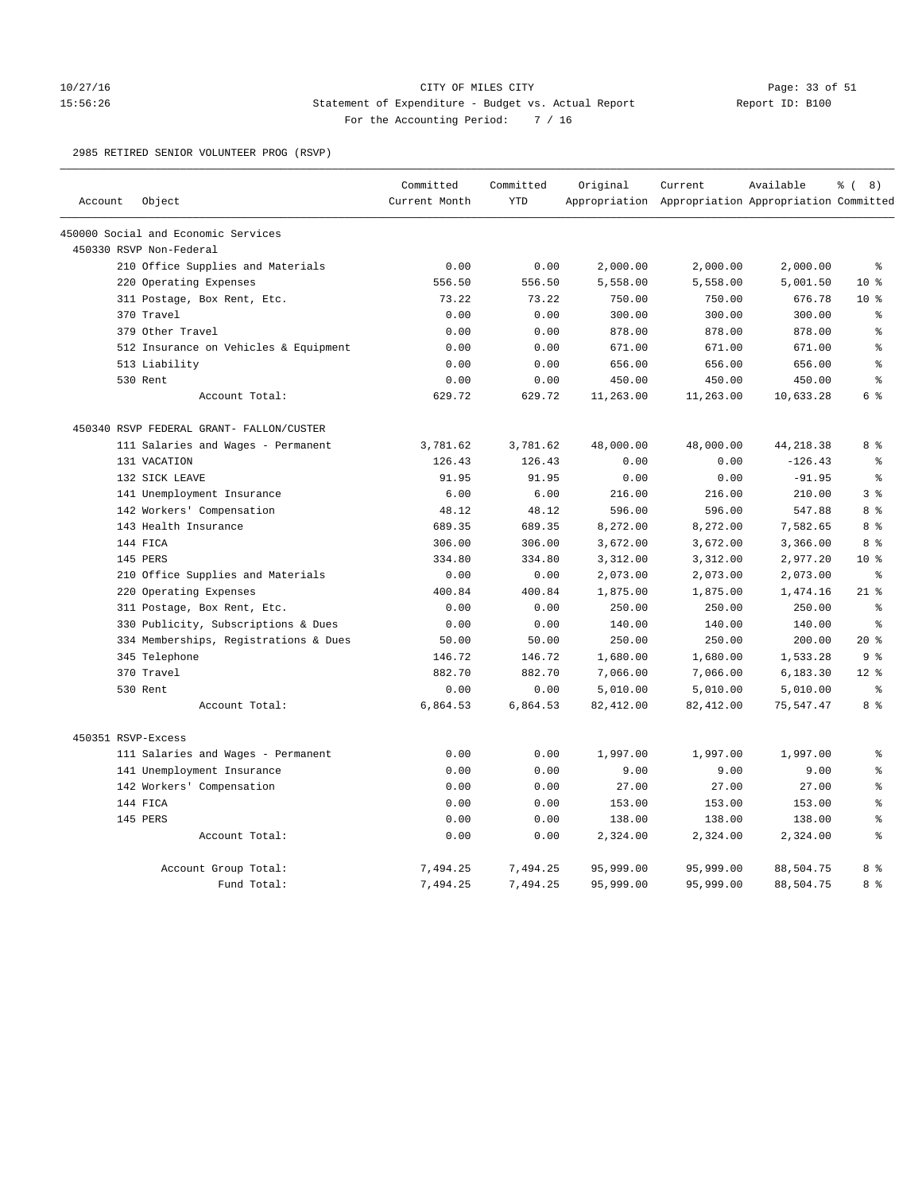CITY OF MILES CITY
Statement of Expenditure - Budget vs. Actual Report
For the Accounting Period: 7 / 16

2985 RETIRED SENIOR VOLUNTEER PROG (RSVP)

| Account Object | Committed Current Month | Committed YTD | Original Appropriation | Current Appropriation | Available Appropriation | % ( 8) Committed |
|---|---|---|---|---|---|---|
| 450000 Social and Economic Services | | | | | | |
| 450330 RSVP Non-Federal | | | | | | |
| 210 Office Supplies and Materials | 0.00 | 0.00 | 2,000.00 | 2,000.00 | 2,000.00 | % |
| 220 Operating Expenses | 556.50 | 556.50 | 5,558.00 | 5,558.00 | 5,001.50 | 10 % |
| 311 Postage, Box Rent, Etc. | 73.22 | 73.22 | 750.00 | 750.00 | 676.78 | 10 % |
| 370 Travel | 0.00 | 0.00 | 300.00 | 300.00 | 300.00 | % |
| 379 Other Travel | 0.00 | 0.00 | 878.00 | 878.00 | 878.00 | % |
| 512 Insurance on Vehicles & Equipment | 0.00 | 0.00 | 671.00 | 671.00 | 671.00 | % |
| 513 Liability | 0.00 | 0.00 | 656.00 | 656.00 | 656.00 | % |
| 530 Rent | 0.00 | 0.00 | 450.00 | 450.00 | 450.00 | % |
| Account Total: | 629.72 | 629.72 | 11,263.00 | 11,263.00 | 10,633.28 | 6 % |
| 450340 RSVP FEDERAL GRANT- FALLON/CUSTER | | | | | | |
| 111 Salaries and Wages - Permanent | 3,781.62 | 3,781.62 | 48,000.00 | 48,000.00 | 44,218.38 | 8 % |
| 131 VACATION | 126.43 | 126.43 | 0.00 | 0.00 | -126.43 | % |
| 132 SICK LEAVE | 91.95 | 91.95 | 0.00 | 0.00 | -91.95 | % |
| 141 Unemployment Insurance | 6.00 | 6.00 | 216.00 | 216.00 | 210.00 | 3 % |
| 142 Workers' Compensation | 48.12 | 48.12 | 596.00 | 596.00 | 547.88 | 8 % |
| 143 Health Insurance | 689.35 | 689.35 | 8,272.00 | 8,272.00 | 7,582.65 | 8 % |
| 144 FICA | 306.00 | 306.00 | 3,672.00 | 3,672.00 | 3,366.00 | 8 % |
| 145 PERS | 334.80 | 334.80 | 3,312.00 | 3,312.00 | 2,977.20 | 10 % |
| 210 Office Supplies and Materials | 0.00 | 0.00 | 2,073.00 | 2,073.00 | 2,073.00 | % |
| 220 Operating Expenses | 400.84 | 400.84 | 1,875.00 | 1,875.00 | 1,474.16 | 21 % |
| 311 Postage, Box Rent, Etc. | 0.00 | 0.00 | 250.00 | 250.00 | 250.00 | % |
| 330 Publicity, Subscriptions & Dues | 0.00 | 0.00 | 140.00 | 140.00 | 140.00 | % |
| 334 Memberships, Registrations & Dues | 50.00 | 50.00 | 250.00 | 250.00 | 200.00 | 20 % |
| 345 Telephone | 146.72 | 146.72 | 1,680.00 | 1,680.00 | 1,533.28 | 9 % |
| 370 Travel | 882.70 | 882.70 | 7,066.00 | 7,066.00 | 6,183.30 | 12 % |
| 530 Rent | 0.00 | 0.00 | 5,010.00 | 5,010.00 | 5,010.00 | % |
| Account Total: | 6,864.53 | 6,864.53 | 82,412.00 | 82,412.00 | 75,547.47 | 8 % |
| 450351 RSVP-Excess | | | | | | |
| 111 Salaries and Wages - Permanent | 0.00 | 0.00 | 1,997.00 | 1,997.00 | 1,997.00 | % |
| 141 Unemployment Insurance | 0.00 | 0.00 | 9.00 | 9.00 | 9.00 | % |
| 142 Workers' Compensation | 0.00 | 0.00 | 27.00 | 27.00 | 27.00 | % |
| 144 FICA | 0.00 | 0.00 | 153.00 | 153.00 | 153.00 | % |
| 145 PERS | 0.00 | 0.00 | 138.00 | 138.00 | 138.00 | % |
| Account Total: | 0.00 | 0.00 | 2,324.00 | 2,324.00 | 2,324.00 | % |
| Account Group Total: | 7,494.25 | 7,494.25 | 95,999.00 | 95,999.00 | 88,504.75 | 8 % |
| Fund Total: | 7,494.25 | 7,494.25 | 95,999.00 | 95,999.00 | 88,504.75 | 8 % |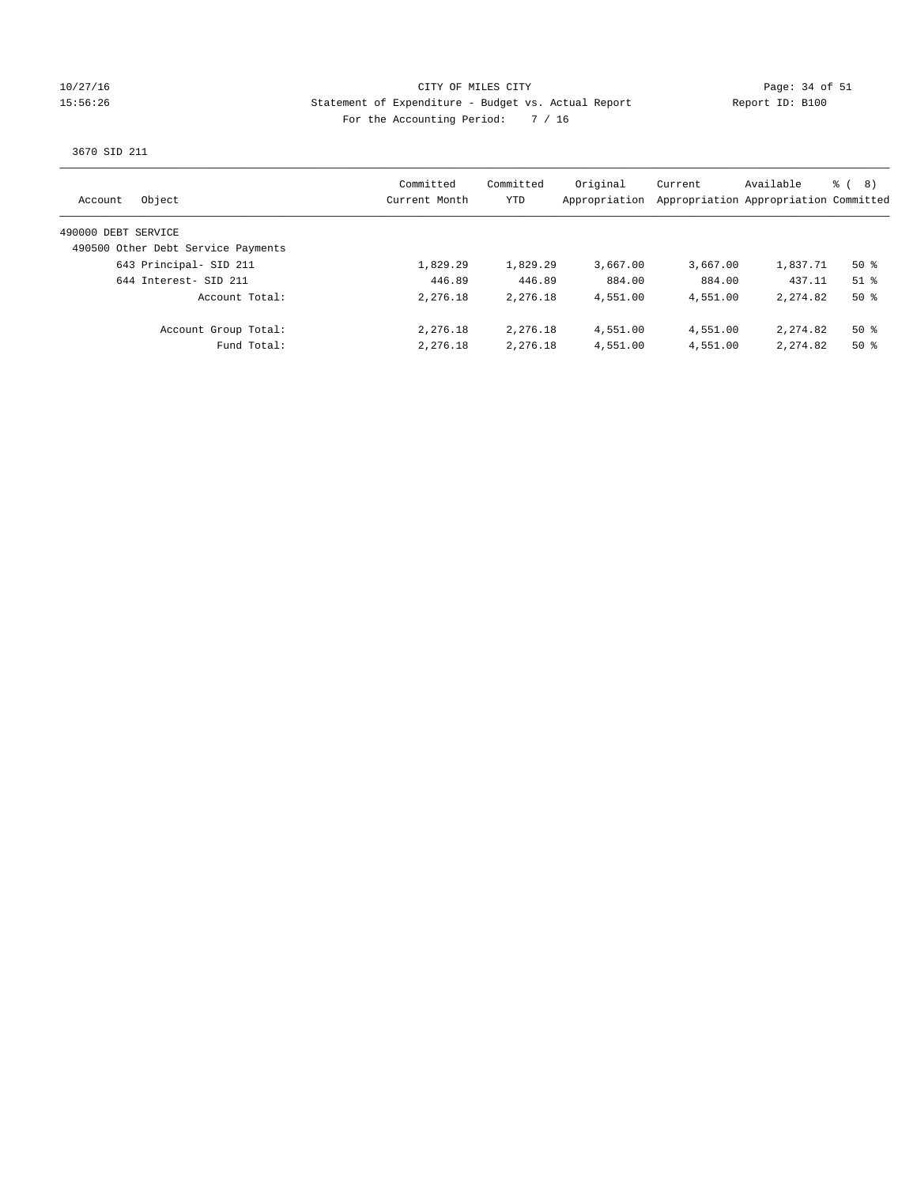CITY OF MILES CITY

Statement of Expenditure - Budget vs. Actual Report

Report ID: B100

For the Accounting Period: 7 / 16

3670 SID 211

| Account Object | Committed Current Month | Committed YTD | Original Appropriation | Current Appropriation | Available Appropriation | % ( 8) Committed |
|---|---|---|---|---|---|---|
| 490000 DEBT SERVICE | | | | | | |
| 490500 Other Debt Service Payments | | | | | | |
| 643 Principal- SID 211 | 1,829.29 | 1,829.29 | 3,667.00 | 3,667.00 | 1,837.71 | 50 % |
| 644 Interest- SID 211 | 446.89 | 446.89 | 884.00 | 884.00 | 437.11 | 51 % |
| Account Total: | 2,276.18 | 2,276.18 | 4,551.00 | 4,551.00 | 2,274.82 | 50 % |
| Account Group Total: | 2,276.18 | 2,276.18 | 4,551.00 | 4,551.00 | 2,274.82 | 50 % |
| Fund Total: | 2,276.18 | 2,276.18 | 4,551.00 | 4,551.00 | 2,274.82 | 50 % |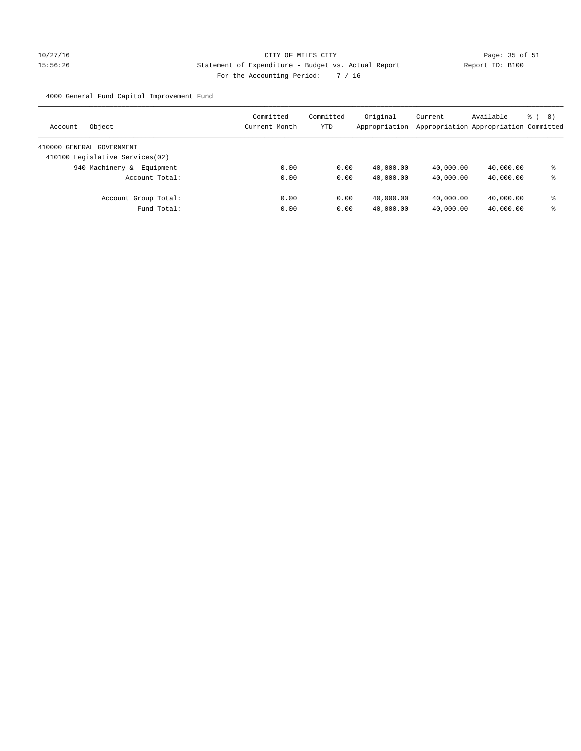CITY OF MILES CITY

Statement of Expenditure - Budget vs. Actual Report

Report ID: B100

For the Accounting Period: 7 / 16

10/27/16
15:56:26

4000 General Fund Capitol Improvement Fund

| Account Object | Committed Current Month | Committed YTD | Original Appropriation | Current Appropriation | Available Appropriation | % ( 8) Committed |
|---|---|---|---|---|---|---|
| 410000 GENERAL GOVERNMENT | | | | | | |
| 410100 Legislative Services(02) | | | | | | |
| 940 Machinery & Equipment | 0.00 | 0.00 | 40,000.00 | 40,000.00 | 40,000.00 | % |
| Account Total: | 0.00 | 0.00 | 40,000.00 | 40,000.00 | 40,000.00 | % |
| Account Group Total: | 0.00 | 0.00 | 40,000.00 | 40,000.00 | 40,000.00 | % |
| Fund Total: | 0.00 | 0.00 | 40,000.00 | 40,000.00 | 40,000.00 | % |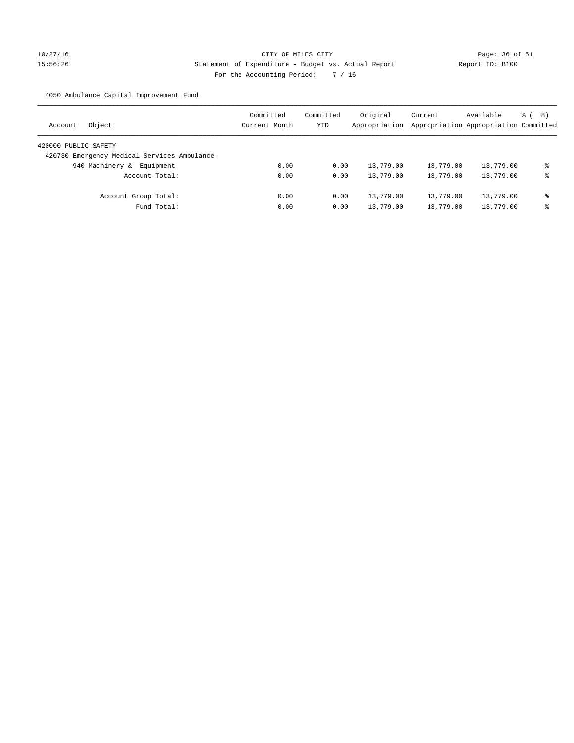CITY OF MILES CITY

Statement of Expenditure - Budget vs. Actual Report

Report ID: B100

For the Accounting Period: 7 / 16

4050 Ambulance Capital Improvement Fund

| Account Object | Committed Current Month | Committed YTD | Original Appropriation | Current Appropriation | Available Appropriation | % ( 8) Committed |
|---|---|---|---|---|---|---|
| 420000 PUBLIC SAFETY | | | | | | |
| 420730 Emergency Medical Services-Ambulance | | | | | | |
| 940 Machinery & Equipment | 0.00 | 0.00 | 13,779.00 | 13,779.00 | 13,779.00 | % |
| Account Total: | 0.00 | 0.00 | 13,779.00 | 13,779.00 | 13,779.00 | % |
| Account Group Total: | 0.00 | 0.00 | 13,779.00 | 13,779.00 | 13,779.00 | % |
| Fund Total: | 0.00 | 0.00 | 13,779.00 | 13,779.00 | 13,779.00 | % |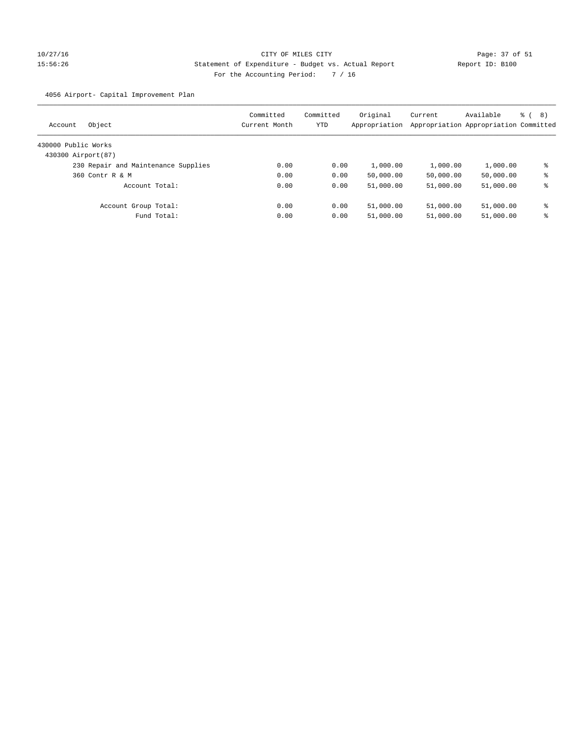CITY OF MILES CITY

Statement of Expenditure - Budget vs. Actual Report

Report ID: B100

10/27/16 15:56:26

For the Accounting Period: 7 / 16

4056 Airport- Capital Improvement Plan

| Account Object | Committed Current Month | Committed YTD | Original Appropriation | Current Appropriation | Available Appropriation | % ( 8) Committed |
|---|---|---|---|---|---|---|
| 430000 Public Works | | | | | | |
| 430300 Airport(87) | | | | | | |
| 230 Repair and Maintenance Supplies | 0.00 | 0.00 | 1,000.00 | 1,000.00 | 1,000.00 | % |
| 360 Contr R & M | 0.00 | 0.00 | 50,000.00 | 50,000.00 | 50,000.00 | % |
| Account Total: | 0.00 | 0.00 | 51,000.00 | 51,000.00 | 51,000.00 | % |
| Account Group Total: | 0.00 | 0.00 | 51,000.00 | 51,000.00 | 51,000.00 | % |
| Fund Total: | 0.00 | 0.00 | 51,000.00 | 51,000.00 | 51,000.00 | % |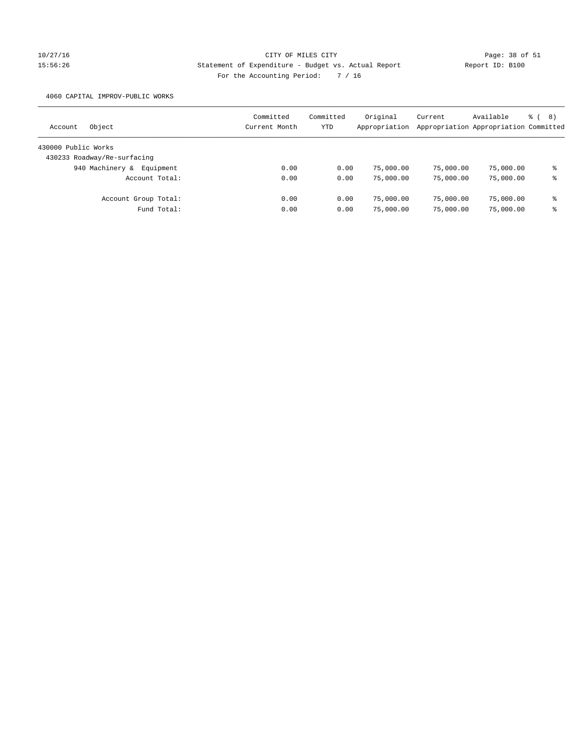10/27/16 CITY OF MILES CITY
15:56:26 Statement of Expenditure - Budget vs. Actual Report Report ID: B100
For the Accounting Period: 7 / 16

4060 CAPITAL IMPROV-PUBLIC WORKS

| Account Object | Committed Current Month | Committed YTD | Original Appropriation | Current Appropriation | Available Appropriation | % ( 8) Committed |
|---|---|---|---|---|---|---|
| 430000 Public Works | | | | | | |
| 430233 Roadway/Re-surfacing | | | | | | |
| 940 Machinery & Equipment | 0.00 | 0.00 | 75,000.00 | 75,000.00 | 75,000.00 | % |
| Account Total: | 0.00 | 0.00 | 75,000.00 | 75,000.00 | 75,000.00 | % |
| Account Group Total: | 0.00 | 0.00 | 75,000.00 | 75,000.00 | 75,000.00 | % |
| Fund Total: | 0.00 | 0.00 | 75,000.00 | 75,000.00 | 75,000.00 | % |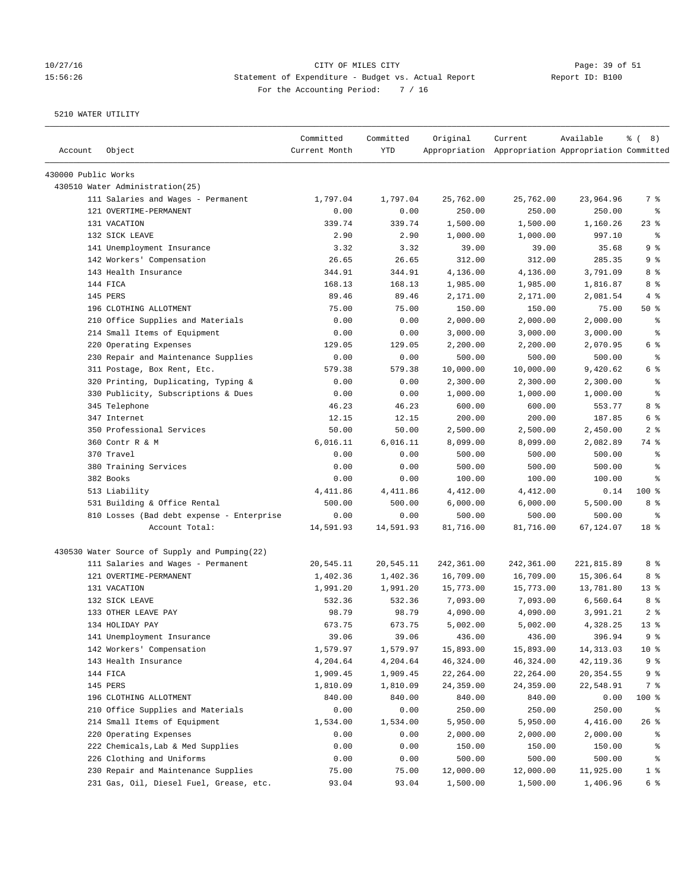CITY OF MILES CITY
Statement of Expenditure - Budget vs. Actual Report
For the Accounting Period: 7 / 16

10/27/16
15:56:26

Report ID: B100

5210 WATER UTILITY

| Account | Object | Committed Current Month | Committed YTD | Original Appropriation | Current Appropriation | Available Appropriation | % ( 8) Committed |
|---|---|---|---|---|---|---|---|
| 430000 Public Works | | | | | | | |
| 430510 Water Administration(25) | | | | | | | |
| | 111 Salaries and Wages - Permanent | 1,797.04 | 1,797.04 | 25,762.00 | 25,762.00 | 23,964.96 | 7 % |
| | 121 OVERTIME-PERMANENT | 0.00 | 0.00 | 250.00 | 250.00 | 250.00 | % |
| | 131 VACATION | 339.74 | 339.74 | 1,500.00 | 1,500.00 | 1,160.26 | 23 % |
| | 132 SICK LEAVE | 2.90 | 2.90 | 1,000.00 | 1,000.00 | 997.10 | % |
| | 141 Unemployment Insurance | 3.32 | 3.32 | 39.00 | 39.00 | 35.68 | 9 % |
| | 142 Workers' Compensation | 26.65 | 26.65 | 312.00 | 312.00 | 285.35 | 9 % |
| | 143 Health Insurance | 344.91 | 344.91 | 4,136.00 | 4,136.00 | 3,791.09 | 8 % |
| | 144 FICA | 168.13 | 168.13 | 1,985.00 | 1,985.00 | 1,816.87 | 8 % |
| | 145 PERS | 89.46 | 89.46 | 2,171.00 | 2,171.00 | 2,081.54 | 4 % |
| | 196 CLOTHING ALLOTMENT | 75.00 | 75.00 | 150.00 | 150.00 | 75.00 | 50 % |
| | 210 Office Supplies and Materials | 0.00 | 0.00 | 2,000.00 | 2,000.00 | 2,000.00 | % |
| | 214 Small Items of Equipment | 0.00 | 0.00 | 3,000.00 | 3,000.00 | 3,000.00 | % |
| | 220 Operating Expenses | 129.05 | 129.05 | 2,200.00 | 2,200.00 | 2,070.95 | 6 % |
| | 230 Repair and Maintenance Supplies | 0.00 | 0.00 | 500.00 | 500.00 | 500.00 | % |
| | 311 Postage, Box Rent, Etc. | 579.38 | 579.38 | 10,000.00 | 10,000.00 | 9,420.62 | 6 % |
| | 320 Printing, Duplicating, Typing & | 0.00 | 0.00 | 2,300.00 | 2,300.00 | 2,300.00 | % |
| | 330 Publicity, Subscriptions & Dues | 0.00 | 0.00 | 1,000.00 | 1,000.00 | 1,000.00 | % |
| | 345 Telephone | 46.23 | 46.23 | 600.00 | 600.00 | 553.77 | 8 % |
| | 347 Internet | 12.15 | 12.15 | 200.00 | 200.00 | 187.85 | 6 % |
| | 350 Professional Services | 50.00 | 50.00 | 2,500.00 | 2,500.00 | 2,450.00 | 2 % |
| | 360 Contr R & M | 6,016.11 | 6,016.11 | 8,099.00 | 8,099.00 | 2,082.89 | 74 % |
| | 370 Travel | 0.00 | 0.00 | 500.00 | 500.00 | 500.00 | % |
| | 380 Training Services | 0.00 | 0.00 | 500.00 | 500.00 | 500.00 | % |
| | 382 Books | 0.00 | 0.00 | 100.00 | 100.00 | 100.00 | % |
| | 513 Liability | 4,411.86 | 4,411.86 | 4,412.00 | 4,412.00 | 0.14 | 100 % |
| | 531 Building & Office Rental | 500.00 | 500.00 | 6,000.00 | 6,000.00 | 5,500.00 | 8 % |
| | 810 Losses (Bad debt expense - Enterprise | 0.00 | 0.00 | 500.00 | 500.00 | 500.00 | % |
| | Account Total: | 14,591.93 | 14,591.93 | 81,716.00 | 81,716.00 | 67,124.07 | 18 % |
| 430530 Water Source of Supply and Pumping(22) | | | | | | | |
| | 111 Salaries and Wages - Permanent | 20,545.11 | 20,545.11 | 242,361.00 | 242,361.00 | 221,815.89 | 8 % |
| | 121 OVERTIME-PERMANENT | 1,402.36 | 1,402.36 | 16,709.00 | 16,709.00 | 15,306.64 | 8 % |
| | 131 VACATION | 1,991.20 | 1,991.20 | 15,773.00 | 15,773.00 | 13,781.80 | 13 % |
| | 132 SICK LEAVE | 532.36 | 532.36 | 7,093.00 | 7,093.00 | 6,560.64 | 8 % |
| | 133 OTHER LEAVE PAY | 98.79 | 98.79 | 4,090.00 | 4,090.00 | 3,991.21 | 2 % |
| | 134 HOLIDAY PAY | 673.75 | 673.75 | 5,002.00 | 5,002.00 | 4,328.25 | 13 % |
| | 141 Unemployment Insurance | 39.06 | 39.06 | 436.00 | 436.00 | 396.94 | 9 % |
| | 142 Workers' Compensation | 1,579.97 | 1,579.97 | 15,893.00 | 15,893.00 | 14,313.03 | 10 % |
| | 143 Health Insurance | 4,204.64 | 4,204.64 | 46,324.00 | 46,324.00 | 42,119.36 | 9 % |
| | 144 FICA | 1,909.45 | 1,909.45 | 22,264.00 | 22,264.00 | 20,354.55 | 9 % |
| | 145 PERS | 1,810.09 | 1,810.09 | 24,359.00 | 24,359.00 | 22,548.91 | 7 % |
| | 196 CLOTHING ALLOTMENT | 840.00 | 840.00 | 840.00 | 840.00 | 0.00 | 100 % |
| | 210 Office Supplies and Materials | 0.00 | 0.00 | 250.00 | 250.00 | 250.00 | % |
| | 214 Small Items of Equipment | 1,534.00 | 1,534.00 | 5,950.00 | 5,950.00 | 4,416.00 | 26 % |
| | 220 Operating Expenses | 0.00 | 0.00 | 2,000.00 | 2,000.00 | 2,000.00 | % |
| | 222 Chemicals,Lab & Med Supplies | 0.00 | 0.00 | 150.00 | 150.00 | 150.00 | % |
| | 226 Clothing and Uniforms | 0.00 | 0.00 | 500.00 | 500.00 | 500.00 | % |
| | 230 Repair and Maintenance Supplies | 75.00 | 75.00 | 12,000.00 | 12,000.00 | 11,925.00 | 1 % |
| | 231 Gas, Oil, Diesel Fuel, Grease, etc. | 93.04 | 93.04 | 1,500.00 | 1,500.00 | 1,406.96 | 6 % |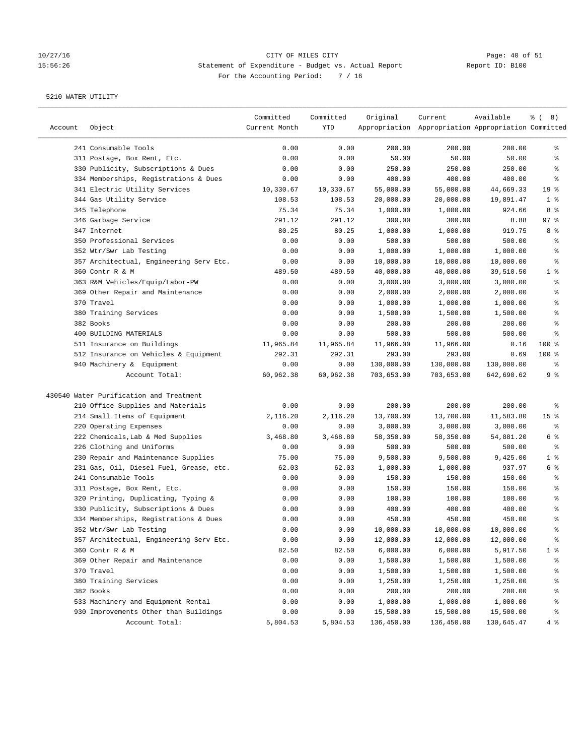CITY OF MILES CITY
Statement of Expenditure - Budget vs. Actual Report
For the Accounting Period: 7 / 16

5210 WATER UTILITY

| Account | Object | Committed Current Month | Committed YTD | Original Appropriation | Current Appropriation | Available Appropriation | % ( 8) Committed |
|---|---|---|---|---|---|---|---|
| | 241 Consumable Tools | 0.00 | 0.00 | 200.00 | 200.00 | 200.00 | % |
| | 311 Postage, Box Rent, Etc. | 0.00 | 0.00 | 50.00 | 50.00 | 50.00 | % |
| | 330 Publicity, Subscriptions & Dues | 0.00 | 0.00 | 250.00 | 250.00 | 250.00 | % |
| | 334 Memberships, Registrations & Dues | 0.00 | 0.00 | 400.00 | 400.00 | 400.00 | % |
| | 341 Electric Utility Services | 10,330.67 | 10,330.67 | 55,000.00 | 55,000.00 | 44,669.33 | 19 % |
| | 344 Gas Utility Service | 108.53 | 108.53 | 20,000.00 | 20,000.00 | 19,891.47 | 1 % |
| | 345 Telephone | 75.34 | 75.34 | 1,000.00 | 1,000.00 | 924.66 | 8 % |
| | 346 Garbage Service | 291.12 | 291.12 | 300.00 | 300.00 | 8.88 | 97 % |
| | 347 Internet | 80.25 | 80.25 | 1,000.00 | 1,000.00 | 919.75 | 8 % |
| | 350 Professional Services | 0.00 | 0.00 | 500.00 | 500.00 | 500.00 | % |
| | 352 Wtr/Swr Lab Testing | 0.00 | 0.00 | 1,000.00 | 1,000.00 | 1,000.00 | % |
| | 357 Architectual, Engineering Serv Etc. | 0.00 | 0.00 | 10,000.00 | 10,000.00 | 10,000.00 | % |
| | 360 Contr R & M | 489.50 | 489.50 | 40,000.00 | 40,000.00 | 39,510.50 | 1 % |
| | 363 R&M Vehicles/Equip/Labor-PW | 0.00 | 0.00 | 3,000.00 | 3,000.00 | 3,000.00 | % |
| | 369 Other Repair and Maintenance | 0.00 | 0.00 | 2,000.00 | 2,000.00 | 2,000.00 | % |
| | 370 Travel | 0.00 | 0.00 | 1,000.00 | 1,000.00 | 1,000.00 | % |
| | 380 Training Services | 0.00 | 0.00 | 1,500.00 | 1,500.00 | 1,500.00 | % |
| | 382 Books | 0.00 | 0.00 | 200.00 | 200.00 | 200.00 | % |
| | 400 BUILDING MATERIALS | 0.00 | 0.00 | 500.00 | 500.00 | 500.00 | % |
| | 511 Insurance on Buildings | 11,965.84 | 11,965.84 | 11,966.00 | 11,966.00 | 0.16 | 100 % |
| | 512 Insurance on Vehicles & Equipment | 292.31 | 292.31 | 293.00 | 293.00 | 0.69 | 100 % |
| | 940 Machinery & Equipment | 0.00 | 0.00 | 130,000.00 | 130,000.00 | 130,000.00 | % |
| | Account Total: | 60,962.38 | 60,962.38 | 703,653.00 | 703,653.00 | 642,690.62 | 9 % |
| 430540 | Water Purification and Treatment | | | | | | |
| | 210 Office Supplies and Materials | 0.00 | 0.00 | 200.00 | 200.00 | 200.00 | % |
| | 214 Small Items of Equipment | 2,116.20 | 2,116.20 | 13,700.00 | 13,700.00 | 11,583.80 | 15 % |
| | 220 Operating Expenses | 0.00 | 0.00 | 3,000.00 | 3,000.00 | 3,000.00 | % |
| | 222 Chemicals, Lab & Med Supplies | 3,468.80 | 3,468.80 | 58,350.00 | 58,350.00 | 54,881.20 | 6 % |
| | 226 Clothing and Uniforms | 0.00 | 0.00 | 500.00 | 500.00 | 500.00 | % |
| | 230 Repair and Maintenance Supplies | 75.00 | 75.00 | 9,500.00 | 9,500.00 | 9,425.00 | 1 % |
| | 231 Gas, Oil, Diesel Fuel, Grease, etc. | 62.03 | 62.03 | 1,000.00 | 1,000.00 | 937.97 | 6 % |
| | 241 Consumable Tools | 0.00 | 0.00 | 150.00 | 150.00 | 150.00 | % |
| | 311 Postage, Box Rent, Etc. | 0.00 | 0.00 | 150.00 | 150.00 | 150.00 | % |
| | 320 Printing, Duplicating, Typing & | 0.00 | 0.00 | 100.00 | 100.00 | 100.00 | % |
| | 330 Publicity, Subscriptions & Dues | 0.00 | 0.00 | 400.00 | 400.00 | 400.00 | % |
| | 334 Memberships, Registrations & Dues | 0.00 | 0.00 | 450.00 | 450.00 | 450.00 | % |
| | 352 Wtr/Swr Lab Testing | 0.00 | 0.00 | 10,000.00 | 10,000.00 | 10,000.00 | % |
| | 357 Architectual, Engineering Serv Etc. | 0.00 | 0.00 | 12,000.00 | 12,000.00 | 12,000.00 | % |
| | 360 Contr R & M | 82.50 | 82.50 | 6,000.00 | 6,000.00 | 5,917.50 | 1 % |
| | 369 Other Repair and Maintenance | 0.00 | 0.00 | 1,500.00 | 1,500.00 | 1,500.00 | % |
| | 370 Travel | 0.00 | 0.00 | 1,500.00 | 1,500.00 | 1,500.00 | % |
| | 380 Training Services | 0.00 | 0.00 | 1,250.00 | 1,250.00 | 1,250.00 | % |
| | 382 Books | 0.00 | 0.00 | 200.00 | 200.00 | 200.00 | % |
| | 533 Machinery and Equipment Rental | 0.00 | 0.00 | 1,000.00 | 1,000.00 | 1,000.00 | % |
| | 930 Improvements Other than Buildings | 0.00 | 0.00 | 15,500.00 | 15,500.00 | 15,500.00 | % |
| | Account Total: | 5,804.53 | 5,804.53 | 136,450.00 | 136,450.00 | 130,645.47 | 4 % |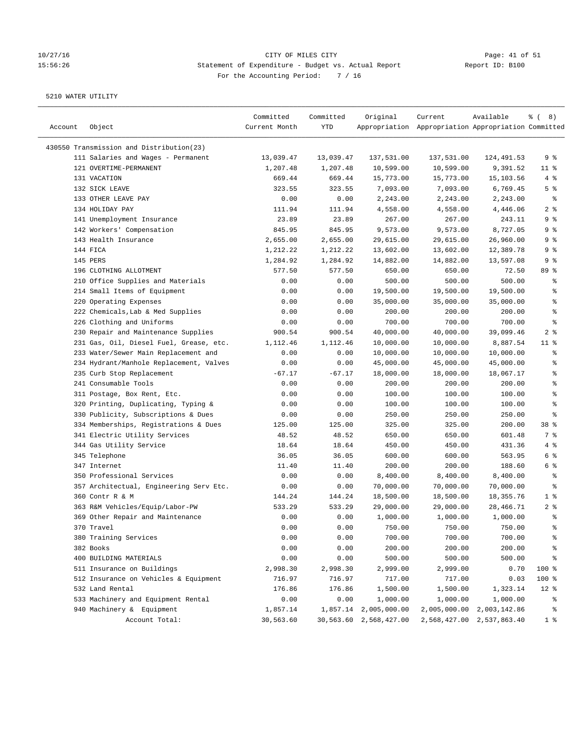CITY OF MILES CITY
Statement of Expenditure - Budget vs. Actual Report
For the Accounting Period: 7 / 16

Report ID: B100

10/27/16
15:56:26

5210 WATER UTILITY

| Account | Object | Committed Current Month | Committed YTD | Original Appropriation | Current Appropriation | Available Appropriation | % ( 8) Committed |
|---|---|---|---|---|---|---|---|
| 430550 Transmission and Distribution(23) | | | | | | | |
| | 111 Salaries and Wages - Permanent | 13,039.47 | 13,039.47 | 137,531.00 | 137,531.00 | 124,491.53 | 9 % |
| | 121 OVERTIME-PERMANENT | 1,207.48 | 1,207.48 | 10,599.00 | 10,599.00 | 9,391.52 | 11 % |
| | 131 VACATION | 669.44 | 669.44 | 15,773.00 | 15,773.00 | 15,103.56 | 4 % |
| | 132 SICK LEAVE | 323.55 | 323.55 | 7,093.00 | 7,093.00 | 6,769.45 | 5 % |
| | 133 OTHER LEAVE PAY | 0.00 | 0.00 | 2,243.00 | 2,243.00 | 2,243.00 | % |
| | 134 HOLIDAY PAY | 111.94 | 111.94 | 4,558.00 | 4,558.00 | 4,446.06 | 2 % |
| | 141 Unemployment Insurance | 23.89 | 23.89 | 267.00 | 267.00 | 243.11 | 9 % |
| | 142 Workers' Compensation | 845.95 | 845.95 | 9,573.00 | 9,573.00 | 8,727.05 | 9 % |
| | 143 Health Insurance | 2,655.00 | 2,655.00 | 29,615.00 | 29,615.00 | 26,960.00 | 9 % |
| | 144 FICA | 1,212.22 | 1,212.22 | 13,602.00 | 13,602.00 | 12,389.78 | 9 % |
| | 145 PERS | 1,284.92 | 1,284.92 | 14,882.00 | 14,882.00 | 13,597.08 | 9 % |
| | 196 CLOTHING ALLOTMENT | 577.50 | 577.50 | 650.00 | 650.00 | 72.50 | 89 % |
| | 210 Office Supplies and Materials | 0.00 | 0.00 | 500.00 | 500.00 | 500.00 | % |
| | 214 Small Items of Equipment | 0.00 | 0.00 | 19,500.00 | 19,500.00 | 19,500.00 | % |
| | 220 Operating Expenses | 0.00 | 0.00 | 35,000.00 | 35,000.00 | 35,000.00 | % |
| | 222 Chemicals,Lab & Med Supplies | 0.00 | 0.00 | 200.00 | 200.00 | 200.00 | % |
| | 226 Clothing and Uniforms | 0.00 | 0.00 | 700.00 | 700.00 | 700.00 | % |
| | 230 Repair and Maintenance Supplies | 900.54 | 900.54 | 40,000.00 | 40,000.00 | 39,099.46 | 2 % |
| | 231 Gas, Oil, Diesel Fuel, Grease, etc. | 1,112.46 | 1,112.46 | 10,000.00 | 10,000.00 | 8,887.54 | 11 % |
| | 233 Water/Sewer Main Replacement and | 0.00 | 0.00 | 10,000.00 | 10,000.00 | 10,000.00 | % |
| | 234 Hydrant/Manhole Replacement, Valves | 0.00 | 0.00 | 45,000.00 | 45,000.00 | 45,000.00 | % |
| | 235 Curb Stop Replacement | -67.17 | -67.17 | 18,000.00 | 18,000.00 | 18,067.17 | % |
| | 241 Consumable Tools | 0.00 | 0.00 | 200.00 | 200.00 | 200.00 | % |
| | 311 Postage, Box Rent, Etc. | 0.00 | 0.00 | 100.00 | 100.00 | 100.00 | % |
| | 320 Printing, Duplicating, Typing & | 0.00 | 0.00 | 100.00 | 100.00 | 100.00 | % |
| | 330 Publicity, Subscriptions & Dues | 0.00 | 0.00 | 250.00 | 250.00 | 250.00 | % |
| | 334 Memberships, Registrations & Dues | 125.00 | 125.00 | 325.00 | 325.00 | 200.00 | 38 % |
| | 341 Electric Utility Services | 48.52 | 48.52 | 650.00 | 650.00 | 601.48 | 7 % |
| | 344 Gas Utility Service | 18.64 | 18.64 | 450.00 | 450.00 | 431.36 | 4 % |
| | 345 Telephone | 36.05 | 36.05 | 600.00 | 600.00 | 563.95 | 6 % |
| | 347 Internet | 11.40 | 11.40 | 200.00 | 200.00 | 188.60 | 6 % |
| | 350 Professional Services | 0.00 | 0.00 | 8,400.00 | 8,400.00 | 8,400.00 | % |
| | 357 Architectual, Engineering Serv Etc. | 0.00 | 0.00 | 70,000.00 | 70,000.00 | 70,000.00 | % |
| | 360 Contr R & M | 144.24 | 144.24 | 18,500.00 | 18,500.00 | 18,355.76 | 1 % |
| | 363 R&M Vehicles/Equip/Labor-PW | 533.29 | 533.29 | 29,000.00 | 29,000.00 | 28,466.71 | 2 % |
| | 369 Other Repair and Maintenance | 0.00 | 0.00 | 1,000.00 | 1,000.00 | 1,000.00 | % |
| | 370 Travel | 0.00 | 0.00 | 750.00 | 750.00 | 750.00 | % |
| | 380 Training Services | 0.00 | 0.00 | 700.00 | 700.00 | 700.00 | % |
| | 382 Books | 0.00 | 0.00 | 200.00 | 200.00 | 200.00 | % |
| | 400 BUILDING MATERIALS | 0.00 | 0.00 | 500.00 | 500.00 | 500.00 | % |
| | 511 Insurance on Buildings | 2,998.30 | 2,998.30 | 2,999.00 | 2,999.00 | 0.70 | 100 % |
| | 512 Insurance on Vehicles & Equipment | 716.97 | 716.97 | 717.00 | 717.00 | 0.03 | 100 % |
| | 532 Land Rental | 176.86 | 176.86 | 1,500.00 | 1,500.00 | 1,323.14 | 12 % |
| | 533 Machinery and Equipment Rental | 0.00 | 0.00 | 1,000.00 | 1,000.00 | 1,000.00 | % |
| | 940 Machinery & Equipment | 1,857.14 | 1,857.14 | 2,005,000.00 | 2,005,000.00 | 2,003,142.86 | % |
| | Account Total: | 30,563.60 | 30,563.60 | 2,568,427.00 | 2,568,427.00 | 2,537,863.40 | 1 % |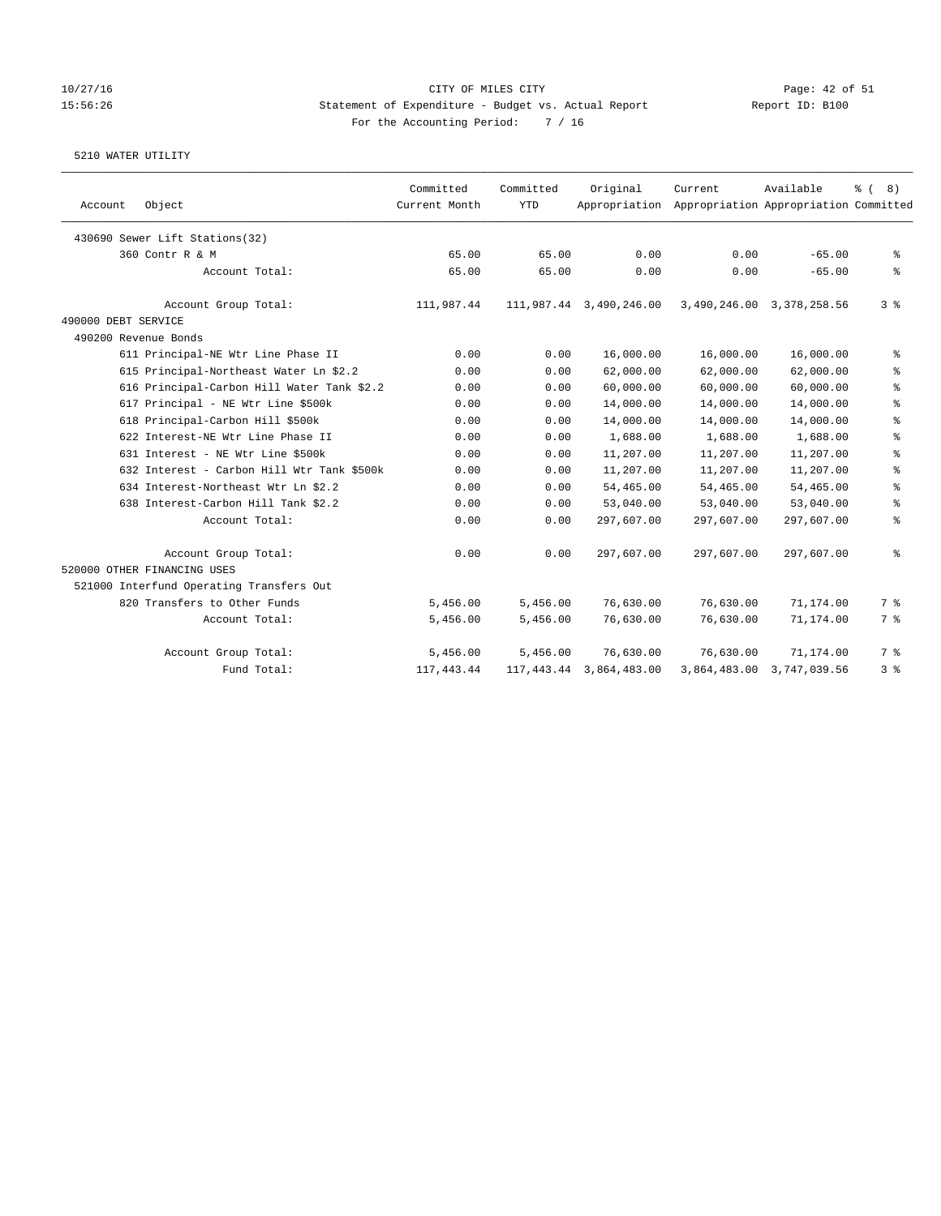CITY OF MILES CITY

Statement of Expenditure - Budget vs. Actual Report

For the Accounting Period: 7 / 16

10/27/16
15:56:26

Report ID: B100

5210 WATER UTILITY

| Account | Object | Committed Current Month | Committed YTD | Original Appropriation | Current Appropriation | Available Appropriation | % ( 8) Committed |
|---|---|---|---|---|---|---|---|
| 430690 Sewer Lift Stations(32) | | | | | | | |
| | 360 Contr R & M | 65.00 | 65.00 | 0.00 | 0.00 | -65.00 | % |
| | Account Total: | 65.00 | 65.00 | 0.00 | 0.00 | -65.00 | % |
| | Account Group Total: | 111,987.44 | 111,987.44 | 3,490,246.00 | 3,490,246.00 | 3,378,258.56 | 3 % |
| 490000 DEBT SERVICE | | | | | | | |
| 490200 Revenue Bonds | | | | | | | |
| | 611 Principal-NE Wtr Line Phase II | 0.00 | 0.00 | 16,000.00 | 16,000.00 | 16,000.00 | % |
| | 615 Principal-Northeast Water Ln $2.2 | 0.00 | 0.00 | 62,000.00 | 62,000.00 | 62,000.00 | % |
| | 616 Principal-Carbon Hill Water Tank $2.2 | 0.00 | 0.00 | 60,000.00 | 60,000.00 | 60,000.00 | % |
| | 617 Principal - NE Wtr Line $500k | 0.00 | 0.00 | 14,000.00 | 14,000.00 | 14,000.00 | % |
| | 618 Principal-Carbon Hill $500k | 0.00 | 0.00 | 14,000.00 | 14,000.00 | 14,000.00 | % |
| | 622 Interest-NE Wtr Line Phase II | 0.00 | 0.00 | 1,688.00 | 1,688.00 | 1,688.00 | % |
| | 631 Interest - NE Wtr Line $500k | 0.00 | 0.00 | 11,207.00 | 11,207.00 | 11,207.00 | % |
| | 632 Interest - Carbon Hill Wtr Tank $500k | 0.00 | 0.00 | 11,207.00 | 11,207.00 | 11,207.00 | % |
| | 634 Interest-Northeast Wtr Ln $2.2 | 0.00 | 0.00 | 54,465.00 | 54,465.00 | 54,465.00 | % |
| | 638 Interest-Carbon Hill Tank $2.2 | 0.00 | 0.00 | 53,040.00 | 53,040.00 | 53,040.00 | % |
| | Account Total: | 0.00 | 0.00 | 297,607.00 | 297,607.00 | 297,607.00 | % |
| | Account Group Total: | 0.00 | 0.00 | 297,607.00 | 297,607.00 | 297,607.00 | % |
| 520000 OTHER FINANCING USES | | | | | | | |
| 521000 Interfund Operating Transfers Out | | | | | | | |
| | 820 Transfers to Other Funds | 5,456.00 | 5,456.00 | 76,630.00 | 76,630.00 | 71,174.00 | 7 % |
| | Account Total: | 5,456.00 | 5,456.00 | 76,630.00 | 76,630.00 | 71,174.00 | 7 % |
| | Account Group Total: | 5,456.00 | 5,456.00 | 76,630.00 | 76,630.00 | 71,174.00 | 7 % |
| | Fund Total: | 117,443.44 | 117,443.44 | 3,864,483.00 | 3,864,483.00 | 3,747,039.56 | 3 % |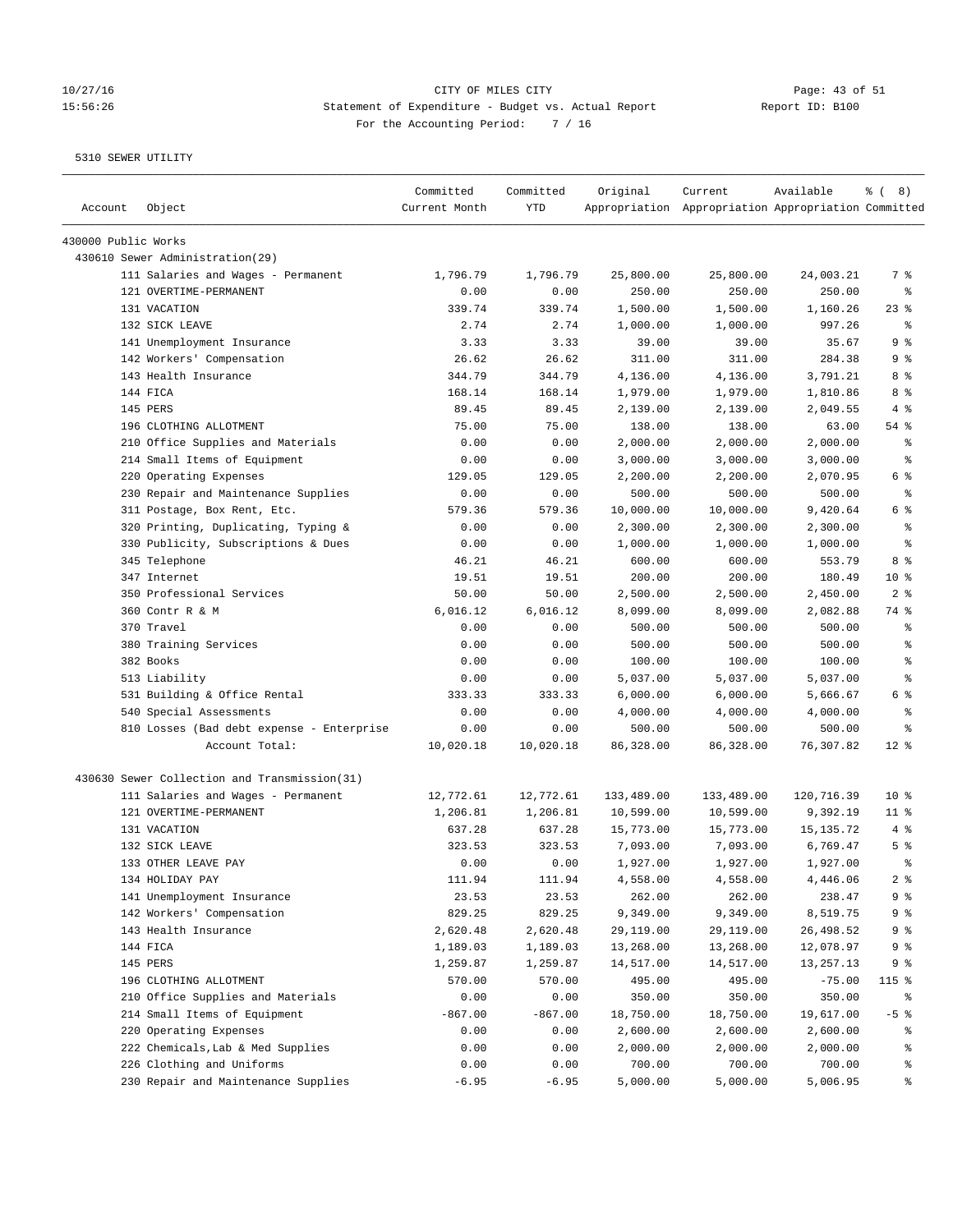10/27/16 CITY OF MILES CITY
15:56:26 Statement of Expenditure - Budget vs. Actual Report Report ID: B100
For the Accounting Period: 7 / 16

5310 SEWER UTILITY

| Account | Object | Committed Current Month | Committed YTD | Original Appropriation | Current Appropriation | Available Appropriation | % ( 8) Committed |
|---|---|---|---|---|---|---|---|
| 430000 Public Works | | | | | | | |
| 430610 Sewer Administration(29) | | | | | | | |
| | 111 Salaries and Wages - Permanent | 1,796.79 | 1,796.79 | 25,800.00 | 25,800.00 | 24,003.21 | 7 % |
| | 121 OVERTIME-PERMANENT | 0.00 | 0.00 | 250.00 | 250.00 | 250.00 | % |
| | 131 VACATION | 339.74 | 339.74 | 1,500.00 | 1,500.00 | 1,160.26 | 23 % |
| | 132 SICK LEAVE | 2.74 | 2.74 | 1,000.00 | 1,000.00 | 997.26 | % |
| | 141 Unemployment Insurance | 3.33 | 3.33 | 39.00 | 39.00 | 35.67 | 9 % |
| | 142 Workers' Compensation | 26.62 | 26.62 | 311.00 | 311.00 | 284.38 | 9 % |
| | 143 Health Insurance | 344.79 | 344.79 | 4,136.00 | 4,136.00 | 3,791.21 | 8 % |
| | 144 FICA | 168.14 | 168.14 | 1,979.00 | 1,979.00 | 1,810.86 | 8 % |
| | 145 PERS | 89.45 | 89.45 | 2,139.00 | 2,139.00 | 2,049.55 | 4 % |
| | 196 CLOTHING ALLOTMENT | 75.00 | 75.00 | 138.00 | 138.00 | 63.00 | 54 % |
| | 210 Office Supplies and Materials | 0.00 | 0.00 | 2,000.00 | 2,000.00 | 2,000.00 | % |
| | 214 Small Items of Equipment | 0.00 | 0.00 | 3,000.00 | 3,000.00 | 3,000.00 | % |
| | 220 Operating Expenses | 129.05 | 129.05 | 2,200.00 | 2,200.00 | 2,070.95 | 6 % |
| | 230 Repair and Maintenance Supplies | 0.00 | 0.00 | 500.00 | 500.00 | 500.00 | % |
| | 311 Postage, Box Rent, Etc. | 579.36 | 579.36 | 10,000.00 | 10,000.00 | 9,420.64 | 6 % |
| | 320 Printing, Duplicating, Typing & | 0.00 | 0.00 | 2,300.00 | 2,300.00 | 2,300.00 | % |
| | 330 Publicity, Subscriptions & Dues | 0.00 | 0.00 | 1,000.00 | 1,000.00 | 1,000.00 | % |
| | 345 Telephone | 46.21 | 46.21 | 600.00 | 600.00 | 553.79 | 8 % |
| | 347 Internet | 19.51 | 19.51 | 200.00 | 200.00 | 180.49 | 10 % |
| | 350 Professional Services | 50.00 | 50.00 | 2,500.00 | 2,500.00 | 2,450.00 | 2 % |
| | 360 Contr R & M | 6,016.12 | 6,016.12 | 8,099.00 | 8,099.00 | 2,082.88 | 74 % |
| | 370 Travel | 0.00 | 0.00 | 500.00 | 500.00 | 500.00 | % |
| | 380 Training Services | 0.00 | 0.00 | 500.00 | 500.00 | 500.00 | % |
| | 382 Books | 0.00 | 0.00 | 100.00 | 100.00 | 100.00 | % |
| | 513 Liability | 0.00 | 0.00 | 5,037.00 | 5,037.00 | 5,037.00 | % |
| | 531 Building & Office Rental | 333.33 | 333.33 | 6,000.00 | 6,000.00 | 5,666.67 | 6 % |
| | 540 Special Assessments | 0.00 | 0.00 | 4,000.00 | 4,000.00 | 4,000.00 | % |
| | 810 Losses (Bad debt expense - Enterprise | 0.00 | 0.00 | 500.00 | 500.00 | 500.00 | % |
| | Account Total: | 10,020.18 | 10,020.18 | 86,328.00 | 86,328.00 | 76,307.82 | 12 % |
| 430630 Sewer Collection and Transmission(31) | | | | | | | |
| | 111 Salaries and Wages - Permanent | 12,772.61 | 12,772.61 | 133,489.00 | 133,489.00 | 120,716.39 | 10 % |
| | 121 OVERTIME-PERMANENT | 1,206.81 | 1,206.81 | 10,599.00 | 10,599.00 | 9,392.19 | 11 % |
| | 131 VACATION | 637.28 | 637.28 | 15,773.00 | 15,773.00 | 15,135.72 | 4 % |
| | 132 SICK LEAVE | 323.53 | 323.53 | 7,093.00 | 7,093.00 | 6,769.47 | 5 % |
| | 133 OTHER LEAVE PAY | 0.00 | 0.00 | 1,927.00 | 1,927.00 | 1,927.00 | % |
| | 134 HOLIDAY PAY | 111.94 | 111.94 | 4,558.00 | 4,558.00 | 4,446.06 | 2 % |
| | 141 Unemployment Insurance | 23.53 | 23.53 | 262.00 | 262.00 | 238.47 | 9 % |
| | 142 Workers' Compensation | 829.25 | 829.25 | 9,349.00 | 9,349.00 | 8,519.75 | 9 % |
| | 143 Health Insurance | 2,620.48 | 2,620.48 | 29,119.00 | 29,119.00 | 26,498.52 | 9 % |
| | 144 FICA | 1,189.03 | 1,189.03 | 13,268.00 | 13,268.00 | 12,078.97 | 9 % |
| | 145 PERS | 1,259.87 | 1,259.87 | 14,517.00 | 14,517.00 | 13,257.13 | 9 % |
| | 196 CLOTHING ALLOTMENT | 570.00 | 570.00 | 495.00 | 495.00 | -75.00 | 115 % |
| | 210 Office Supplies and Materials | 0.00 | 0.00 | 350.00 | 350.00 | 350.00 | % |
| | 214 Small Items of Equipment | -867.00 | -867.00 | 18,750.00 | 18,750.00 | 19,617.00 | -5 % |
| | 220 Operating Expenses | 0.00 | 0.00 | 2,600.00 | 2,600.00 | 2,600.00 | % |
| | 222 Chemicals,Lab & Med Supplies | 0.00 | 0.00 | 2,000.00 | 2,000.00 | 2,000.00 | % |
| | 226 Clothing and Uniforms | 0.00 | 0.00 | 700.00 | 700.00 | 700.00 | % |
| | 230 Repair and Maintenance Supplies | -6.95 | -6.95 | 5,000.00 | 5,000.00 | 5,006.95 | % |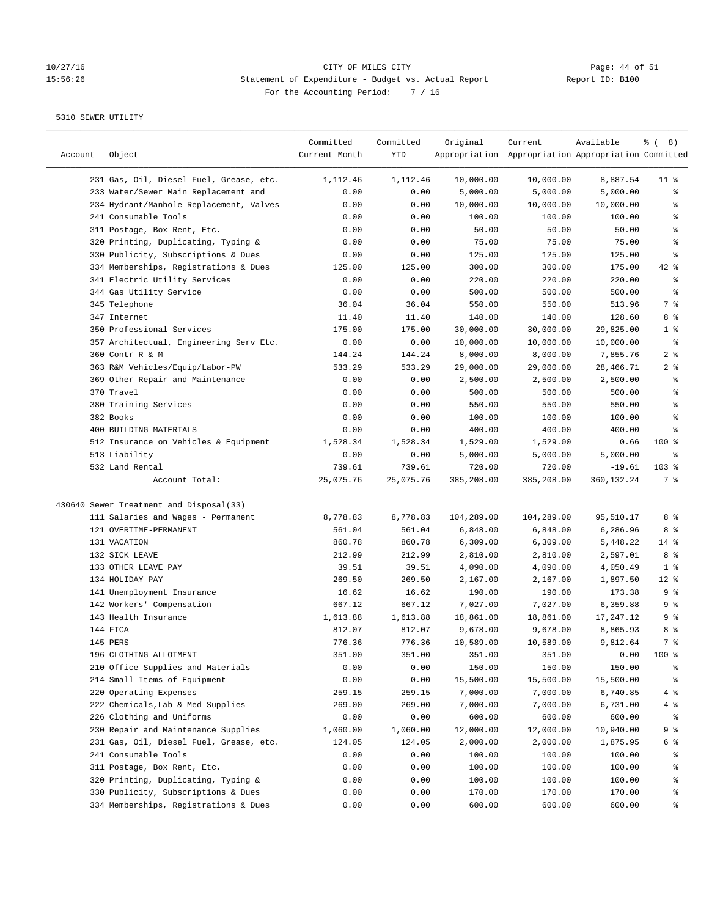10/27/16 CITY OF MILES CITY
15:56:26 Statement of Expenditure - Budget vs. Actual Report Report ID: B100
For the Accounting Period: 7 / 16

5310 SEWER UTILITY

| Account | Object | Committed Current Month | Committed YTD | Original Appropriation | Current Appropriation | Available Appropriation | % ( 8) Committed |
|---|---|---|---|---|---|---|---|
| | 231 Gas, Oil, Diesel Fuel, Grease, etc. | 1,112.46 | 1,112.46 | 10,000.00 | 10,000.00 | 8,887.54 | 11 % |
| | 233 Water/Sewer Main Replacement and | 0.00 | 0.00 | 5,000.00 | 5,000.00 | 5,000.00 | % |
| | 234 Hydrant/Manhole Replacement, Valves | 0.00 | 0.00 | 10,000.00 | 10,000.00 | 10,000.00 | % |
| | 241 Consumable Tools | 0.00 | 0.00 | 100.00 | 100.00 | 100.00 | % |
| | 311 Postage, Box Rent, Etc. | 0.00 | 0.00 | 50.00 | 50.00 | 50.00 | % |
| | 320 Printing, Duplicating, Typing & | 0.00 | 0.00 | 75.00 | 75.00 | 75.00 | % |
| | 330 Publicity, Subscriptions & Dues | 0.00 | 0.00 | 125.00 | 125.00 | 125.00 | % |
| | 334 Memberships, Registrations & Dues | 125.00 | 125.00 | 300.00 | 300.00 | 175.00 | 42 % |
| | 341 Electric Utility Services | 0.00 | 0.00 | 220.00 | 220.00 | 220.00 | % |
| | 344 Gas Utility Service | 0.00 | 0.00 | 500.00 | 500.00 | 500.00 | % |
| | 345 Telephone | 36.04 | 36.04 | 550.00 | 550.00 | 513.96 | 7 % |
| | 347 Internet | 11.40 | 11.40 | 140.00 | 140.00 | 128.60 | 8 % |
| | 350 Professional Services | 175.00 | 175.00 | 30,000.00 | 30,000.00 | 29,825.00 | 1 % |
| | 357 Architectual, Engineering Serv Etc. | 0.00 | 0.00 | 10,000.00 | 10,000.00 | 10,000.00 | % |
| | 360 Contr R & M | 144.24 | 144.24 | 8,000.00 | 8,000.00 | 7,855.76 | 2 % |
| | 363 R&M Vehicles/Equip/Labor-PW | 533.29 | 533.29 | 29,000.00 | 29,000.00 | 28,466.71 | 2 % |
| | 369 Other Repair and Maintenance | 0.00 | 0.00 | 2,500.00 | 2,500.00 | 2,500.00 | % |
| | 370 Travel | 0.00 | 0.00 | 500.00 | 500.00 | 500.00 | % |
| | 380 Training Services | 0.00 | 0.00 | 550.00 | 550.00 | 550.00 | % |
| | 382 Books | 0.00 | 0.00 | 100.00 | 100.00 | 100.00 | % |
| | 400 BUILDING MATERIALS | 0.00 | 0.00 | 400.00 | 400.00 | 400.00 | % |
| | 512 Insurance on Vehicles & Equipment | 1,528.34 | 1,528.34 | 1,529.00 | 1,529.00 | 0.66 | 100 % |
| | 513 Liability | 0.00 | 0.00 | 5,000.00 | 5,000.00 | 5,000.00 | % |
| | 532 Land Rental | 739.61 | 739.61 | 720.00 | 720.00 | -19.61 | 103 % |
| | Account Total: | 25,075.76 | 25,075.76 | 385,208.00 | 385,208.00 | 360,132.24 | 7 % |
| 430640 Sewer Treatment and Disposal(33) | | | | | | | |
| | 111 Salaries and Wages - Permanent | 8,778.83 | 8,778.83 | 104,289.00 | 104,289.00 | 95,510.17 | 8 % |
| | 121 OVERTIME-PERMANENT | 561.04 | 561.04 | 6,848.00 | 6,848.00 | 6,286.96 | 8 % |
| | 131 VACATION | 860.78 | 860.78 | 6,309.00 | 6,309.00 | 5,448.22 | 14 % |
| | 132 SICK LEAVE | 212.99 | 212.99 | 2,810.00 | 2,810.00 | 2,597.01 | 8 % |
| | 133 OTHER LEAVE PAY | 39.51 | 39.51 | 4,090.00 | 4,090.00 | 4,050.49 | 1 % |
| | 134 HOLIDAY PAY | 269.50 | 269.50 | 2,167.00 | 2,167.00 | 1,897.50 | 12 % |
| | 141 Unemployment Insurance | 16.62 | 16.62 | 190.00 | 190.00 | 173.38 | 9 % |
| | 142 Workers' Compensation | 667.12 | 667.12 | 7,027.00 | 7,027.00 | 6,359.88 | 9 % |
| | 143 Health Insurance | 1,613.88 | 1,613.88 | 18,861.00 | 18,861.00 | 17,247.12 | 9 % |
| | 144 FICA | 812.07 | 812.07 | 9,678.00 | 9,678.00 | 8,865.93 | 8 % |
| | 145 PERS | 776.36 | 776.36 | 10,589.00 | 10,589.00 | 9,812.64 | 7 % |
| | 196 CLOTHING ALLOTMENT | 351.00 | 351.00 | 351.00 | 351.00 | 0.00 | 100 % |
| | 210 Office Supplies and Materials | 0.00 | 0.00 | 150.00 | 150.00 | 150.00 | % |
| | 214 Small Items of Equipment | 0.00 | 0.00 | 15,500.00 | 15,500.00 | 15,500.00 | % |
| | 220 Operating Expenses | 259.15 | 259.15 | 7,000.00 | 7,000.00 | 6,740.85 | 4 % |
| | 222 Chemicals,Lab & Med Supplies | 269.00 | 269.00 | 7,000.00 | 7,000.00 | 6,731.00 | 4 % |
| | 226 Clothing and Uniforms | 0.00 | 0.00 | 600.00 | 600.00 | 600.00 | % |
| | 230 Repair and Maintenance Supplies | 1,060.00 | 1,060.00 | 12,000.00 | 12,000.00 | 10,940.00 | 9 % |
| | 231 Gas, Oil, Diesel Fuel, Grease, etc. | 124.05 | 124.05 | 2,000.00 | 2,000.00 | 1,875.95 | 6 % |
| | 241 Consumable Tools | 0.00 | 0.00 | 100.00 | 100.00 | 100.00 | % |
| | 311 Postage, Box Rent, Etc. | 0.00 | 0.00 | 100.00 | 100.00 | 100.00 | % |
| | 320 Printing, Duplicating, Typing & | 0.00 | 0.00 | 100.00 | 100.00 | 100.00 | % |
| | 330 Publicity, Subscriptions & Dues | 0.00 | 0.00 | 170.00 | 170.00 | 170.00 | % |
| | 334 Memberships, Registrations & Dues | 0.00 | 0.00 | 600.00 | 600.00 | 600.00 | % |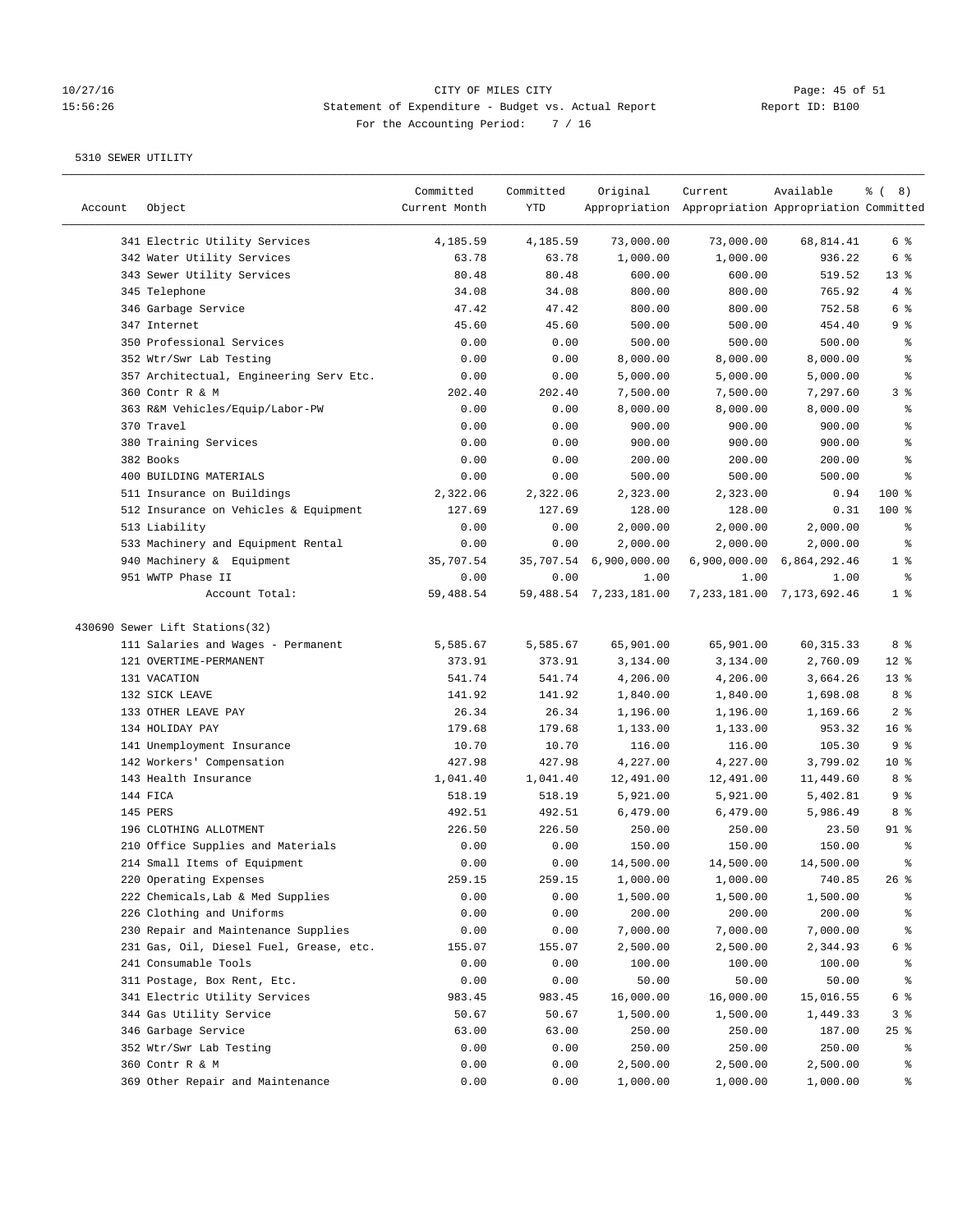CITY OF MILES CITY
Statement of Expenditure - Budget vs. Actual Report
For the Accounting Period: 7 / 16

5310 SEWER UTILITY

| Account | Object | Committed Current Month | Committed YTD | Original Appropriation | Current Appropriation | Available Appropriation | % ( 8) Committed |
|---|---|---|---|---|---|---|---|
| | 341 Electric Utility Services | 4,185.59 | 4,185.59 | 73,000.00 | 73,000.00 | 68,814.41 | 6 % |
| | 342 Water Utility Services | 63.78 | 63.78 | 1,000.00 | 1,000.00 | 936.22 | 6 % |
| | 343 Sewer Utility Services | 80.48 | 80.48 | 600.00 | 600.00 | 519.52 | 13 % |
| | 345 Telephone | 34.08 | 34.08 | 800.00 | 800.00 | 765.92 | 4 % |
| | 346 Garbage Service | 47.42 | 47.42 | 800.00 | 800.00 | 752.58 | 6 % |
| | 347 Internet | 45.60 | 45.60 | 500.00 | 500.00 | 454.40 | 9 % |
| | 350 Professional Services | 0.00 | 0.00 | 500.00 | 500.00 | 500.00 | % |
| | 352 Wtr/Swr Lab Testing | 0.00 | 0.00 | 8,000.00 | 8,000.00 | 8,000.00 | % |
| | 357 Architectual, Engineering Serv Etc. | 0.00 | 0.00 | 5,000.00 | 5,000.00 | 5,000.00 | % |
| | 360 Contr R & M | 202.40 | 202.40 | 7,500.00 | 7,500.00 | 7,297.60 | 3 % |
| | 363 R&M Vehicles/Equip/Labor-PW | 0.00 | 0.00 | 8,000.00 | 8,000.00 | 8,000.00 | % |
| | 370 Travel | 0.00 | 0.00 | 900.00 | 900.00 | 900.00 | % |
| | 380 Training Services | 0.00 | 0.00 | 900.00 | 900.00 | 900.00 | % |
| | 382 Books | 0.00 | 0.00 | 200.00 | 200.00 | 200.00 | % |
| | 400 BUILDING MATERIALS | 0.00 | 0.00 | 500.00 | 500.00 | 500.00 | % |
| | 511 Insurance on Buildings | 2,322.06 | 2,322.06 | 2,323.00 | 2,323.00 | 0.94 | 100 % |
| | 512 Insurance on Vehicles & Equipment | 127.69 | 127.69 | 128.00 | 128.00 | 0.31 | 100 % |
| | 513 Liability | 0.00 | 0.00 | 2,000.00 | 2,000.00 | 2,000.00 | % |
| | 533 Machinery and Equipment Rental | 0.00 | 0.00 | 2,000.00 | 2,000.00 | 2,000.00 | % |
| | 940 Machinery & Equipment | 35,707.54 | 35,707.54 | 6,900,000.00 | 6,900,000.00 | 6,864,292.46 | 1 % |
| | 951 WWTP Phase II | 0.00 | 0.00 | 1.00 | 1.00 | 1.00 | % |
| | Account Total: | 59,488.54 | 59,488.54 | 7,233,181.00 | 7,233,181.00 | 7,173,692.46 | 1 % |
| 430690 Sewer Lift Stations(32) | | | | | | | |
| | 111 Salaries and Wages - Permanent | 5,585.67 | 5,585.67 | 65,901.00 | 65,901.00 | 60,315.33 | 8 % |
| | 121 OVERTIME-PERMANENT | 373.91 | 373.91 | 3,134.00 | 3,134.00 | 2,760.09 | 12 % |
| | 131 VACATION | 541.74 | 541.74 | 4,206.00 | 4,206.00 | 3,664.26 | 13 % |
| | 132 SICK LEAVE | 141.92 | 141.92 | 1,840.00 | 1,840.00 | 1,698.08 | 8 % |
| | 133 OTHER LEAVE PAY | 26.34 | 26.34 | 1,196.00 | 1,196.00 | 1,169.66 | 2 % |
| | 134 HOLIDAY PAY | 179.68 | 179.68 | 1,133.00 | 1,133.00 | 953.32 | 16 % |
| | 141 Unemployment Insurance | 10.70 | 10.70 | 116.00 | 116.00 | 105.30 | 9 % |
| | 142 Workers' Compensation | 427.98 | 427.98 | 4,227.00 | 4,227.00 | 3,799.02 | 10 % |
| | 143 Health Insurance | 1,041.40 | 1,041.40 | 12,491.00 | 12,491.00 | 11,449.60 | 8 % |
| | 144 FICA | 518.19 | 518.19 | 5,921.00 | 5,921.00 | 5,402.81 | 9 % |
| | 145 PERS | 492.51 | 492.51 | 6,479.00 | 6,479.00 | 5,986.49 | 8 % |
| | 196 CLOTHING ALLOTMENT | 226.50 | 226.50 | 250.00 | 250.00 | 23.50 | 91 % |
| | 210 Office Supplies and Materials | 0.00 | 0.00 | 150.00 | 150.00 | 150.00 | % |
| | 214 Small Items of Equipment | 0.00 | 0.00 | 14,500.00 | 14,500.00 | 14,500.00 | % |
| | 220 Operating Expenses | 259.15 | 259.15 | 1,000.00 | 1,000.00 | 740.85 | 26 % |
| | 222 Chemicals,Lab & Med Supplies | 0.00 | 0.00 | 1,500.00 | 1,500.00 | 1,500.00 | % |
| | 226 Clothing and Uniforms | 0.00 | 0.00 | 200.00 | 200.00 | 200.00 | % |
| | 230 Repair and Maintenance Supplies | 0.00 | 0.00 | 7,000.00 | 7,000.00 | 7,000.00 | % |
| | 231 Gas, Oil, Diesel Fuel, Grease, etc. | 155.07 | 155.07 | 2,500.00 | 2,500.00 | 2,344.93 | 6 % |
| | 241 Consumable Tools | 0.00 | 0.00 | 100.00 | 100.00 | 100.00 | % |
| | 311 Postage, Box Rent, Etc. | 0.00 | 0.00 | 50.00 | 50.00 | 50.00 | % |
| | 341 Electric Utility Services | 983.45 | 983.45 | 16,000.00 | 16,000.00 | 15,016.55 | 6 % |
| | 344 Gas Utility Service | 50.67 | 50.67 | 1,500.00 | 1,500.00 | 1,449.33 | 3 % |
| | 346 Garbage Service | 63.00 | 63.00 | 250.00 | 250.00 | 187.00 | 25 % |
| | 352 Wtr/Swr Lab Testing | 0.00 | 0.00 | 250.00 | 250.00 | 250.00 | % |
| | 360 Contr R & M | 0.00 | 0.00 | 2,500.00 | 2,500.00 | 2,500.00 | % |
| | 369 Other Repair and Maintenance | 0.00 | 0.00 | 1,000.00 | 1,000.00 | 1,000.00 | % |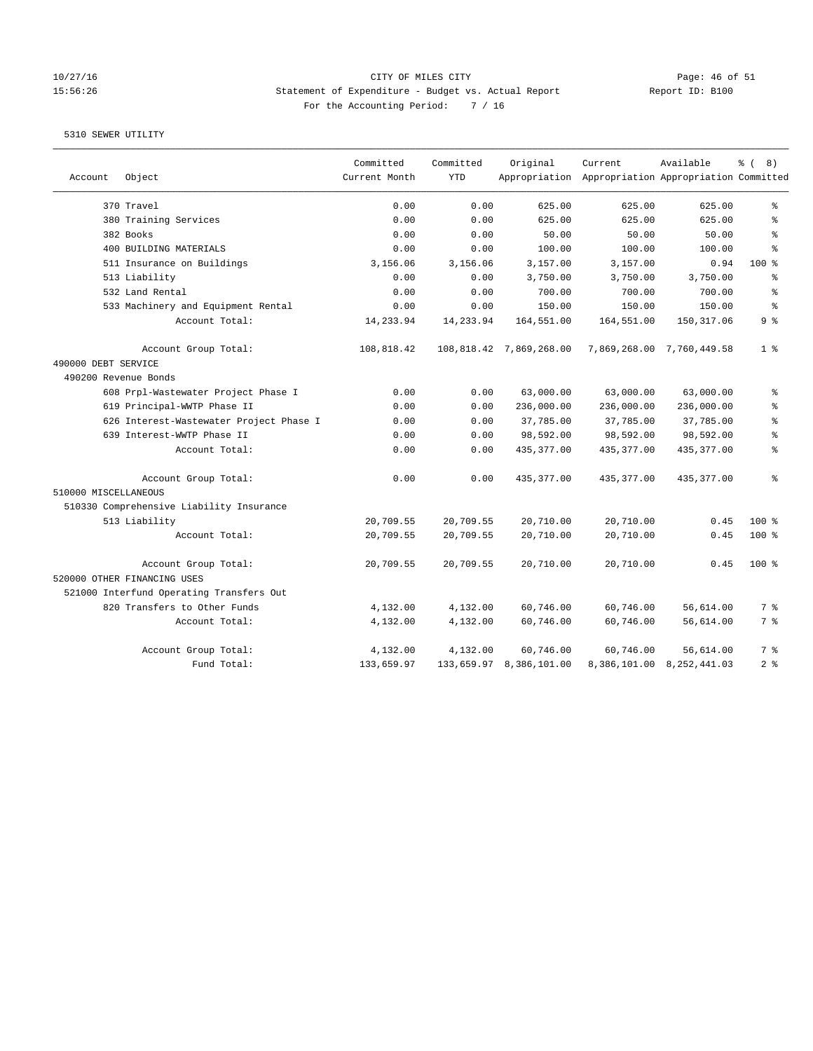CITY OF MILES CITY

Statement of Expenditure - Budget vs. Actual Report

Report ID: B100

For the Accounting Period: 7 / 16

5310 SEWER UTILITY

| Account | Object | Committed Current Month | Committed YTD | Original Appropriation | Current Appropriation | Available Appropriation | % ( 8) Committed |
|---|---|---|---|---|---|---|---|
| | 370 Travel | 0.00 | 0.00 | 625.00 | 625.00 | 625.00 | % |
| | 380 Training Services | 0.00 | 0.00 | 625.00 | 625.00 | 625.00 | % |
| | 382 Books | 0.00 | 0.00 | 50.00 | 50.00 | 50.00 | % |
| | 400 BUILDING MATERIALS | 0.00 | 0.00 | 100.00 | 100.00 | 100.00 | % |
| | 511 Insurance on Buildings | 3,156.06 | 3,156.06 | 3,157.00 | 3,157.00 | 0.94 | 100 % |
| | 513 Liability | 0.00 | 0.00 | 3,750.00 | 3,750.00 | 3,750.00 | % |
| | 532 Land Rental | 0.00 | 0.00 | 700.00 | 700.00 | 700.00 | % |
| | 533 Machinery and Equipment Rental | 0.00 | 0.00 | 150.00 | 150.00 | 150.00 | % |
| | Account Total: | 14,233.94 | 14,233.94 | 164,551.00 | 164,551.00 | 150,317.06 | 9 % |
| | Account Group Total: | 108,818.42 | 108,818.42 | 7,869,268.00 | 7,869,268.00 | 7,760,449.58 | 1 % |
| 490000 DEBT SERVICE | | | | | | | |
| 490200 Revenue Bonds | | | | | | | |
| | 608 Prpl-Wastewater Project Phase I | 0.00 | 0.00 | 63,000.00 | 63,000.00 | 63,000.00 | % |
| | 619 Principal-WWTP Phase II | 0.00 | 0.00 | 236,000.00 | 236,000.00 | 236,000.00 | % |
| | 626 Interest-Wastewater Project Phase I | 0.00 | 0.00 | 37,785.00 | 37,785.00 | 37,785.00 | % |
| | 639 Interest-WWTP Phase II | 0.00 | 0.00 | 98,592.00 | 98,592.00 | 98,592.00 | % |
| | Account Total: | 0.00 | 0.00 | 435,377.00 | 435,377.00 | 435,377.00 | % |
| | Account Group Total: | 0.00 | 0.00 | 435,377.00 | 435,377.00 | 435,377.00 | % |
| 510000 MISCELLANEOUS | | | | | | | |
| 510330 Comprehensive Liability Insurance | | | | | | | |
| | 513 Liability | 20,709.55 | 20,709.55 | 20,710.00 | 20,710.00 | 0.45 | 100 % |
| | Account Total: | 20,709.55 | 20,709.55 | 20,710.00 | 20,710.00 | 0.45 | 100 % |
| | Account Group Total: | 20,709.55 | 20,709.55 | 20,710.00 | 20,710.00 | 0.45 | 100 % |
| 520000 OTHER FINANCING USES | | | | | | | |
| 521000 Interfund Operating Transfers Out | | | | | | | |
| | 820 Transfers to Other Funds | 4,132.00 | 4,132.00 | 60,746.00 | 60,746.00 | 56,614.00 | 7 % |
| | Account Total: | 4,132.00 | 4,132.00 | 60,746.00 | 60,746.00 | 56,614.00 | 7 % |
| | Account Group Total: | 4,132.00 | 4,132.00 | 60,746.00 | 60,746.00 | 56,614.00 | 7 % |
| | Fund Total: | 133,659.97 | 133,659.97 | 8,386,101.00 | 8,386,101.00 | 8,252,441.03 | 2 % |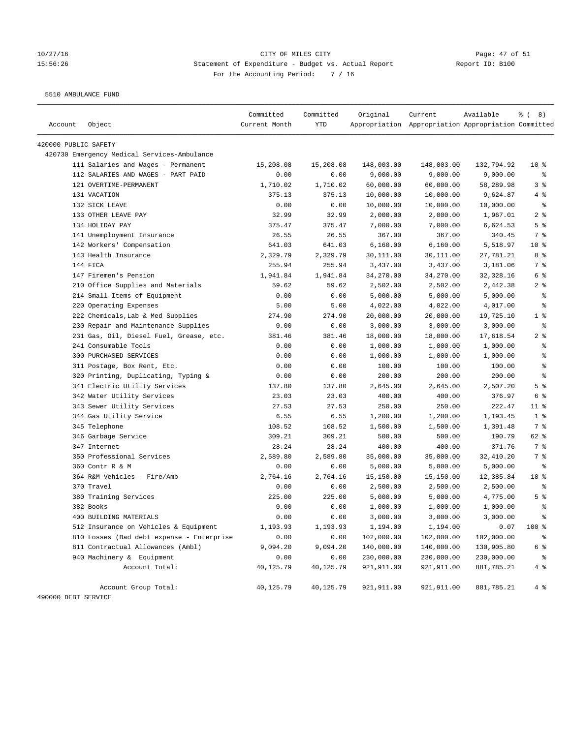CITY OF MILES CITY

Statement of Expenditure - Budget vs. Actual Report

Report ID: B100

For the Accounting Period: 7 / 16

10/27/16
15:56:26

5510 AMBULANCE FUND

| Account | Object | Committed Current Month | Committed YTD | Original Appropriation | Current Appropriation | Available Appropriation | % ( 8) Committed |
|---|---|---|---|---|---|---|---|
| 420000 PUBLIC SAFETY | | | | | | | |
| 420730 Emergency Medical Services-Ambulance | | | | | | | |
| | 111 Salaries and Wages - Permanent | 15,208.08 | 15,208.08 | 148,003.00 | 148,003.00 | 132,794.92 | 10 % |
| | 112 SALARIES AND WAGES - PART PAID | 0.00 | 0.00 | 9,000.00 | 9,000.00 | 9,000.00 | % |
| | 121 OVERTIME-PERMANENT | 1,710.02 | 1,710.02 | 60,000.00 | 60,000.00 | 58,289.98 | 3 % |
| | 131 VACATION | 375.13 | 375.13 | 10,000.00 | 10,000.00 | 9,624.87 | 4 % |
| | 132 SICK LEAVE | 0.00 | 0.00 | 10,000.00 | 10,000.00 | 10,000.00 | % |
| | 133 OTHER LEAVE PAY | 32.99 | 32.99 | 2,000.00 | 2,000.00 | 1,967.01 | 2 % |
| | 134 HOLIDAY PAY | 375.47 | 375.47 | 7,000.00 | 7,000.00 | 6,624.53 | 5 % |
| | 141 Unemployment Insurance | 26.55 | 26.55 | 367.00 | 367.00 | 340.45 | 7 % |
| | 142 Workers' Compensation | 641.03 | 641.03 | 6,160.00 | 6,160.00 | 5,518.97 | 10 % |
| | 143 Health Insurance | 2,329.79 | 2,329.79 | 30,111.00 | 30,111.00 | 27,781.21 | 8 % |
| | 144 FICA | 255.94 | 255.94 | 3,437.00 | 3,437.00 | 3,181.06 | 7 % |
| | 147 Firemen's Pension | 1,941.84 | 1,941.84 | 34,270.00 | 34,270.00 | 32,328.16 | 6 % |
| | 210 Office Supplies and Materials | 59.62 | 59.62 | 2,502.00 | 2,502.00 | 2,442.38 | 2 % |
| | 214 Small Items of Equipment | 0.00 | 0.00 | 5,000.00 | 5,000.00 | 5,000.00 | % |
| | 220 Operating Expenses | 5.00 | 5.00 | 4,022.00 | 4,022.00 | 4,017.00 | % |
| | 222 Chemicals,Lab & Med Supplies | 274.90 | 274.90 | 20,000.00 | 20,000.00 | 19,725.10 | 1 % |
| | 230 Repair and Maintenance Supplies | 0.00 | 0.00 | 3,000.00 | 3,000.00 | 3,000.00 | % |
| | 231 Gas, Oil, Diesel Fuel, Grease, etc. | 381.46 | 381.46 | 18,000.00 | 18,000.00 | 17,618.54 | 2 % |
| | 241 Consumable Tools | 0.00 | 0.00 | 1,000.00 | 1,000.00 | 1,000.00 | % |
| | 300 PURCHASED SERVICES | 0.00 | 0.00 | 1,000.00 | 1,000.00 | 1,000.00 | % |
| | 311 Postage, Box Rent, Etc. | 0.00 | 0.00 | 100.00 | 100.00 | 100.00 | % |
| | 320 Printing, Duplicating, Typing & | 0.00 | 0.00 | 200.00 | 200.00 | 200.00 | % |
| | 341 Electric Utility Services | 137.80 | 137.80 | 2,645.00 | 2,645.00 | 2,507.20 | 5 % |
| | 342 Water Utility Services | 23.03 | 23.03 | 400.00 | 400.00 | 376.97 | 6 % |
| | 343 Sewer Utility Services | 27.53 | 27.53 | 250.00 | 250.00 | 222.47 | 11 % |
| | 344 Gas Utility Service | 6.55 | 6.55 | 1,200.00 | 1,200.00 | 1,193.45 | 1 % |
| | 345 Telephone | 108.52 | 108.52 | 1,500.00 | 1,500.00 | 1,391.48 | 7 % |
| | 346 Garbage Service | 309.21 | 309.21 | 500.00 | 500.00 | 190.79 | 62 % |
| | 347 Internet | 28.24 | 28.24 | 400.00 | 400.00 | 371.76 | 7 % |
| | 350 Professional Services | 2,589.80 | 2,589.80 | 35,000.00 | 35,000.00 | 32,410.20 | 7 % |
| | 360 Contr R & M | 0.00 | 0.00 | 5,000.00 | 5,000.00 | 5,000.00 | % |
| | 364 R&M Vehicles - Fire/Amb | 2,764.16 | 2,764.16 | 15,150.00 | 15,150.00 | 12,385.84 | 18 % |
| | 370 Travel | 0.00 | 0.00 | 2,500.00 | 2,500.00 | 2,500.00 | % |
| | 380 Training Services | 225.00 | 225.00 | 5,000.00 | 5,000.00 | 4,775.00 | 5 % |
| | 382 Books | 0.00 | 0.00 | 1,000.00 | 1,000.00 | 1,000.00 | % |
| | 400 BUILDING MATERIALS | 0.00 | 0.00 | 3,000.00 | 3,000.00 | 3,000.00 | % |
| | 512 Insurance on Vehicles & Equipment | 1,193.93 | 1,193.93 | 1,194.00 | 1,194.00 | 0.07 | 100 % |
| | 810 Losses (Bad debt expense - Enterprise | 0.00 | 0.00 | 102,000.00 | 102,000.00 | 102,000.00 | % |
| | 811 Contractual Allowances (Ambl) | 9,094.20 | 9,094.20 | 140,000.00 | 140,000.00 | 130,905.80 | 6 % |
| | 940 Machinery & Equipment | 0.00 | 0.00 | 230,000.00 | 230,000.00 | 230,000.00 | % |
| | Account Total: | 40,125.79 | 40,125.79 | 921,911.00 | 921,911.00 | 881,785.21 | 4 % |
| | Account Group Total: | 40,125.79 | 40,125.79 | 921,911.00 | 921,911.00 | 881,785.21 | 4 % |
| 490000 DEBT SERVICE | | | | | | | |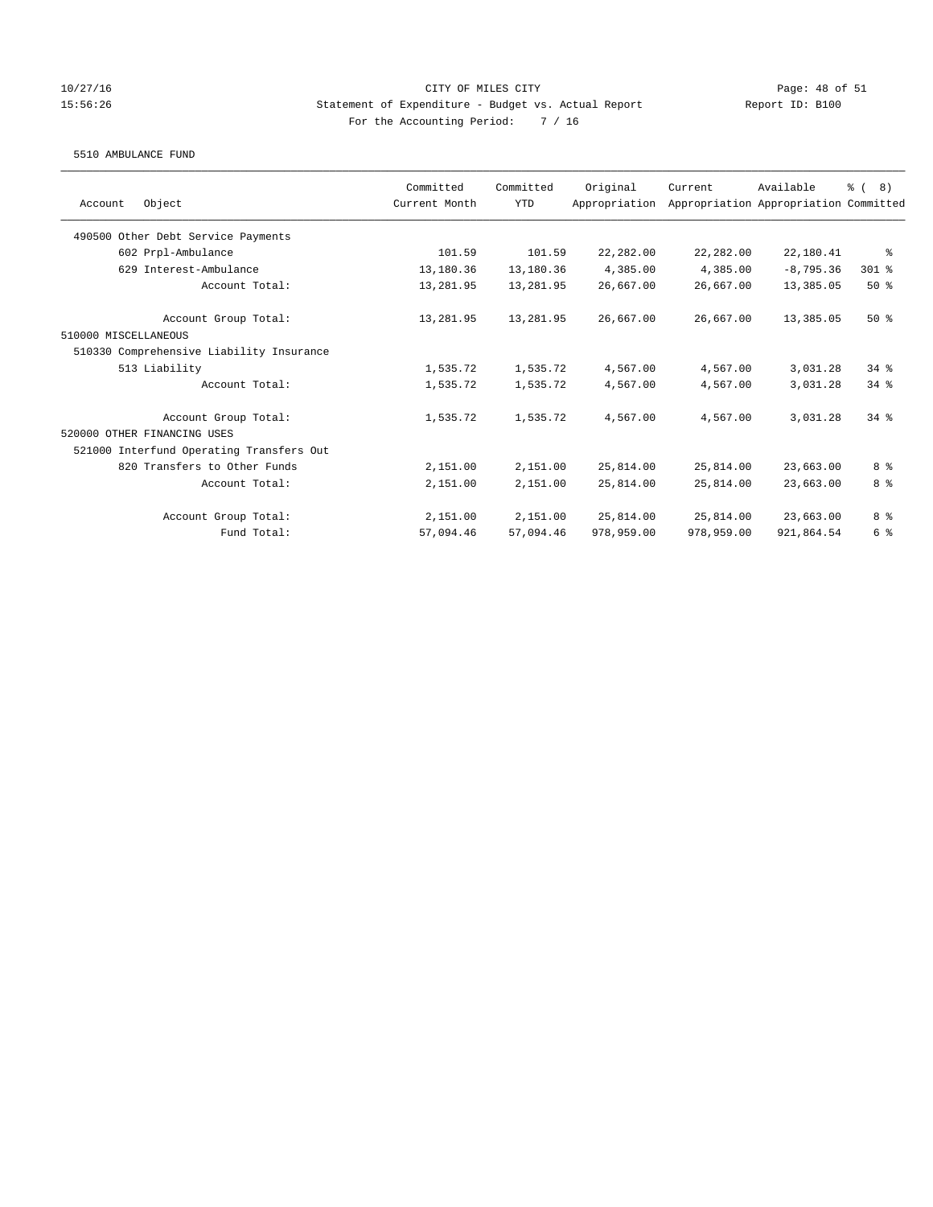CITY OF MILES CITY

Statement of Expenditure - Budget vs. Actual Report

Report ID: B100

For the Accounting Period: 7 / 16

10/27/16
15:56:26

5510 AMBULANCE FUND

| Account Object | Committed Current Month | Committed YTD | Original Appropriation | Current Appropriation | Available Appropriation | % ( 8) Committed |
|---|---|---|---|---|---|---|
| 490500 Other Debt Service Payments | | | | | | |
| 602 Prpl-Ambulance | 101.59 | 101.59 | 22,282.00 | 22,282.00 | 22,180.41 | % |
| 629 Interest-Ambulance | 13,180.36 | 13,180.36 | 4,385.00 | 4,385.00 | -8,795.36 | 301 % |
| Account Total: | 13,281.95 | 13,281.95 | 26,667.00 | 26,667.00 | 13,385.05 | 50 % |
| Account Group Total: | 13,281.95 | 13,281.95 | 26,667.00 | 26,667.00 | 13,385.05 | 50 % |
| 510000 MISCELLANEOUS | | | | | | |
| 510330 Comprehensive Liability Insurance | | | | | | |
| 513 Liability | 1,535.72 | 1,535.72 | 4,567.00 | 4,567.00 | 3,031.28 | 34 % |
| Account Total: | 1,535.72 | 1,535.72 | 4,567.00 | 4,567.00 | 3,031.28 | 34 % |
| Account Group Total: | 1,535.72 | 1,535.72 | 4,567.00 | 4,567.00 | 3,031.28 | 34 % |
| 520000 OTHER FINANCING USES | | | | | | |
| 521000 Interfund Operating Transfers Out | | | | | | |
| 820 Transfers to Other Funds | 2,151.00 | 2,151.00 | 25,814.00 | 25,814.00 | 23,663.00 | 8 % |
| Account Total: | 2,151.00 | 2,151.00 | 25,814.00 | 25,814.00 | 23,663.00 | 8 % |
| Account Group Total: | 2,151.00 | 2,151.00 | 25,814.00 | 25,814.00 | 23,663.00 | 8 % |
| Fund Total: | 57,094.46 | 57,094.46 | 978,959.00 | 978,959.00 | 921,864.54 | 6 % |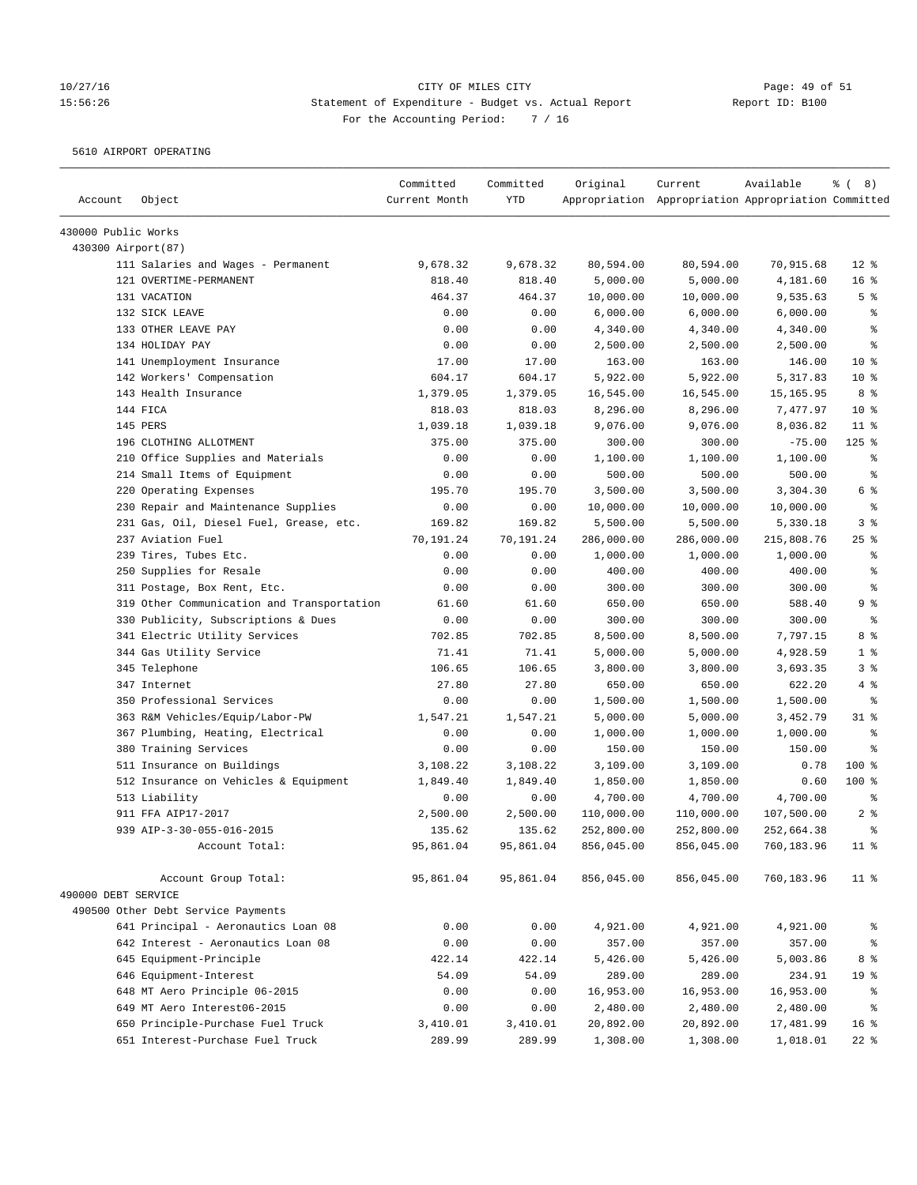CITY OF MILES CITY

Statement of Expenditure - Budget vs. Actual Report

For the Accounting Period: 7 / 16

10/27/16 15:56:26 Report ID: B100

5610 AIRPORT OPERATING

| Account | Object | Committed Current Month | Committed YTD | Original Appropriation | Current Appropriation | Available Appropriation | % ( 8) Committed |
|---|---|---|---|---|---|---|---|
| 430000 Public Works | | | | | | | |
| 430300 Airport(87) | | | | | | | |
| | 111 Salaries and Wages - Permanent | 9,678.32 | 9,678.32 | 80,594.00 | 80,594.00 | 70,915.68 | 12 % |
| | 121 OVERTIME-PERMANENT | 818.40 | 818.40 | 5,000.00 | 5,000.00 | 4,181.60 | 16 % |
| | 131 VACATION | 464.37 | 464.37 | 10,000.00 | 10,000.00 | 9,535.63 | 5 % |
| | 132 SICK LEAVE | 0.00 | 0.00 | 6,000.00 | 6,000.00 | 6,000.00 | % |
| | 133 OTHER LEAVE PAY | 0.00 | 0.00 | 4,340.00 | 4,340.00 | 4,340.00 | % |
| | 134 HOLIDAY PAY | 0.00 | 0.00 | 2,500.00 | 2,500.00 | 2,500.00 | % |
| | 141 Unemployment Insurance | 17.00 | 17.00 | 163.00 | 163.00 | 146.00 | 10 % |
| | 142 Workers' Compensation | 604.17 | 604.17 | 5,922.00 | 5,922.00 | 5,317.83 | 10 % |
| | 143 Health Insurance | 1,379.05 | 1,379.05 | 16,545.00 | 16,545.00 | 15,165.95 | 8 % |
| | 144 FICA | 818.03 | 818.03 | 8,296.00 | 8,296.00 | 7,477.97 | 10 % |
| | 145 PERS | 1,039.18 | 1,039.18 | 9,076.00 | 9,076.00 | 8,036.82 | 11 % |
| | 196 CLOTHING ALLOTMENT | 375.00 | 375.00 | 300.00 | 300.00 | -75.00 | 125 % |
| | 210 Office Supplies and Materials | 0.00 | 0.00 | 1,100.00 | 1,100.00 | 1,100.00 | % |
| | 214 Small Items of Equipment | 0.00 | 0.00 | 500.00 | 500.00 | 500.00 | % |
| | 220 Operating Expenses | 195.70 | 195.70 | 3,500.00 | 3,500.00 | 3,304.30 | 6 % |
| | 230 Repair and Maintenance Supplies | 0.00 | 0.00 | 10,000.00 | 10,000.00 | 10,000.00 | % |
| | 231 Gas, Oil, Diesel Fuel, Grease, etc. | 169.82 | 169.82 | 5,500.00 | 5,500.00 | 5,330.18 | 3 % |
| | 237 Aviation Fuel | 70,191.24 | 70,191.24 | 286,000.00 | 286,000.00 | 215,808.76 | 25 % |
| | 239 Tires, Tubes Etc. | 0.00 | 0.00 | 1,000.00 | 1,000.00 | 1,000.00 | % |
| | 250 Supplies for Resale | 0.00 | 0.00 | 400.00 | 400.00 | 400.00 | % |
| | 311 Postage, Box Rent, Etc. | 0.00 | 0.00 | 300.00 | 300.00 | 300.00 | % |
| | 319 Other Communication and Transportation | 61.60 | 61.60 | 650.00 | 650.00 | 588.40 | 9 % |
| | 330 Publicity, Subscriptions & Dues | 0.00 | 0.00 | 300.00 | 300.00 | 300.00 | % |
| | 341 Electric Utility Services | 702.85 | 702.85 | 8,500.00 | 8,500.00 | 7,797.15 | 8 % |
| | 344 Gas Utility Service | 71.41 | 71.41 | 5,000.00 | 5,000.00 | 4,928.59 | 1 % |
| | 345 Telephone | 106.65 | 106.65 | 3,800.00 | 3,800.00 | 3,693.35 | 3 % |
| | 347 Internet | 27.80 | 27.80 | 650.00 | 650.00 | 622.20 | 4 % |
| | 350 Professional Services | 0.00 | 0.00 | 1,500.00 | 1,500.00 | 1,500.00 | % |
| | 363 R&M Vehicles/Equip/Labor-PW | 1,547.21 | 1,547.21 | 5,000.00 | 5,000.00 | 3,452.79 | 31 % |
| | 367 Plumbing, Heating, Electrical | 0.00 | 0.00 | 1,000.00 | 1,000.00 | 1,000.00 | % |
| | 380 Training Services | 0.00 | 0.00 | 150.00 | 150.00 | 150.00 | % |
| | 511 Insurance on Buildings | 3,108.22 | 3,108.22 | 3,109.00 | 3,109.00 | 0.78 | 100 % |
| | 512 Insurance on Vehicles & Equipment | 1,849.40 | 1,849.40 | 1,850.00 | 1,850.00 | 0.60 | 100 % |
| | 513 Liability | 0.00 | 0.00 | 4,700.00 | 4,700.00 | 4,700.00 | % |
| | 911 FFA AIP17-2017 | 2,500.00 | 2,500.00 | 110,000.00 | 110,000.00 | 107,500.00 | 2 % |
| | 939 AIP-3-30-055-016-2015 | 135.62 | 135.62 | 252,800.00 | 252,800.00 | 252,664.38 | % |
| | Account Total: | 95,861.04 | 95,861.04 | 856,045.00 | 856,045.00 | 760,183.96 | 11 % |
| | Account Group Total: | 95,861.04 | 95,861.04 | 856,045.00 | 856,045.00 | 760,183.96 | 11 % |
| 490000 DEBT SERVICE | | | | | | | |
| 490500 Other Debt Service Payments | | | | | | | |
| | 641 Principal - Aeronautics Loan 08 | 0.00 | 0.00 | 4,921.00 | 4,921.00 | 4,921.00 | % |
| | 642 Interest - Aeronautics Loan 08 | 0.00 | 0.00 | 357.00 | 357.00 | 357.00 | % |
| | 645 Equipment-Principle | 422.14 | 422.14 | 5,426.00 | 5,426.00 | 5,003.86 | 8 % |
| | 646 Equipment-Interest | 54.09 | 54.09 | 289.00 | 289.00 | 234.91 | 19 % |
| | 648 MT Aero Principle 06-2015 | 0.00 | 0.00 | 16,953.00 | 16,953.00 | 16,953.00 | % |
| | 649 MT Aero Interest06-2015 | 0.00 | 0.00 | 2,480.00 | 2,480.00 | 2,480.00 | % |
| | 650 Principle-Purchase Fuel Truck | 3,410.01 | 3,410.01 | 20,892.00 | 20,892.00 | 17,481.99 | 16 % |
| | 651 Interest-Purchase Fuel Truck | 289.99 | 289.99 | 1,308.00 | 1,308.00 | 1,018.01 | 22 % |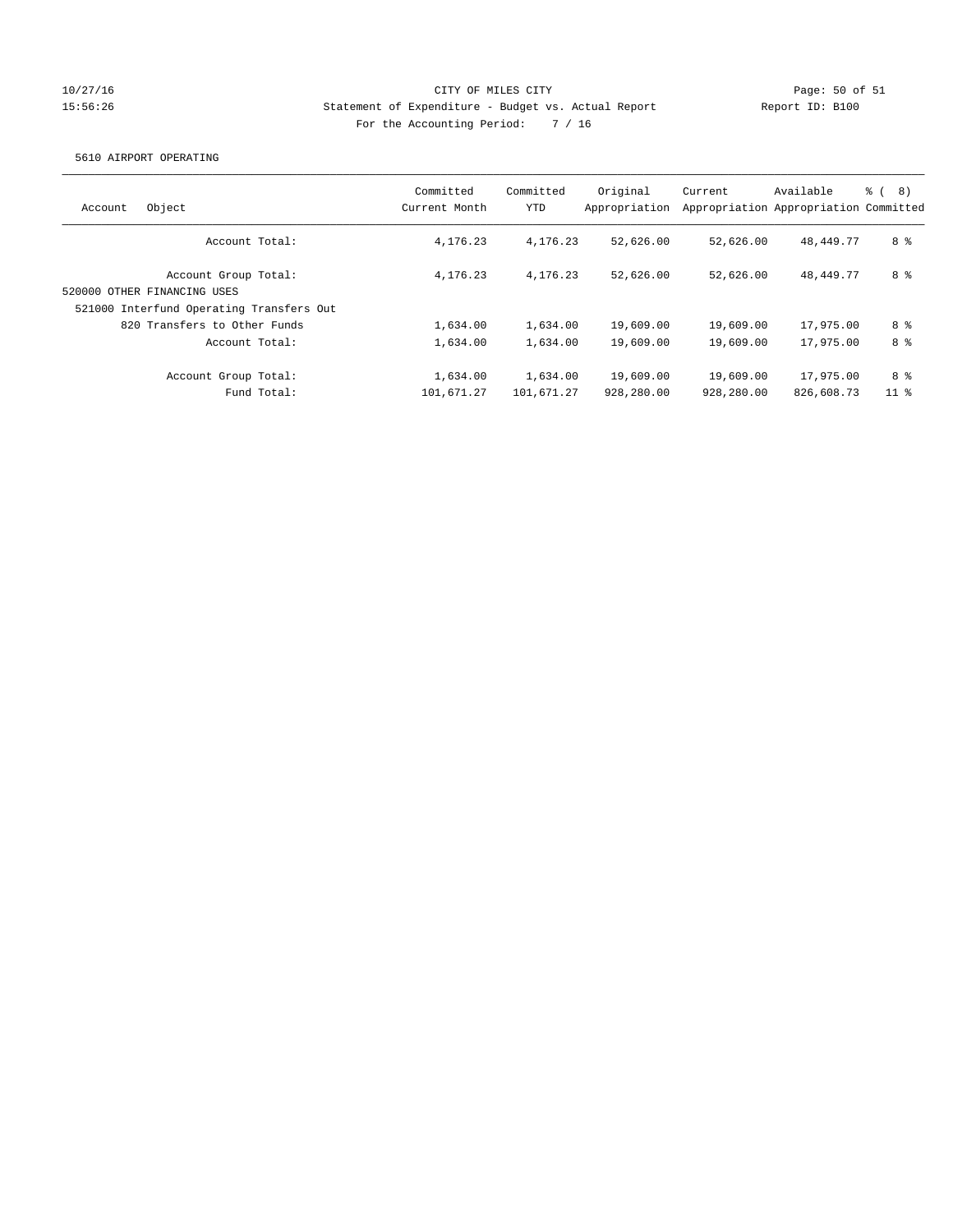CITY OF MILES CITY
Statement of Expenditure - Budget vs. Actual Report
Report ID: B100
For the Accounting Period: 7 / 16

10/27/16
15:56:26

5610 AIRPORT OPERATING

| Account | Object | Committed Current Month | Committed YTD | Original Appropriation | Current Appropriation | Available Appropriation | % ( 8) Committed |
|---|---|---|---|---|---|---|---|
| | Account Total: | 4,176.23 | 4,176.23 | 52,626.00 | 52,626.00 | 48,449.77 | 8 % |
| | Account Group Total: | 4,176.23 | 4,176.23 | 52,626.00 | 52,626.00 | 48,449.77 | 8 % |
| 520000 OTHER FINANCING USES | | | | | | | |
| 521000 Interfund Operating Transfers Out | | | | | | | |
| | 820 Transfers to Other Funds | 1,634.00 | 1,634.00 | 19,609.00 | 19,609.00 | 17,975.00 | 8 % |
| | Account Total: | 1,634.00 | 1,634.00 | 19,609.00 | 19,609.00 | 17,975.00 | 8 % |
| | Account Group Total: | 1,634.00 | 1,634.00 | 19,609.00 | 19,609.00 | 17,975.00 | 8 % |
| | Fund Total: | 101,671.27 | 101,671.27 | 928,280.00 | 928,280.00 | 826,608.73 | 11 % |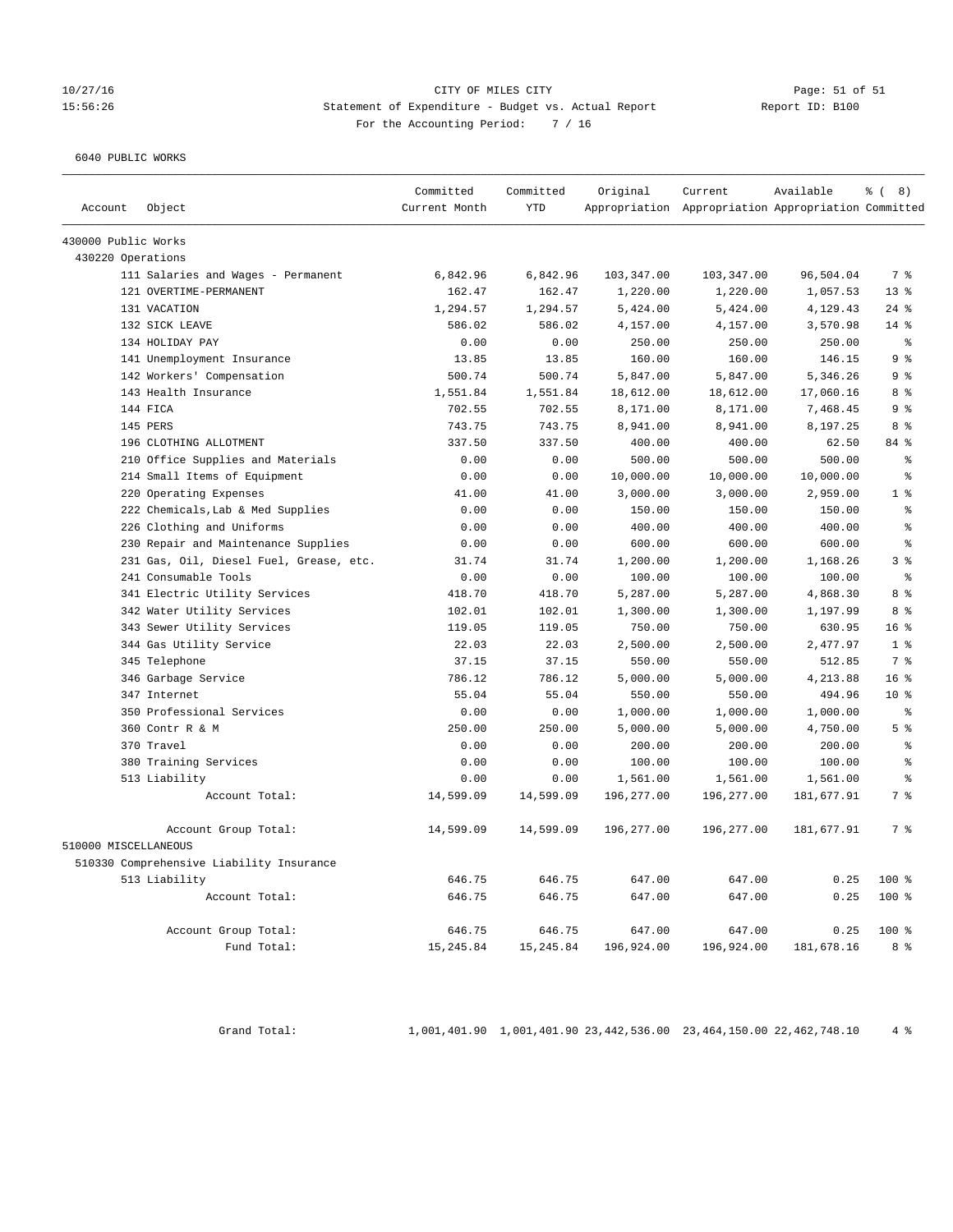CITY OF MILES CITY

Statement of Expenditure - Budget vs. Actual Report

Report ID: B100

For the Accounting Period: 7 / 16

10/27/16
15:56:26

6040 PUBLIC WORKS

| Account | Object | Committed Current Month | Committed YTD | Original Appropriation | Current Appropriation | Available Appropriation | % ( 8) Committed |
|---|---|---|---|---|---|---|---|
| 430000 Public Works | | | | | | | |
| 430220 Operations | | | | | | | |
| | 111 Salaries and Wages - Permanent | 6,842.96 | 6,842.96 | 103,347.00 | 103,347.00 | 96,504.04 | 7 % |
| | 121 OVERTIME-PERMANENT | 162.47 | 162.47 | 1,220.00 | 1,220.00 | 1,057.53 | 13 % |
| | 131 VACATION | 1,294.57 | 1,294.57 | 5,424.00 | 5,424.00 | 4,129.43 | 24 % |
| | 132 SICK LEAVE | 586.02 | 586.02 | 4,157.00 | 4,157.00 | 3,570.98 | 14 % |
| | 134 HOLIDAY PAY | 0.00 | 0.00 | 250.00 | 250.00 | 250.00 | % |
| | 141 Unemployment Insurance | 13.85 | 13.85 | 160.00 | 160.00 | 146.15 | 9 % |
| | 142 Workers' Compensation | 500.74 | 500.74 | 5,847.00 | 5,847.00 | 5,346.26 | 9 % |
| | 143 Health Insurance | 1,551.84 | 1,551.84 | 18,612.00 | 18,612.00 | 17,060.16 | 8 % |
| | 144 FICA | 702.55 | 702.55 | 8,171.00 | 8,171.00 | 7,468.45 | 9 % |
| | 145 PERS | 743.75 | 743.75 | 8,941.00 | 8,941.00 | 8,197.25 | 8 % |
| | 196 CLOTHING ALLOTMENT | 337.50 | 337.50 | 400.00 | 400.00 | 62.50 | 84 % |
| | 210 Office Supplies and Materials | 0.00 | 0.00 | 500.00 | 500.00 | 500.00 | % |
| | 214 Small Items of Equipment | 0.00 | 0.00 | 10,000.00 | 10,000.00 | 10,000.00 | % |
| | 220 Operating Expenses | 41.00 | 41.00 | 3,000.00 | 3,000.00 | 2,959.00 | 1 % |
| | 222 Chemicals,Lab & Med Supplies | 0.00 | 0.00 | 150.00 | 150.00 | 150.00 | % |
| | 226 Clothing and Uniforms | 0.00 | 0.00 | 400.00 | 400.00 | 400.00 | % |
| | 230 Repair and Maintenance Supplies | 0.00 | 0.00 | 600.00 | 600.00 | 600.00 | % |
| | 231 Gas, Oil, Diesel Fuel, Grease, etc. | 31.74 | 31.74 | 1,200.00 | 1,200.00 | 1,168.26 | 3 % |
| | 241 Consumable Tools | 0.00 | 0.00 | 100.00 | 100.00 | 100.00 | % |
| | 341 Electric Utility Services | 418.70 | 418.70 | 5,287.00 | 5,287.00 | 4,868.30 | 8 % |
| | 342 Water Utility Services | 102.01 | 102.01 | 1,300.00 | 1,300.00 | 1,197.99 | 8 % |
| | 343 Sewer Utility Services | 119.05 | 119.05 | 750.00 | 750.00 | 630.95 | 16 % |
| | 344 Gas Utility Service | 22.03 | 22.03 | 2,500.00 | 2,500.00 | 2,477.97 | 1 % |
| | 345 Telephone | 37.15 | 37.15 | 550.00 | 550.00 | 512.85 | 7 % |
| | 346 Garbage Service | 786.12 | 786.12 | 5,000.00 | 5,000.00 | 4,213.88 | 16 % |
| | 347 Internet | 55.04 | 55.04 | 550.00 | 550.00 | 494.96 | 10 % |
| | 350 Professional Services | 0.00 | 0.00 | 1,000.00 | 1,000.00 | 1,000.00 | % |
| | 360 Contr R & M | 250.00 | 250.00 | 5,000.00 | 5,000.00 | 4,750.00 | 5 % |
| | 370 Travel | 0.00 | 0.00 | 200.00 | 200.00 | 200.00 | % |
| | 380 Training Services | 0.00 | 0.00 | 100.00 | 100.00 | 100.00 | % |
| | 513 Liability | 0.00 | 0.00 | 1,561.00 | 1,561.00 | 1,561.00 | % |
| | Account Total: | 14,599.09 | 14,599.09 | 196,277.00 | 196,277.00 | 181,677.91 | 7 % |
| | Account Group Total: | 14,599.09 | 14,599.09 | 196,277.00 | 196,277.00 | 181,677.91 | 7 % |
| 510000 MISCELLANEOUS | | | | | | | |
| 510330 Comprehensive Liability Insurance | | | | | | | |
| | 513 Liability | 646.75 | 646.75 | 647.00 | 647.00 | 0.25 | 100 % |
| | Account Total: | 646.75 | 646.75 | 647.00 | 647.00 | 0.25 | 100 % |
| | Account Group Total: | 646.75 | 646.75 | 647.00 | 647.00 | 0.25 | 100 % |
| | Fund Total: | 15,245.84 | 15,245.84 | 196,924.00 | 196,924.00 | 181,678.16 | 8 % |
| | Grand Total: | 1,001,401.90 | 1,001,401.90 | 23,442,536.00 | 23,464,150.00 | 22,462,748.10 | 4 % |